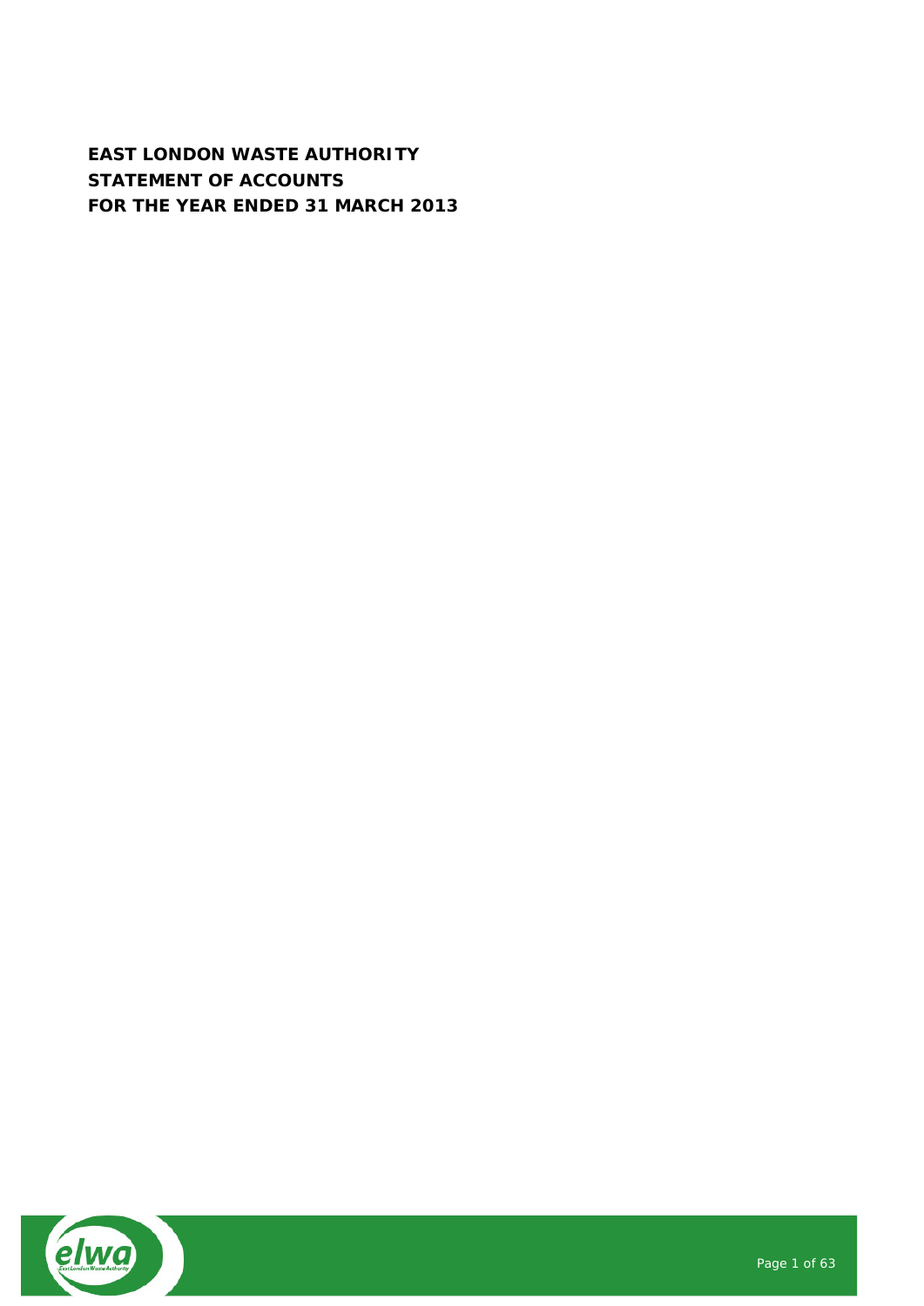# EAST LONDON WASTE AUTHORITY
# STATEMENT OF ACCOUNTS
# FOR THE YEAR ENDED 31 MARCH 2013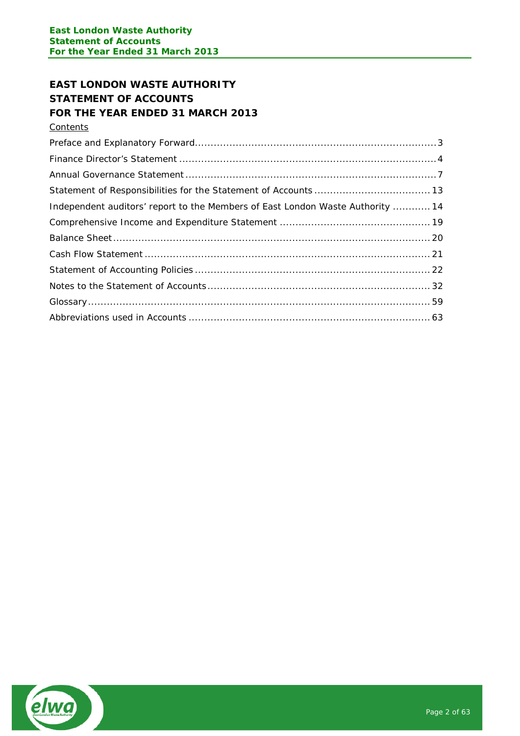# EAST LONDON WASTE AUTHORITY
# STATEMENT OF ACCOUNTS
# FOR THE YEAR ENDED 31 MARCH 2013

Contents

| | |
|---|---|
| Preface and Explanatory Forward | 3 |
| Finance Director's Statement | 4 |
| Annual Governance Statement | 7 |
| Statement of Responsibilities for the Statement of Accounts | 13 |
| Independent auditors' report to the Members of East London Waste Authority | 14 |
| Comprehensive Income and Expenditure Statement | 19 |
| Balance Sheet | 20 |
| Cash Flow Statement | 21 |
| Statement of Accounting Policies | 22 |
| Notes to the Statement of Accounts | 32 |
| Glossary | 59 |
| Abbreviations used in Accounts | 63 |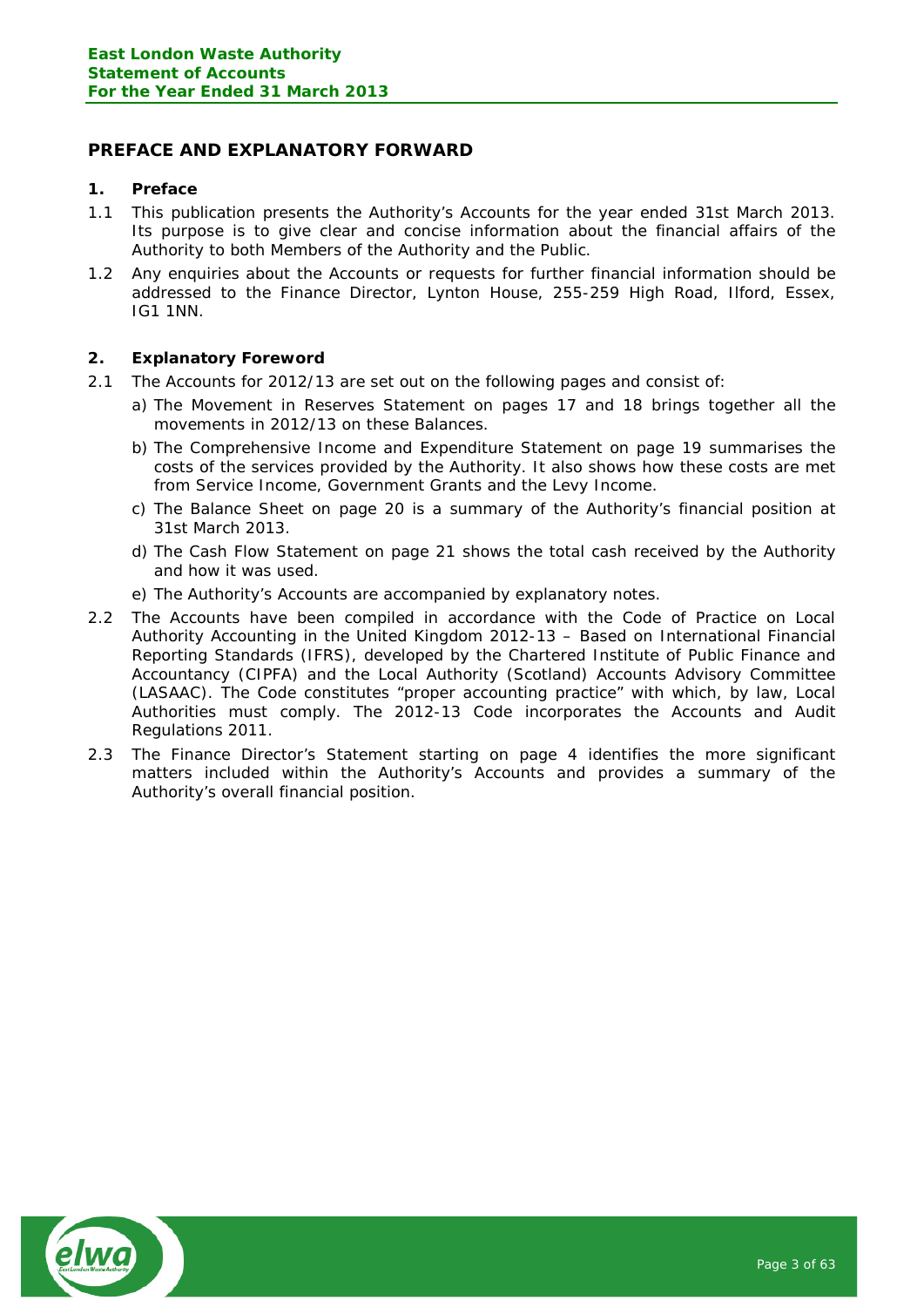## PREFACE AND EXPLANATORY FORWARD

### 1. Preface

1.1 This publication presents the Authority's Accounts for the year ended 31st March 2013. Its purpose is to give clear and concise information about the financial affairs of the Authority to both Members of the Authority and the Public.

1.2 Any enquiries about the Accounts or requests for further financial information should be addressed to the Finance Director, Lynton House, 255-259 High Road, Ilford, Essex, IG1 1NN.

### 2. Explanatory Foreword

2.1 The Accounts for 2012/13 are set out on the following pages and consist of:

a) The Movement in Reserves Statement on pages 17 and 18 brings together all the movements in 2012/13 on these Balances.

b) The Comprehensive Income and Expenditure Statement on page 19 summarises the costs of the services provided by the Authority. It also shows how these costs are met from Service Income, Government Grants and the Levy Income.

c) The Balance Sheet on page 20 is a summary of the Authority's financial position at 31st March 2013.

d) The Cash Flow Statement on page 21 shows the total cash received by the Authority and how it was used.

e) The Authority's Accounts are accompanied by explanatory notes.

2.2 The Accounts have been compiled in accordance with the Code of Practice on Local Authority Accounting in the United Kingdom 2012-13 – Based on International Financial Reporting Standards (IFRS), developed by the Chartered Institute of Public Finance and Accountancy (CIPFA) and the Local Authority (Scotland) Accounts Advisory Committee (LASAAC). The Code constitutes "proper accounting practice" with which, by law, Local Authorities must comply. The 2012-13 Code incorporates the Accounts and Audit Regulations 2011.

2.3 The Finance Director's Statement starting on page 4 identifies the more significant matters included within the Authority's Accounts and provides a summary of the Authority's overall financial position.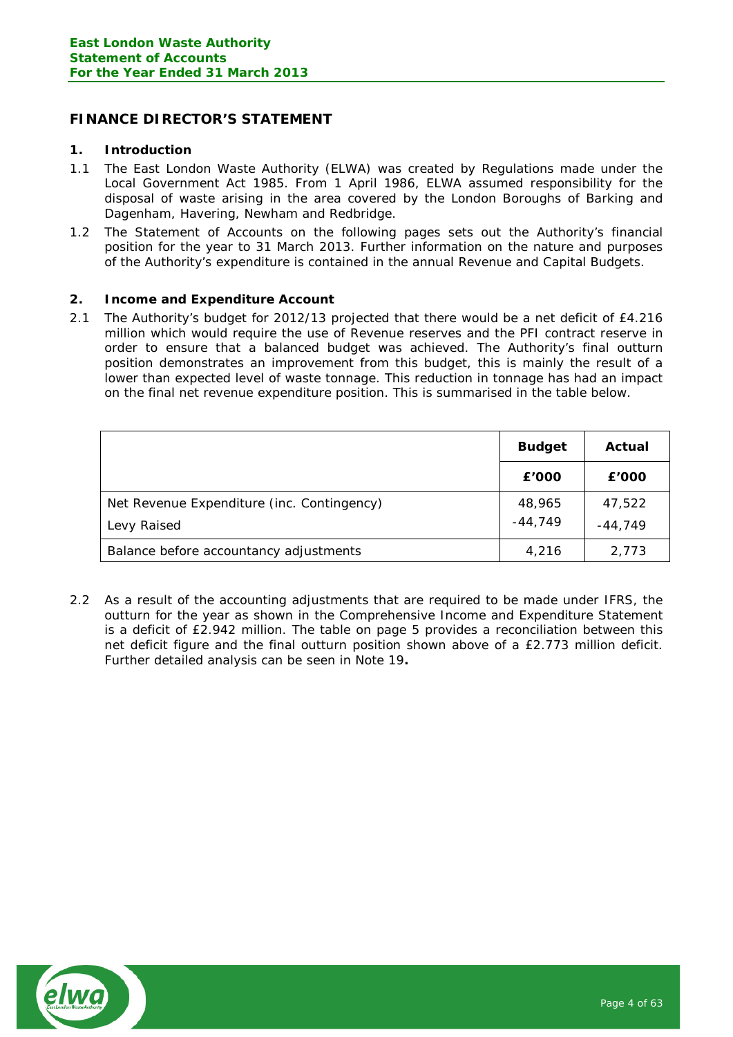## FINANCE DIRECTOR'S STATEMENT

### 1. Introduction

1.1 The East London Waste Authority (ELWA) was created by Regulations made under the Local Government Act 1985. From 1 April 1986, ELWA assumed responsibility for the disposal of waste arising in the area covered by the London Boroughs of Barking and Dagenham, Havering, Newham and Redbridge.

1.2 The Statement of Accounts on the following pages sets out the Authority's financial position for the year to 31 March 2013. Further information on the nature and purposes of the Authority's expenditure is contained in the annual Revenue and Capital Budgets.

### 2. Income and Expenditure Account

2.1 The Authority's budget for 2012/13 projected that there would be a net deficit of £4.216 million which would require the use of Revenue reserves and the PFI contract reserve in order to ensure that a balanced budget was achieved. The Authority's final outturn position demonstrates an improvement from this budget, this is mainly the result of a lower than expected level of waste tonnage. This reduction in tonnage has had an impact on the final net revenue expenditure position. This is summarised in the table below.

| | **Budget** | **Actual** |
|---|---|---|
| | **£'000** | **£'000** |
| Net Revenue Expenditure (inc. Contingency) | 48,965 | 47,522 |
| Levy Raised | -44,749 | -44,749 |
| Balance before accountancy adjustments | 4,216 | 2,773 |

2.2 As a result of the accounting adjustments that are required to be made under IFRS, the outturn for the year as shown in the Comprehensive Income and Expenditure Statement is a deficit of £2.942 million. The table on page 5 provides a reconciliation between this net deficit figure and the final outturn position shown above of a £2.773 million deficit. Further detailed analysis can be seen in Note 19**.**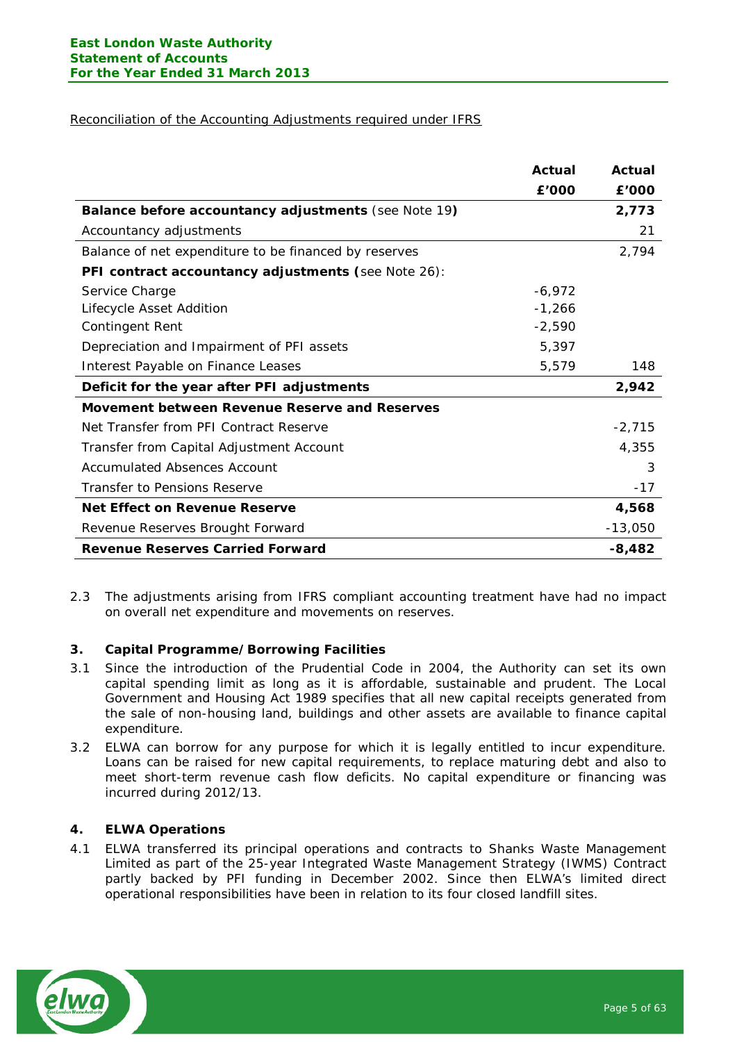Reconciliation of the Accounting Adjustments required under IFRS

| | Actual £'000 | Actual £'000 |
|---|---|---|
| **Balance before accountancy adjustments** (see Note 19**)** | | **2,773** |
| Accountancy adjustments | | 21 |
| Balance of net expenditure to be financed by reserves | | 2,794 |
| **PFI contract accountancy adjustments (**see Note 26): | | |
| Service Charge | -6,972 | |
| Lifecycle Asset Addition | -1,266 | |
| Contingent Rent | -2,590 | |
| Depreciation and Impairment of PFI assets | 5,397 | |
| Interest Payable on Finance Leases | 5,579 | 148 |
| **Deficit for the year after PFI adjustments** | | **2,942** |
| **Movement between Revenue Reserve and Reserves** | | |
| Net Transfer from PFI Contract Reserve | | -2,715 |
| Transfer from Capital Adjustment Account | | 4,355 |
| Accumulated Absences Account | | 3 |
| Transfer to Pensions Reserve | | -17 |
| **Net Effect on Revenue Reserve** | | **4,568** |
| Revenue Reserves Brought Forward | | -13,050 |
| **Revenue Reserves Carried Forward** | | **-8,482** |

2.3 The adjustments arising from IFRS compliant accounting treatment have had no impact on overall net expenditure and movements on reserves.

### 3. Capital Programme/Borrowing Facilities

3.1 Since the introduction of the Prudential Code in 2004, the Authority can set its own capital spending limit as long as it is affordable, sustainable and prudent. The Local Government and Housing Act 1989 specifies that all new capital receipts generated from the sale of non-housing land, buildings and other assets are available to finance capital expenditure.

3.2 ELWA can borrow for any purpose for which it is legally entitled to incur expenditure. Loans can be raised for new capital requirements, to replace maturing debt and also to meet short-term revenue cash flow deficits. No capital expenditure or financing was incurred during 2012/13.

### 4. ELWA Operations

4.1 ELWA transferred its principal operations and contracts to Shanks Waste Management Limited as part of the 25-year Integrated Waste Management Strategy (IWMS) Contract partly backed by PFI funding in December 2002. Since then ELWA's limited direct operational responsibilities have been in relation to its four closed landfill sites.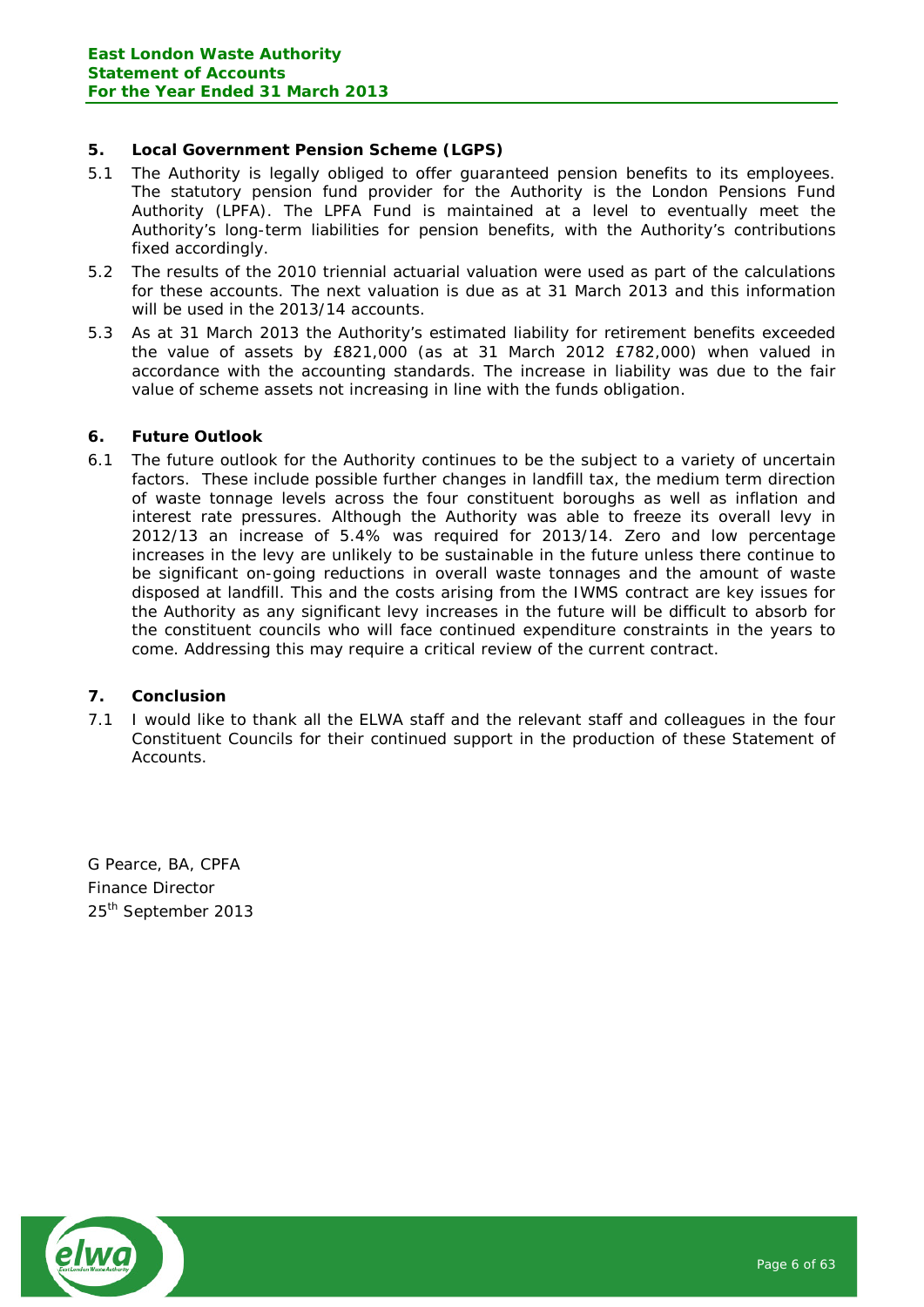## 5. Local Government Pension Scheme (LGPS)

5.1 The Authority is legally obliged to offer guaranteed pension benefits to its employees. The statutory pension fund provider for the Authority is the London Pensions Fund Authority (LPFA). The LPFA Fund is maintained at a level to eventually meet the Authority's long-term liabilities for pension benefits, with the Authority's contributions fixed accordingly.

5.2 The results of the 2010 triennial actuarial valuation were used as part of the calculations for these accounts. The next valuation is due as at 31 March 2013 and this information will be used in the 2013/14 accounts.

5.3 As at 31 March 2013 the Authority's estimated liability for retirement benefits exceeded the value of assets by £821,000 (as at 31 March 2012 £782,000) when valued in accordance with the accounting standards. The increase in liability was due to the fair value of scheme assets not increasing in line with the funds obligation.

## 6. Future Outlook

6.1 The future outlook for the Authority continues to be the subject to a variety of uncertain factors. These include possible further changes in landfill tax, the medium term direction of waste tonnage levels across the four constituent boroughs as well as inflation and interest rate pressures. Although the Authority was able to freeze its overall levy in 2012/13 an increase of 5.4% was required for 2013/14. Zero and low percentage increases in the levy are unlikely to be sustainable in the future unless there continue to be significant on-going reductions in overall waste tonnages and the amount of waste disposed at landfill. This and the costs arising from the IWMS contract are key issues for the Authority as any significant levy increases in the future will be difficult to absorb for the constituent councils who will face continued expenditure constraints in the years to come. Addressing this may require a critical review of the current contract.

## 7. Conclusion

7.1 I would like to thank all the ELWA staff and the relevant staff and colleagues in the four Constituent Councils for their continued support in the production of these Statement of Accounts.

G Pearce, BA, CPFA
Finance Director
25th September 2013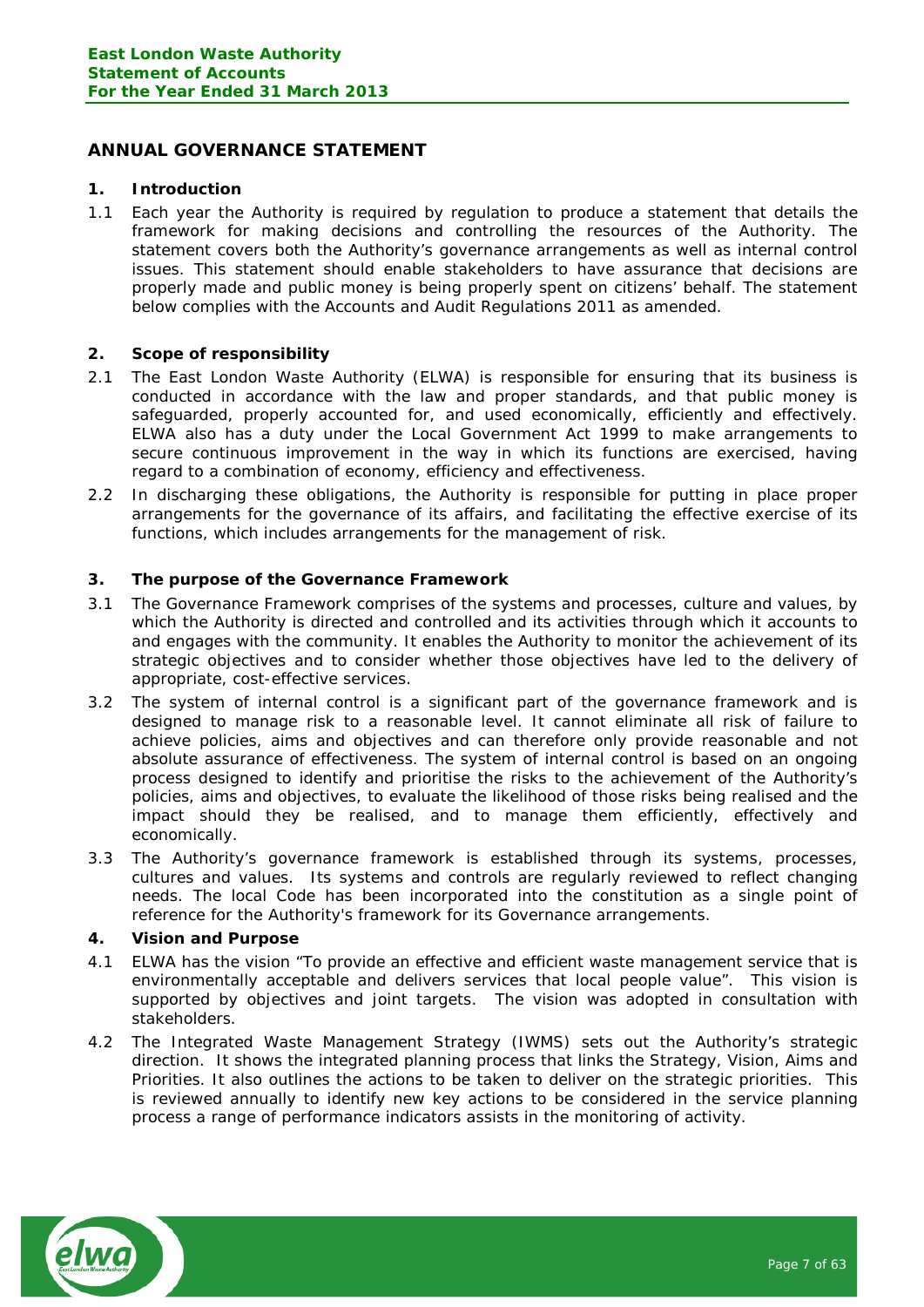# ANNUAL GOVERNANCE STATEMENT

## 1. Introduction

1.1 Each year the Authority is required by regulation to produce a statement that details the framework for making decisions and controlling the resources of the Authority. The statement covers both the Authority's governance arrangements as well as internal control issues. This statement should enable stakeholders to have assurance that decisions are properly made and public money is being properly spent on citizens' behalf. The statement below complies with the Accounts and Audit Regulations 2011 as amended.

## 2. Scope of responsibility

2.1 The East London Waste Authority (ELWA) is responsible for ensuring that its business is conducted in accordance with the law and proper standards, and that public money is safeguarded, properly accounted for, and used economically, efficiently and effectively. ELWA also has a duty under the Local Government Act 1999 to make arrangements to secure continuous improvement in the way in which its functions are exercised, having regard to a combination of economy, efficiency and effectiveness.

2.2 In discharging these obligations, the Authority is responsible for putting in place proper arrangements for the governance of its affairs, and facilitating the effective exercise of its functions, which includes arrangements for the management of risk.

## 3. The purpose of the Governance Framework

3.1 The Governance Framework comprises of the systems and processes, culture and values, by which the Authority is directed and controlled and its activities through which it accounts to and engages with the community. It enables the Authority to monitor the achievement of its strategic objectives and to consider whether those objectives have led to the delivery of appropriate, cost-effective services.

3.2 The system of internal control is a significant part of the governance framework and is designed to manage risk to a reasonable level. It cannot eliminate all risk of failure to achieve policies, aims and objectives and can therefore only provide reasonable and not absolute assurance of effectiveness. The system of internal control is based on an ongoing process designed to identify and prioritise the risks to the achievement of the Authority's policies, aims and objectives, to evaluate the likelihood of those risks being realised and the impact should they be realised, and to manage them efficiently, effectively and economically.

3.3 The Authority's governance framework is established through its systems, processes, cultures and values. Its systems and controls are regularly reviewed to reflect changing needs. The local Code has been incorporated into the constitution as a single point of reference for the Authority's framework for its Governance arrangements.

## 4. Vision and Purpose

4.1 ELWA has the vision "To provide an effective and efficient waste management service that is environmentally acceptable and delivers services that local people value". This vision is supported by objectives and joint targets. The vision was adopted in consultation with stakeholders.

4.2 The Integrated Waste Management Strategy (IWMS) sets out the Authority's strategic direction. It shows the integrated planning process that links the Strategy, Vision, Aims and Priorities. It also outlines the actions to be taken to deliver on the strategic priorities. This is reviewed annually to identify new key actions to be considered in the service planning process a range of performance indicators assists in the monitoring of activity.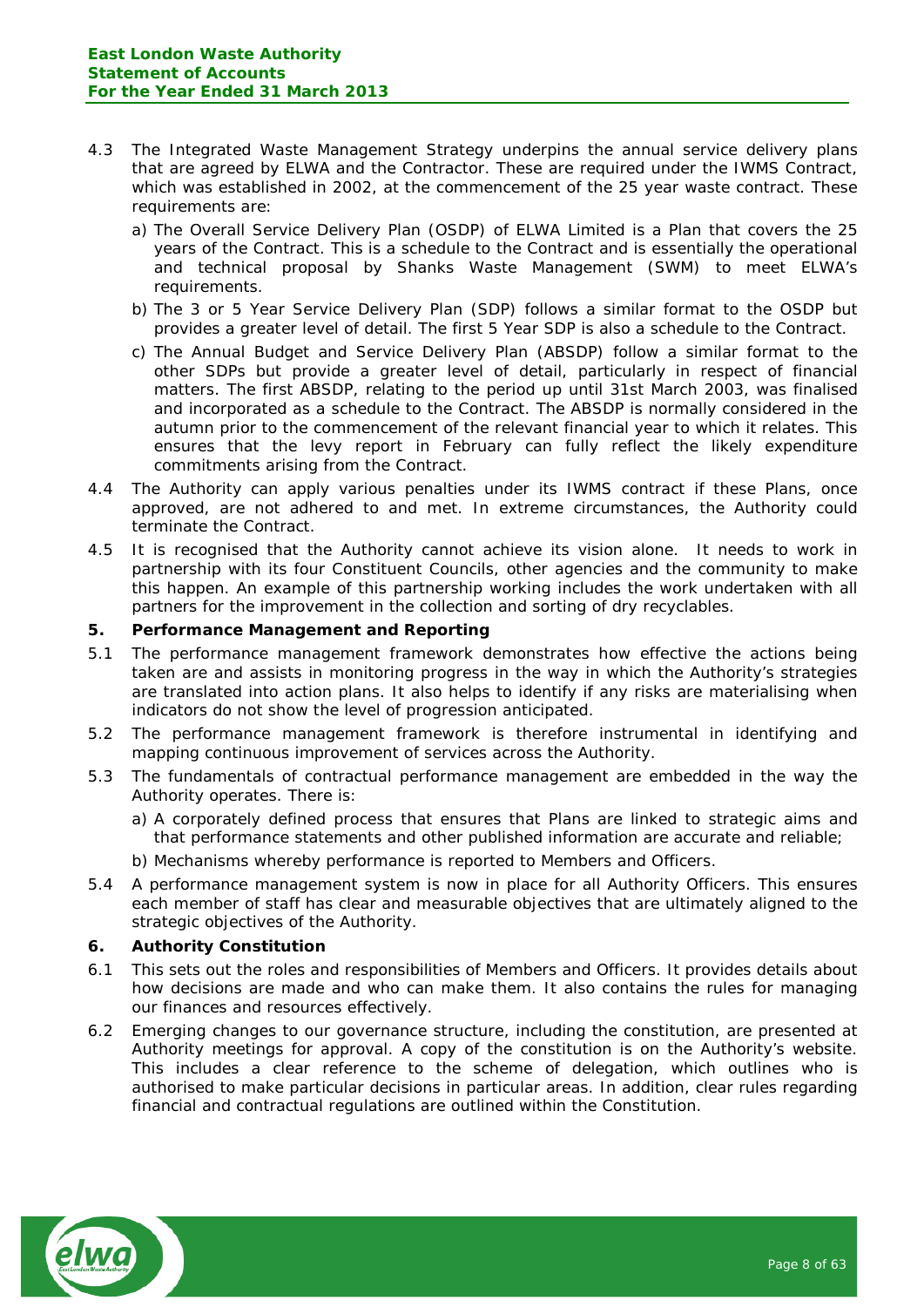4.3 The Integrated Waste Management Strategy underpins the annual service delivery plans that are agreed by ELWA and the Contractor. These are required under the IWMS Contract, which was established in 2002, at the commencement of the 25 year waste contract. These requirements are:

   a) The Overall Service Delivery Plan (OSDP) of ELWA Limited is a Plan that covers the 25 years of the Contract. This is a schedule to the Contract and is essentially the operational and technical proposal by Shanks Waste Management (SWM) to meet ELWA's requirements.

   b) The 3 or 5 Year Service Delivery Plan (SDP) follows a similar format to the OSDP but provides a greater level of detail. The first 5 Year SDP is also a schedule to the Contract.

   c) The Annual Budget and Service Delivery Plan (ABSDP) follow a similar format to the other SDPs but provide a greater level of detail, particularly in respect of financial matters. The first ABSDP, relating to the period up until 31st March 2003, was finalised and incorporated as a schedule to the Contract. The ABSDP is normally considered in the autumn prior to the commencement of the relevant financial year to which it relates. This ensures that the levy report in February can fully reflect the likely expenditure commitments arising from the Contract.

4.4 The Authority can apply various penalties under its IWMS contract if these Plans, once approved, are not adhered to and met. In extreme circumstances, the Authority could terminate the Contract.

4.5 It is recognised that the Authority cannot achieve its vision alone. It needs to work in partnership with its four Constituent Councils, other agencies and the community to make this happen. An example of this partnership working includes the work undertaken with all partners for the improvement in the collection and sorting of dry recyclables.

## 5. Performance Management and Reporting

5.1 The performance management framework demonstrates how effective the actions being taken are and assists in monitoring progress in the way in which the Authority's strategies are translated into action plans. It also helps to identify if any risks are materialising when indicators do not show the level of progression anticipated.

5.2 The performance management framework is therefore instrumental in identifying and mapping continuous improvement of services across the Authority.

5.3 The fundamentals of contractual performance management are embedded in the way the Authority operates. There is:

   a) A corporately defined process that ensures that Plans are linked to strategic aims and that performance statements and other published information are accurate and reliable;

   b) Mechanisms whereby performance is reported to Members and Officers.

5.4 A performance management system is now in place for all Authority Officers. This ensures each member of staff has clear and measurable objectives that are ultimately aligned to the strategic objectives of the Authority.

## 6. Authority Constitution

6.1 This sets out the roles and responsibilities of Members and Officers. It provides details about how decisions are made and who can make them. It also contains the rules for managing our finances and resources effectively.

6.2 Emerging changes to our governance structure, including the constitution, are presented at Authority meetings for approval. A copy of the constitution is on the Authority's website. This includes a clear reference to the scheme of delegation, which outlines who is authorised to make particular decisions in particular areas. In addition, clear rules regarding financial and contractual regulations are outlined within the Constitution.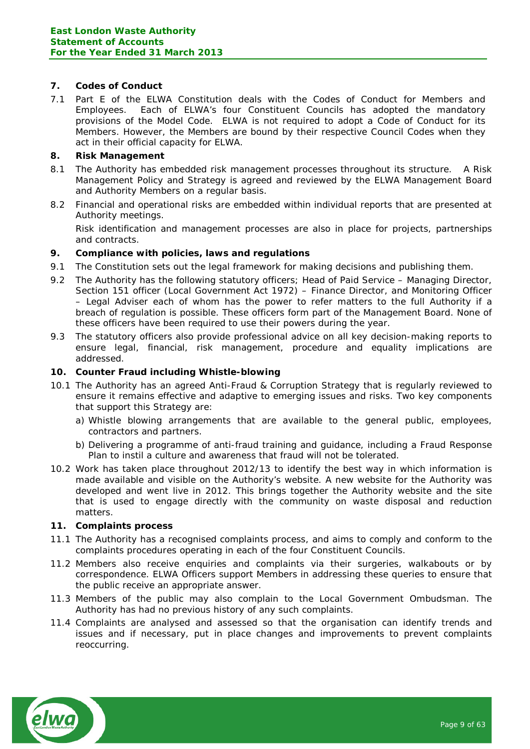## 7. Codes of Conduct

7.1 Part E of the ELWA Constitution deals with the Codes of Conduct for Members and Employees. Each of ELWA's four Constituent Councils has adopted the mandatory provisions of the Model Code. ELWA is not required to adopt a Code of Conduct for its Members. However, the Members are bound by their respective Council Codes when they act in their official capacity for ELWA.

## 8. Risk Management

8.1 The Authority has embedded risk management processes throughout its structure. A Risk Management Policy and Strategy is agreed and reviewed by the ELWA Management Board and Authority Members on a regular basis.

8.2 Financial and operational risks are embedded within individual reports that are presented at Authority meetings.

Risk identification and management processes are also in place for projects, partnerships and contracts.

## 9. Compliance with policies, laws and regulations

9.1 The Constitution sets out the legal framework for making decisions and publishing them.

9.2 The Authority has the following statutory officers; Head of Paid Service – Managing Director, Section 151 officer (Local Government Act 1972) – Finance Director, and Monitoring Officer – Legal Adviser each of whom has the power to refer matters to the full Authority if a breach of regulation is possible. These officers form part of the Management Board. None of these officers have been required to use their powers during the year.

9.3 The statutory officers also provide professional advice on all key decision-making reports to ensure legal, financial, risk management, procedure and equality implications are addressed.

## 10. Counter Fraud including Whistle-blowing

10.1 The Authority has an agreed Anti-Fraud & Corruption Strategy that is regularly reviewed to ensure it remains effective and adaptive to emerging issues and risks. Two key components that support this Strategy are:

a) Whistle blowing arrangements that are available to the general public, employees, contractors and partners.

b) Delivering a programme of anti-fraud training and guidance, including a Fraud Response Plan to instil a culture and awareness that fraud will not be tolerated.

10.2 Work has taken place throughout 2012/13 to identify the best way in which information is made available and visible on the Authority's website. A new website for the Authority was developed and went live in 2012. This brings together the Authority website and the site that is used to engage directly with the community on waste disposal and reduction matters.

## 11. Complaints process

11.1 The Authority has a recognised complaints process, and aims to comply and conform to the complaints procedures operating in each of the four Constituent Councils.

11.2 Members also receive enquiries and complaints via their surgeries, walkabouts or by correspondence. ELWA Officers support Members in addressing these queries to ensure that the public receive an appropriate answer.

11.3 Members of the public may also complain to the Local Government Ombudsman. The Authority has had no previous history of any such complaints.

11.4 Complaints are analysed and assessed so that the organisation can identify trends and issues and if necessary, put in place changes and improvements to prevent complaints reoccurring.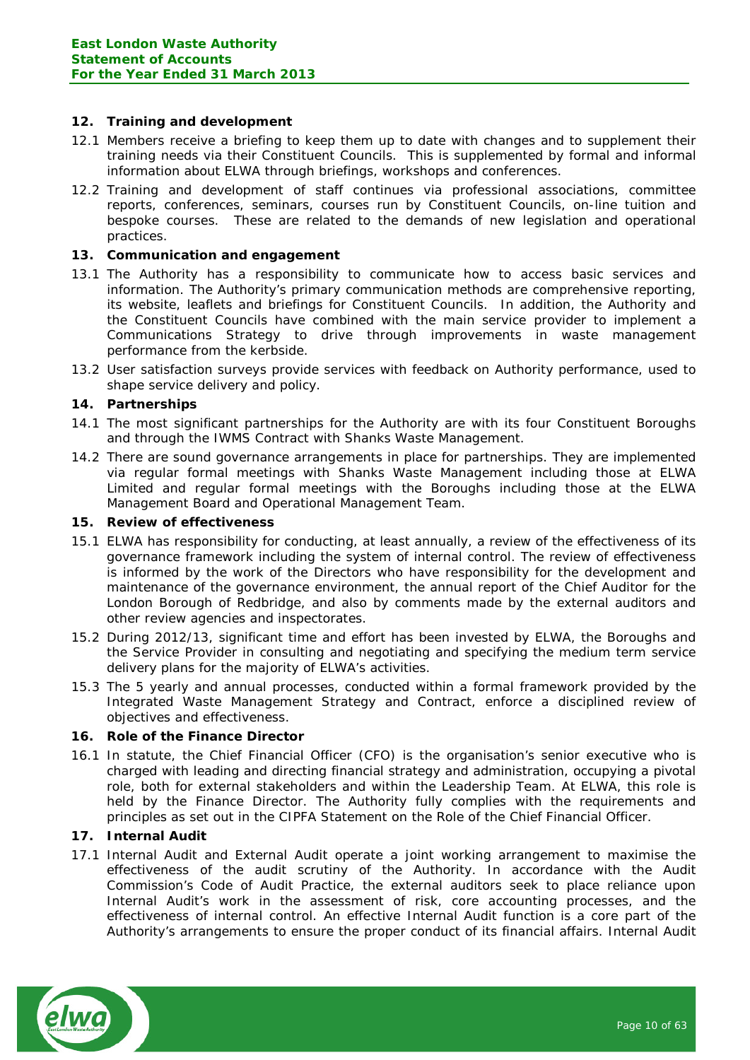## 12. Training and development

12.1 Members receive a briefing to keep them up to date with changes and to supplement their training needs via their Constituent Councils. This is supplemented by formal and informal information about ELWA through briefings, workshops and conferences.

12.2 Training and development of staff continues via professional associations, committee reports, conferences, seminars, courses run by Constituent Councils, on-line tuition and bespoke courses. These are related to the demands of new legislation and operational practices.

## 13. Communication and engagement

13.1 The Authority has a responsibility to communicate how to access basic services and information. The Authority's primary communication methods are comprehensive reporting, its website, leaflets and briefings for Constituent Councils. In addition, the Authority and the Constituent Councils have combined with the main service provider to implement a Communications Strategy to drive through improvements in waste management performance from the kerbside.

13.2 User satisfaction surveys provide services with feedback on Authority performance, used to shape service delivery and policy.

## 14. Partnerships

14.1 The most significant partnerships for the Authority are with its four Constituent Boroughs and through the IWMS Contract with Shanks Waste Management.

14.2 There are sound governance arrangements in place for partnerships. They are implemented via regular formal meetings with Shanks Waste Management including those at ELWA Limited and regular formal meetings with the Boroughs including those at the ELWA Management Board and Operational Management Team.

## 15. Review of effectiveness

15.1 ELWA has responsibility for conducting, at least annually, a review of the effectiveness of its governance framework including the system of internal control. The review of effectiveness is informed by the work of the Directors who have responsibility for the development and maintenance of the governance environment, the annual report of the Chief Auditor for the London Borough of Redbridge, and also by comments made by the external auditors and other review agencies and inspectorates.

15.2 During 2012/13, significant time and effort has been invested by ELWA, the Boroughs and the Service Provider in consulting and negotiating and specifying the medium term service delivery plans for the majority of ELWA's activities.

15.3 The 5 yearly and annual processes, conducted within a formal framework provided by the Integrated Waste Management Strategy and Contract, enforce a disciplined review of objectives and effectiveness.

## 16. Role of the Finance Director

16.1 In statute, the Chief Financial Officer (CFO) is the organisation's senior executive who is charged with leading and directing financial strategy and administration, occupying a pivotal role, both for external stakeholders and within the Leadership Team. At ELWA, this role is held by the Finance Director. The Authority fully complies with the requirements and principles as set out in the CIPFA Statement on the Role of the Chief Financial Officer.

## 17. Internal Audit

17.1 Internal Audit and External Audit operate a joint working arrangement to maximise the effectiveness of the audit scrutiny of the Authority. In accordance with the Audit Commission's Code of Audit Practice, the external auditors seek to place reliance upon Internal Audit's work in the assessment of risk, core accounting processes, and the effectiveness of internal control. An effective Internal Audit function is a core part of the Authority's arrangements to ensure the proper conduct of its financial affairs. Internal Audit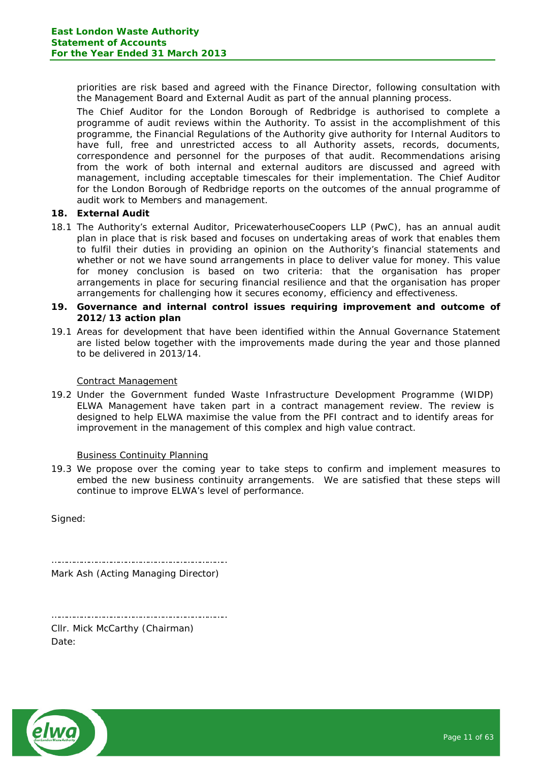priorities are risk based and agreed with the Finance Director, following consultation with the Management Board and External Audit as part of the annual planning process.

The Chief Auditor for the London Borough of Redbridge is authorised to complete a programme of audit reviews within the Authority. To assist in the accomplishment of this programme, the Financial Regulations of the Authority give authority for Internal Auditors to have full, free and unrestricted access to all Authority assets, records, documents, correspondence and personnel for the purposes of that audit. Recommendations arising from the work of both internal and external auditors are discussed and agreed with management, including acceptable timescales for their implementation. The Chief Auditor for the London Borough of Redbridge reports on the outcomes of the annual programme of audit work to Members and management.

**18. External Audit**

18.1 The Authority's external Auditor, PricewaterhouseCoopers LLP (PwC), has an annual audit plan in place that is risk based and focuses on undertaking areas of work that enables them to fulfil their duties in providing an opinion on the Authority's financial statements and whether or not we have sound arrangements in place to deliver value for money. This value for money conclusion is based on two criteria: that the organisation has proper arrangements in place for securing financial resilience and that the organisation has proper arrangements for challenging how it secures economy, efficiency and effectiveness.

**19. Governance and internal control issues requiring improvement and outcome of 2012/13 action plan**

19.1 Areas for development that have been identified within the Annual Governance Statement are listed below together with the improvements made during the year and those planned to be delivered in 2013/14.

<u>Contract Management</u>

19.2 Under the Government funded Waste Infrastructure Development Programme (WIDP) ELWA Management have taken part in a contract management review. The review is designed to help ELWA maximise the value from the PFI contract and to identify areas for improvement in the management of this complex and high value contract.

<u>Business Continuity Planning</u>

19.3 We propose over the coming year to take steps to confirm and implement measures to embed the new business continuity arrangements. We are satisfied that these steps will continue to improve ELWA's level of performance.

Signed:

……………………………………………………………

Mark Ash (Acting Managing Director)

……………………………………………………………

Cllr. Mick McCarthy (Chairman)

Date: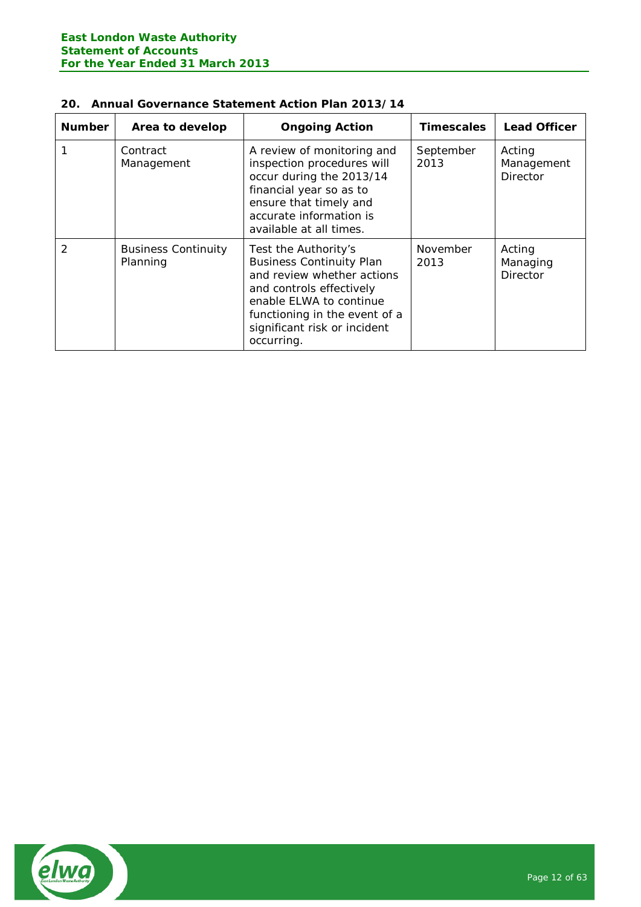## 20. Annual Governance Statement Action Plan 2013/14

| Number | Area to develop | Ongoing Action | Timescales | Lead Officer |
|---|---|---|---|---|
| 1 | Contract Management | A review of monitoring and inspection procedures will occur during the 2013/14 financial year so as to ensure that timely and accurate information is available at all times. | September 2013 | Acting Management Director |
| 2 | Business Continuity Planning | Test the Authority's Business Continuity Plan and review whether actions and controls effectively enable ELWA to continue functioning in the event of a significant risk or incident occurring. | November 2013 | Acting Managing Director |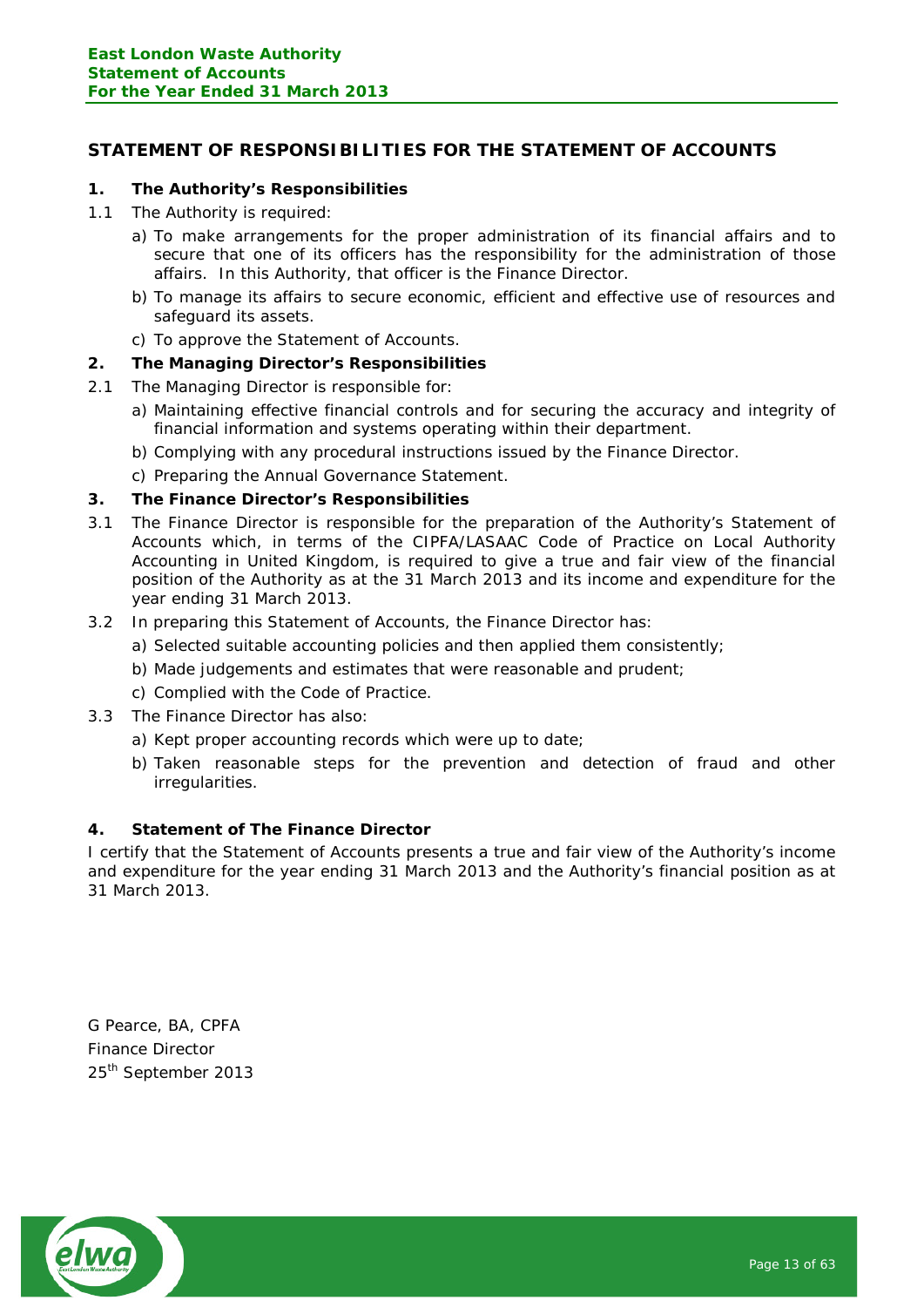## STATEMENT OF RESPONSIBILITIES FOR THE STATEMENT OF ACCOUNTS

### 1. The Authority's Responsibilities

1.1 The Authority is required:

a) To make arrangements for the proper administration of its financial affairs and to secure that one of its officers has the responsibility for the administration of those affairs. In this Authority, that officer is the Finance Director.

b) To manage its affairs to secure economic, efficient and effective use of resources and safeguard its assets.

c) To approve the Statement of Accounts.

### 2. The Managing Director's Responsibilities

2.1 The Managing Director is responsible for:

a) Maintaining effective financial controls and for securing the accuracy and integrity of financial information and systems operating within their department.

b) Complying with any procedural instructions issued by the Finance Director.

c) Preparing the Annual Governance Statement.

### 3. The Finance Director's Responsibilities

3.1 The Finance Director is responsible for the preparation of the Authority's Statement of Accounts which, in terms of the CIPFA/LASAAC Code of Practice on Local Authority Accounting in United Kingdom, is required to give a true and fair view of the financial position of the Authority as at the 31 March 2013 and its income and expenditure for the year ending 31 March 2013.

3.2 In preparing this Statement of Accounts, the Finance Director has:

a) Selected suitable accounting policies and then applied them consistently;

b) Made judgements and estimates that were reasonable and prudent;

c) Complied with the Code of Practice.

3.3 The Finance Director has also:

a) Kept proper accounting records which were up to date;

b) Taken reasonable steps for the prevention and detection of fraud and other irregularities.

### 4. Statement of The Finance Director

I certify that the Statement of Accounts presents a true and fair view of the Authority's income and expenditure for the year ending 31 March 2013 and the Authority's financial position as at 31 March 2013.

G Pearce, BA, CPFA
Finance Director
25th September 2013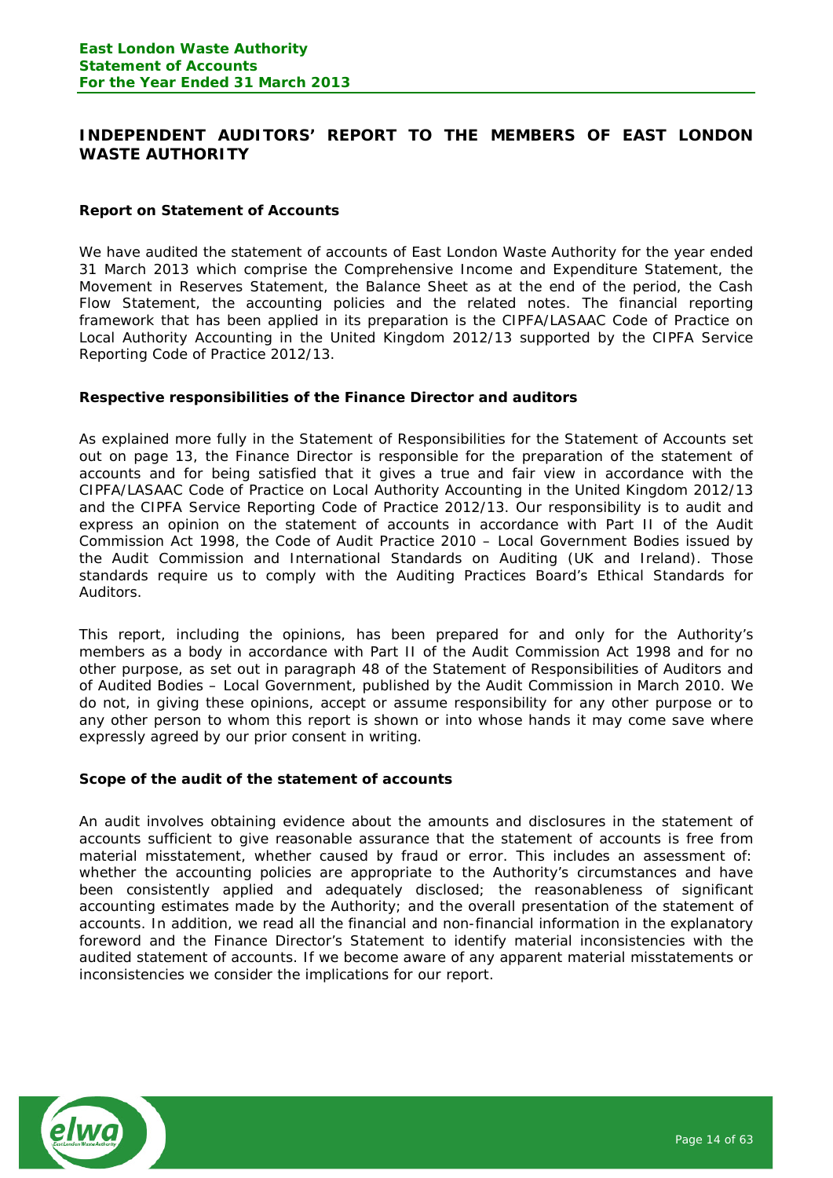# INDEPENDENT AUDITORS' REPORT TO THE MEMBERS OF EAST LONDON WASTE AUTHORITY

### Report on Statement of Accounts

We have audited the statement of accounts of East London Waste Authority for the year ended 31 March 2013 which comprise the Comprehensive Income and Expenditure Statement, the Movement in Reserves Statement, the Balance Sheet as at the end of the period, the Cash Flow Statement, the accounting policies and the related notes. The financial reporting framework that has been applied in its preparation is the CIPFA/LASAAC Code of Practice on Local Authority Accounting in the United Kingdom 2012/13 supported by the CIPFA Service Reporting Code of Practice 2012/13.

### Respective responsibilities of the Finance Director and auditors

As explained more fully in the Statement of Responsibilities for the Statement of Accounts set out on page 13, the Finance Director is responsible for the preparation of the statement of accounts and for being satisfied that it gives a true and fair view in accordance with the CIPFA/LASAAC Code of Practice on Local Authority Accounting in the United Kingdom 2012/13 and the CIPFA Service Reporting Code of Practice 2012/13. Our responsibility is to audit and express an opinion on the statement of accounts in accordance with Part II of the Audit Commission Act 1998, the Code of Audit Practice 2010 – Local Government Bodies issued by the Audit Commission and International Standards on Auditing (UK and Ireland). Those standards require us to comply with the Auditing Practices Board's Ethical Standards for Auditors.

This report, including the opinions, has been prepared for and only for the Authority's members as a body in accordance with Part II of the Audit Commission Act 1998 and for no other purpose, as set out in paragraph 48 of the Statement of Responsibilities of Auditors and of Audited Bodies – Local Government, published by the Audit Commission in March 2010. We do not, in giving these opinions, accept or assume responsibility for any other purpose or to any other person to whom this report is shown or into whose hands it may come save where expressly agreed by our prior consent in writing.

### Scope of the audit of the statement of accounts

An audit involves obtaining evidence about the amounts and disclosures in the statement of accounts sufficient to give reasonable assurance that the statement of accounts is free from material misstatement, whether caused by fraud or error. This includes an assessment of: whether the accounting policies are appropriate to the Authority's circumstances and have been consistently applied and adequately disclosed; the reasonableness of significant accounting estimates made by the Authority; and the overall presentation of the statement of accounts. In addition, we read all the financial and non-financial information in the explanatory foreword and the Finance Director's Statement to identify material inconsistencies with the audited statement of accounts. If we become aware of any apparent material misstatements or inconsistencies we consider the implications for our report.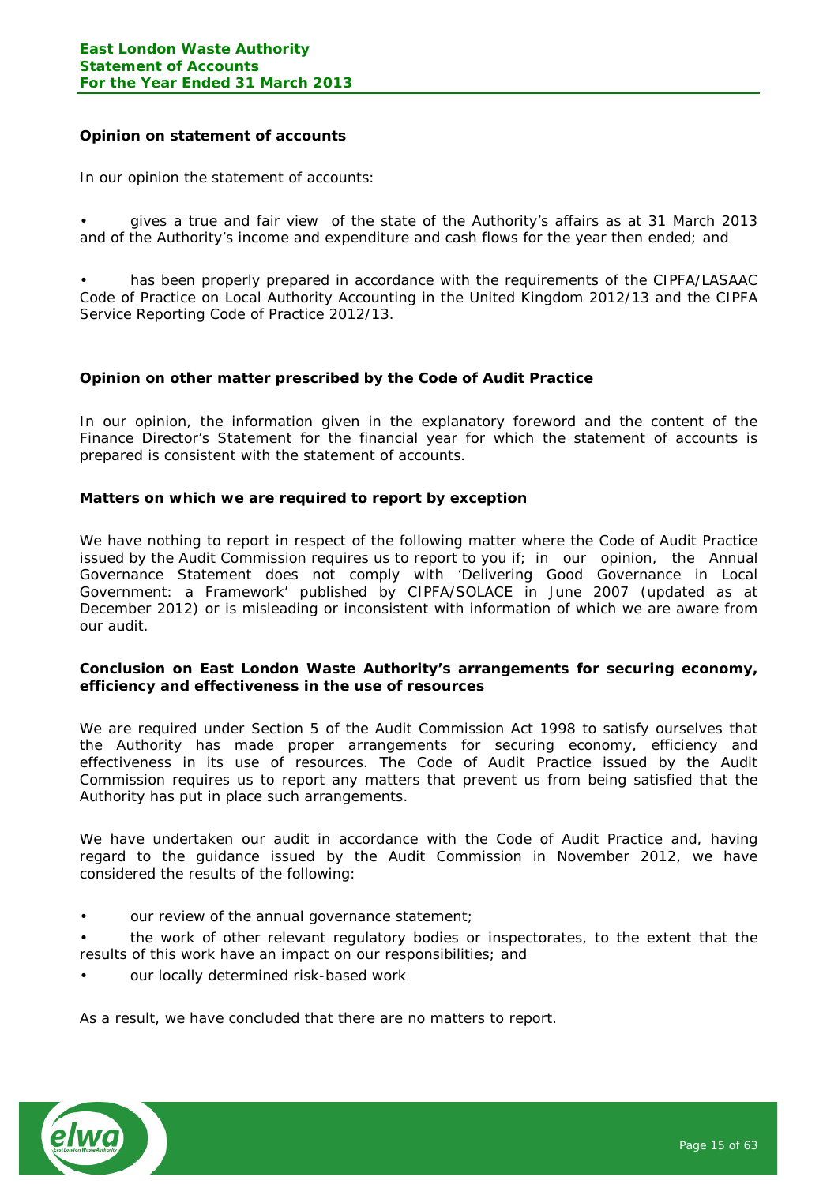### Opinion on statement of accounts

In our opinion the statement of accounts:

- gives a true and fair view of the state of the Authority's affairs as at 31 March 2013 and of the Authority's income and expenditure and cash flows for the year then ended; and
- has been properly prepared in accordance with the requirements of the CIPFA/LASAAC Code of Practice on Local Authority Accounting in the United Kingdom 2012/13 and the CIPFA Service Reporting Code of Practice 2012/13.

### Opinion on other matter prescribed by the Code of Audit Practice

In our opinion, the information given in the explanatory foreword and the content of the Finance Director's Statement for the financial year for which the statement of accounts is prepared is consistent with the statement of accounts.

### Matters on which we are required to report by exception

We have nothing to report in respect of the following matter where the Code of Audit Practice issued by the Audit Commission requires us to report to you if; in our opinion, the Annual Governance Statement does not comply with 'Delivering Good Governance in Local Government: a Framework' published by CIPFA/SOLACE in June 2007 (updated as at December 2012) or is misleading or inconsistent with information of which we are aware from our audit.

### Conclusion on East London Waste Authority's arrangements for securing economy, efficiency and effectiveness in the use of resources

We are required under Section 5 of the Audit Commission Act 1998 to satisfy ourselves that the Authority has made proper arrangements for securing economy, efficiency and effectiveness in its use of resources. The Code of Audit Practice issued by the Audit Commission requires us to report any matters that prevent us from being satisfied that the Authority has put in place such arrangements.

We have undertaken our audit in accordance with the Code of Audit Practice and, having regard to the guidance issued by the Audit Commission in November 2012, we have considered the results of the following:

- our review of the annual governance statement;
- the work of other relevant regulatory bodies or inspectorates, to the extent that the results of this work have an impact on our responsibilities; and
- our locally determined risk-based work

As a result, we have concluded that there are no matters to report.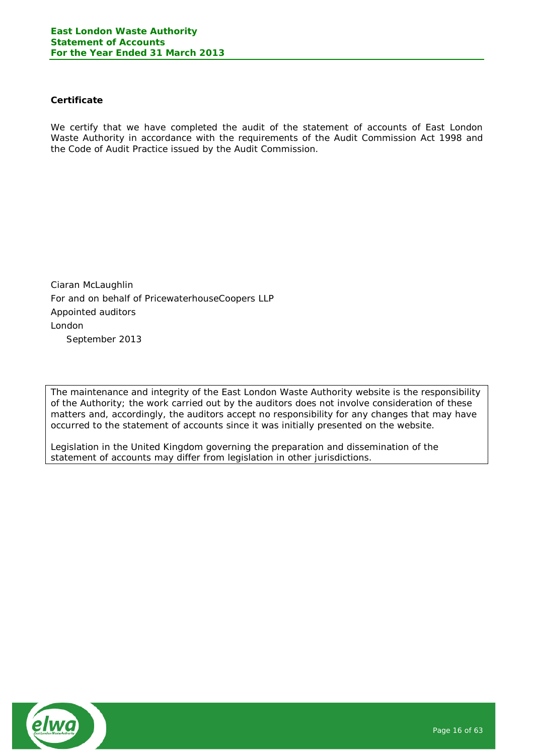**Certificate**

We certify that we have completed the audit of the statement of accounts of East London Waste Authority in accordance with the requirements of the Audit Commission Act 1998 and the Code of Audit Practice issued by the Audit Commission.

Ciaran McLaughlin

For and on behalf of PricewaterhouseCoopers LLP

Appointed auditors

London

September 2013

> The maintenance and integrity of the East London Waste Authority website is the responsibility of the Authority; the work carried out by the auditors does not involve consideration of these matters and, accordingly, the auditors accept no responsibility for any changes that may have occurred to the statement of accounts since it was initially presented on the website.
>
> Legislation in the United Kingdom governing the preparation and dissemination of the statement of accounts may differ from legislation in other jurisdictions.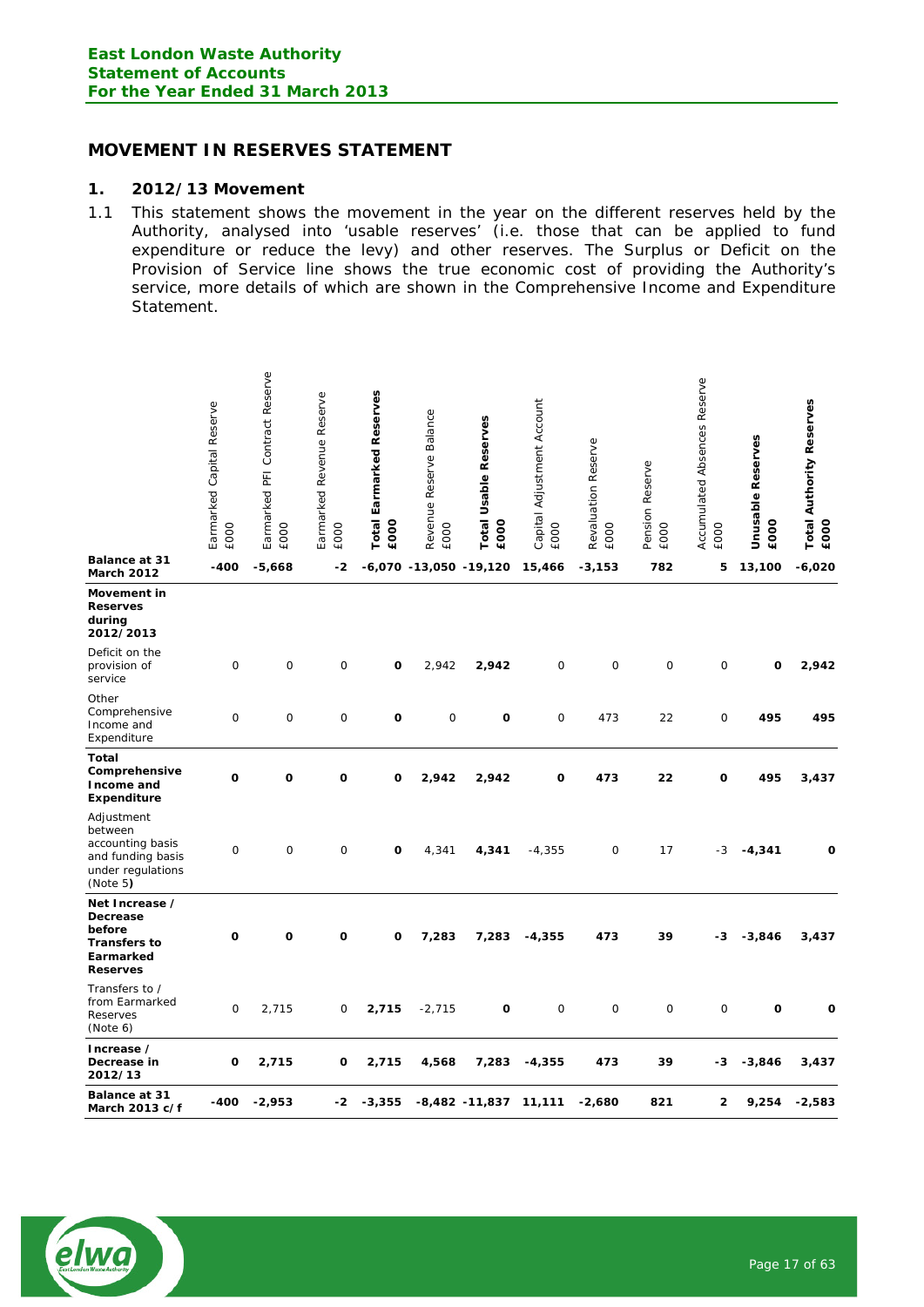# MOVEMENT IN RESERVES STATEMENT

## 1. 2012/13 Movement

1.1 This statement shows the movement in the year on the different reserves held by the Authority, analysed into 'usable reserves' (i.e. those that can be applied to fund expenditure or reduce the levy) and other reserves. The Surplus or Deficit on the Provision of Service line shows the true economic cost of providing the Authority's service, more details of which are shown in the Comprehensive Income and Expenditure Statement.

| | Earmarked Capital Reserve £000 | Earmarked PFI Contract Reserve £000 | Earmarked Revenue Reserve £000 | **Total Earmarked Reserves £000** | Revenue Reserve Balance £000 | **Total Usable Reserves £000** | Capital Adjustment Account £000 | Revaluation Reserve £000 | Pension Reserve £000 | Accumulated Absences Reserve £000 | **Unusable Reserves £000** | **Total Authority Reserves £000** |
|---|---|---|---|---|---|---|---|---|---|---|---|---|
| **Balance at 31 March 2012** | **-400** | **-5,668** | **-2** | **-6,070** | **-13,050** | **-19,120** | **15,466** | **-3,153** | **782** | **5** | **13,100** | **-6,020** |
| **Movement in Reserves during 2012/2013** | | | | | | | | | | | | |
| Deficit on the provision of service | 0 | 0 | 0 | **0** | 2,942 | **2,942** | 0 | 0 | 0 | 0 | **0** | **2,942** |
| Other Comprehensive Income and Expenditure | 0 | 0 | 0 | **0** | 0 | **0** | 0 | 473 | 22 | 0 | **495** | **495** |
| **Total Comprehensive Income and Expenditure** | **0** | **0** | **0** | **0** | **2,942** | **2,942** | **0** | **473** | **22** | **0** | **495** | **3,437** |
| Adjustment between accounting basis and funding basis under regulations (Note 5) | 0 | 0 | 0 | **0** | 4,341 | **4,341** | -4,355 | 0 | 17 | -3 | **-4,341** | **0** |
| **Net Increase / Decrease before Transfers to Earmarked Reserves** | **0** | **0** | **0** | **0** | **7,283** | **7,283** | **-4,355** | **473** | **39** | **-3** | **-3,846** | **3,437** |
| Transfers to / from Earmarked Reserves (Note 6) | 0 | 2,715 | 0 | **2,715** | -2,715 | **0** | 0 | 0 | 0 | 0 | **0** | **0** |
| **Increase / Decrease in 2012/13** | **0** | **2,715** | **0** | **2,715** | **4,568** | **7,283** | **-4,355** | **473** | **39** | **-3** | **-3,846** | **3,437** |
| **Balance at 31 March 2013 c/f** | **-400** | **-2,953** | **-2** | **-3,355** | **-8,482** | **-11,837** | **11,111** | **-2,680** | **821** | **2** | **9,254** | **-2,583** |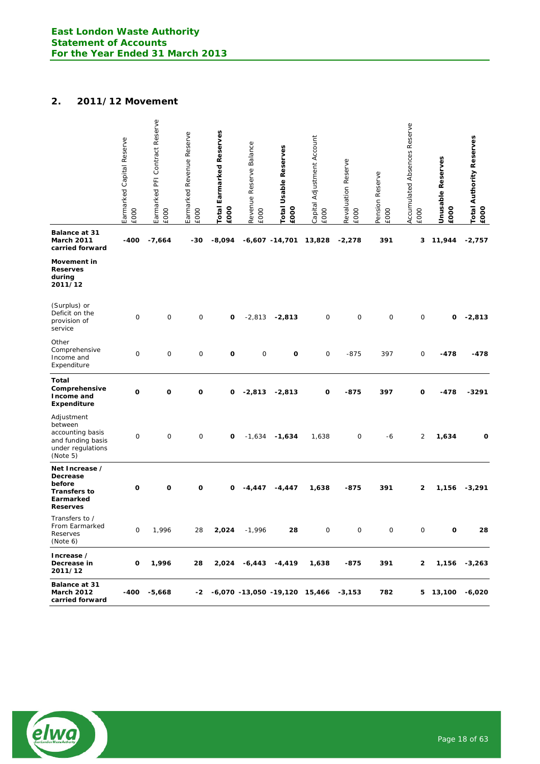## 2. 2011/12 Movement

| | Earmarked Capital Reserve £000 | Earmarked PFI Contract Reserve £000 | Earmarked Revenue Reserve £000 | **Total Earmarked Reserves £000** | Revenue Reserve Balance £000 | **Total Usable Reserves £000** | Capital Adjustment Account £000 | Revaluation Reserve £000 | Pension Reserve £000 | Accumulated Absences Reserve £000 | **Unusable Reserves £000** | **Total Authority Reserves £000** |
|---|---|---|---|---|---|---|---|---|---|---|---|---|
| **Balance at 31 March 2011 carried forward** | **-400** | **-7,664** | **-30** | **-8,094** | **-6,607** | **-14,701** | **13,828** | **-2,278** | **391** | **3** | **11,944** | **-2,757** |
| **Movement in Reserves during 2011/12** | | | | | | | | | | | | |
| (Surplus) or Deficit on the provision of service | 0 | 0 | 0 | **0** | -2,813 | **-2,813** | 0 | 0 | 0 | 0 | **0** | **-2,813** |
| Other Comprehensive Income and Expenditure | 0 | 0 | 0 | **0** | 0 | **0** | 0 | -875 | 397 | 0 | **-478** | **-478** |
| **Total Comprehensive Income and Expenditure** | **0** | **0** | **0** | **0** | **-2,813** | **-2,813** | **0** | **-875** | **397** | **0** | **-478** | **-3291** |
| Adjustment between accounting basis and funding basis under regulations (Note 5) | 0 | 0 | 0 | **0** | -1,634 | **-1,634** | 1,638 | 0 | -6 | 2 | **1,634** | **0** |
| **Net Increase / Decrease before Transfers to Earmarked Reserves** | **0** | **0** | **0** | **0** | **-4,447** | **-4,447** | **1,638** | **-875** | **391** | **2** | **1,156** | **-3,291** |
| Transfers to / From Earmarked Reserves (Note 6) | 0 | 1,996 | 28 | **2,024** | -1,996 | **28** | 0 | 0 | 0 | 0 | **0** | **28** |
| **Increase / Decrease in 2011/12** | **0** | **1,996** | **28** | **2,024** | **-6,443** | **-4,419** | **1,638** | **-875** | **391** | **2** | **1,156** | **-3,263** |
| **Balance at 31 March 2012 carried forward** | **-400** | **-5,668** | **-2** | **-6,070** | **-13,050** | **-19,120** | **15,466** | **-3,153** | **782** | **5** | **13,100** | **-6,020** |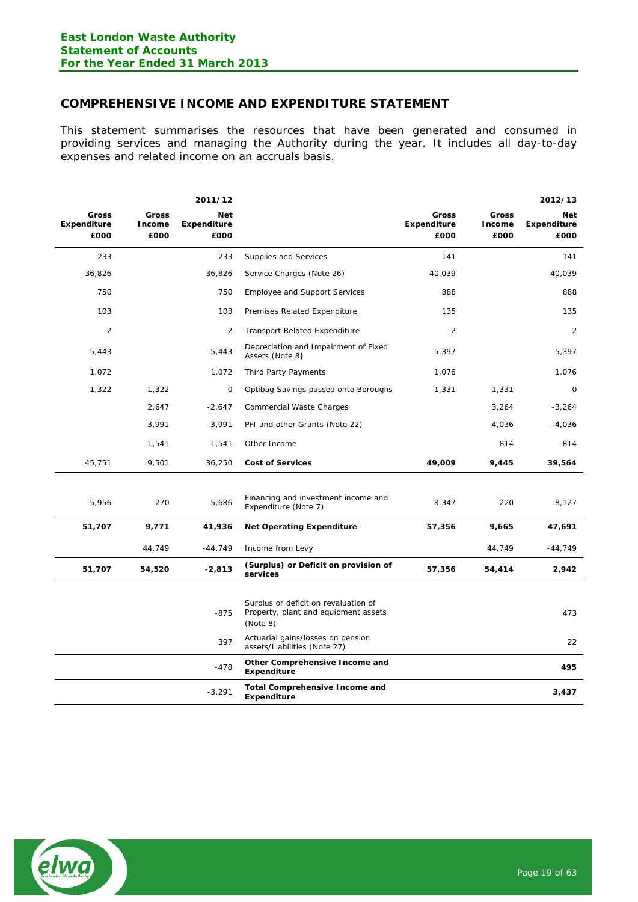## COMPREHENSIVE INCOME AND EXPENDITURE STATEMENT

This statement summarises the resources that have been generated and consumed in providing services and managing the Authority during the year. It includes all day-to-day expenses and related income on an accruals basis.

| | | 2011/12 | | | | 2012/13 |
|---|---|---|---|---|---|---|
| Gross Expenditure £000 | Gross Income £000 | Net Expenditure £000 | | Gross Expenditure £000 | Gross Income £000 | Net Expenditure £000 |
| 233 | | 233 | Supplies and Services | 141 | | 141 |
| 36,826 | | 36,826 | Service Charges (Note 26) | 40,039 | | 40,039 |
| 750 | | 750 | Employee and Support Services | 888 | | 888 |
| 103 | | 103 | Premises Related Expenditure | 135 | | 135 |
| 2 | | 2 | Transport Related Expenditure | 2 | | 2 |
| 5,443 | | 5,443 | Depreciation and Impairment of Fixed Assets (Note 8**)** | 5,397 | | 5,397 |
| 1,072 | | 1,072 | Third Party Payments | 1,076 | | 1,076 |
| 1,322 | 1,322 | 0 | Optibag Savings passed onto Boroughs | 1,331 | 1,331 | 0 |
| | 2,647 | -2,647 | Commercial Waste Charges | | 3,264 | -3,264 |
| | 3,991 | -3,991 | PFI and other Grants (Note 22) | | 4,036 | -4,036 |
| | 1,541 | -1,541 | Other Income | | 814 | -814 |
| 45,751 | 9,501 | 36,250 | **Cost of Services** | **49,009** | **9,445** | **39,564** |
| 5,956 | 270 | 5,686 | Financing and investment income and Expenditure (Note 7) | 8,347 | 220 | 8,127 |
| **51,707** | **9,771** | **41,936** | **Net Operating Expenditure** | **57,356** | **9,665** | **47,691** |
| | 44,749 | -44,749 | Income from Levy | | 44,749 | -44,749 |
| **51,707** | **54,520** | **-2,813** | **(Surplus) or Deficit on provision of services** | **57,356** | **54,414** | **2,942** |
| | | -875 | Surplus or deficit on revaluation of Property, plant and equipment assets (Note 8) | | | 473 |
| | | 397 | Actuarial gains/losses on pension assets/Liabilities (Note 27) | | | 22 |
| | | -478 | **Other Comprehensive Income and Expenditure** | | | **495** |
| | | -3,291 | **Total Comprehensive Income and Expenditure** | | | **3,437** |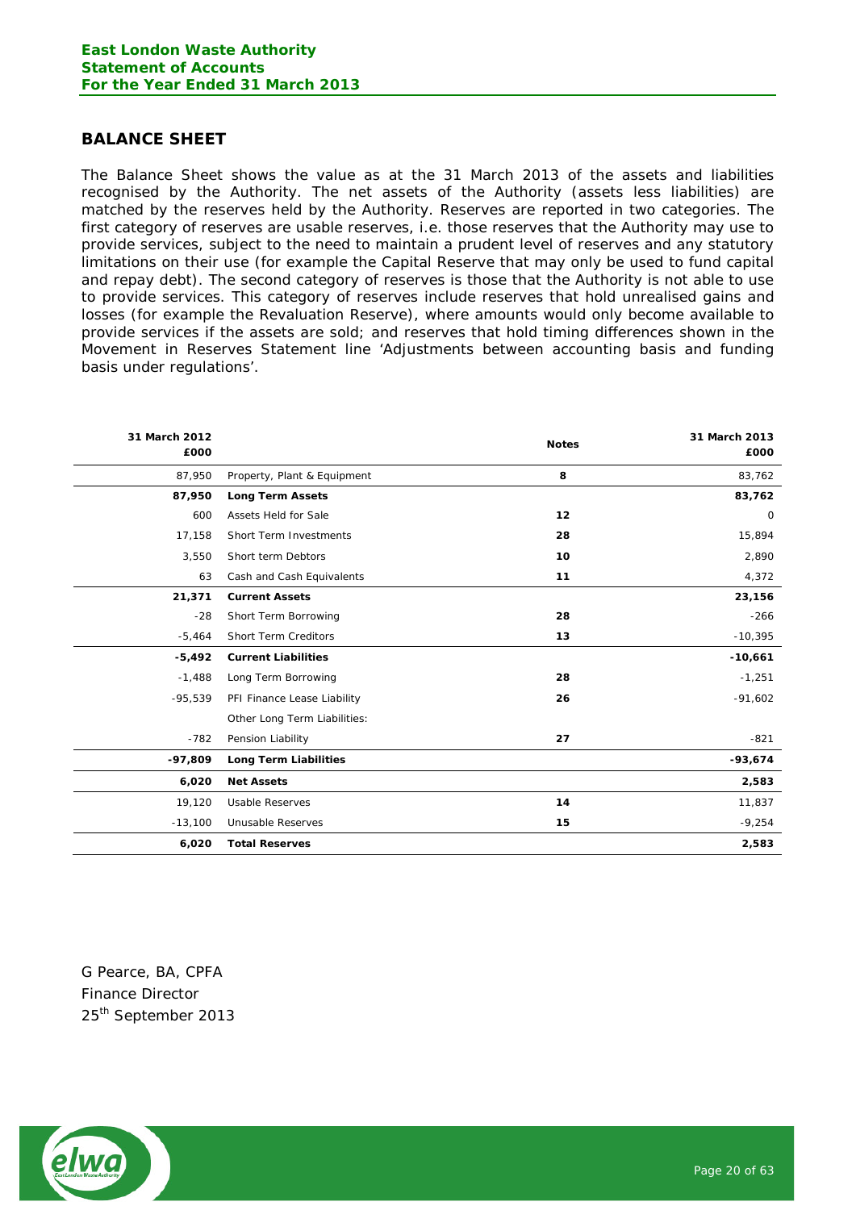## BALANCE SHEET

The Balance Sheet shows the value as at the 31 March 2013 of the assets and liabilities recognised by the Authority. The net assets of the Authority (assets less liabilities) are matched by the reserves held by the Authority. Reserves are reported in two categories. The first category of reserves are usable reserves, i.e. those reserves that the Authority may use to provide services, subject to the need to maintain a prudent level of reserves and any statutory limitations on their use (for example the Capital Reserve that may only be used to fund capital and repay debt). The second category of reserves is those that the Authority is not able to use to provide services. This category of reserves include reserves that hold unrealised gains and losses (for example the Revaluation Reserve), where amounts would only become available to provide services if the assets are sold; and reserves that hold timing differences shown in the Movement in Reserves Statement line 'Adjustments between accounting basis and funding basis under regulations'.

| 31 March 2012 £000 | | Notes | 31 March 2013 £000 |
|---:|---|:---:|---:|
| 87,950 | Property, Plant & Equipment | 8 | 83,762 |
| **87,950** | **Long Term Assets** | | **83,762** |
| 600 | Assets Held for Sale | 12 | 0 |
| 17,158 | Short Term Investments | 28 | 15,894 |
| 3,550 | Short term Debtors | 10 | 2,890 |
| 63 | Cash and Cash Equivalents | 11 | 4,372 |
| **21,371** | **Current Assets** | | **23,156** |
| -28 | Short Term Borrowing | 28 | -266 |
| -5,464 | Short Term Creditors | 13 | -10,395 |
| **-5,492** | **Current Liabilities** | | **-10,661** |
| -1,488 | Long Term Borrowing | 28 | -1,251 |
| -95,539 | PFI Finance Lease Liability | 26 | -91,602 |
| | Other Long Term Liabilities: | | |
| -782 | Pension Liability | 27 | -821 |
| **-97,809** | **Long Term Liabilities** | | **-93,674** |
| **6,020** | **Net Assets** | | **2,583** |
| 19,120 | Usable Reserves | 14 | 11,837 |
| -13,100 | Unusable Reserves | 15 | -9,254 |
| **6,020** | **Total Reserves** | | **2,583** |

G Pearce, BA, CPFA
Finance Director
25th September 2013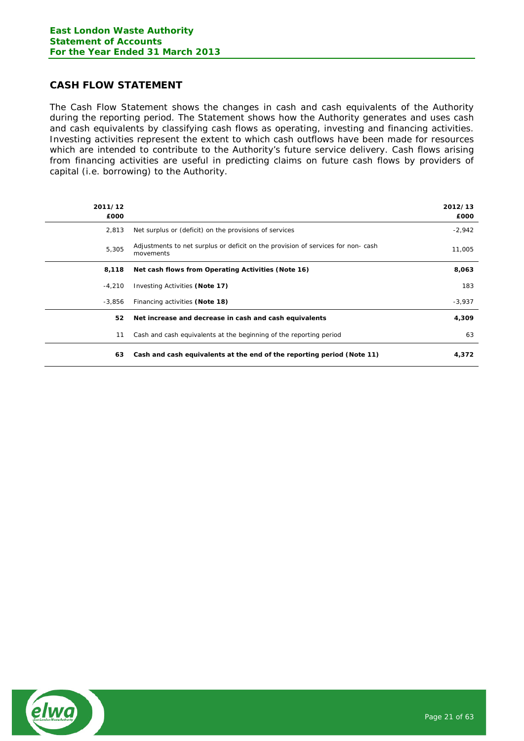## CASH FLOW STATEMENT

The Cash Flow Statement shows the changes in cash and cash equivalents of the Authority during the reporting period. The Statement shows how the Authority generates and uses cash and cash equivalents by classifying cash flows as operating, investing and financing activities. Investing activities represent the extent to which cash outflows have been made for resources which are intended to contribute to the Authority's future service delivery. Cash flows arising from financing activities are useful in predicting claims on future cash flows by providers of capital (i.e. borrowing) to the Authority.

| 2011/12 £000 | | 2012/13 £000 |
|---|---|---|
| 2,813 | Net surplus or (deficit) on the provisions of services | -2,942 |
| 5,305 | Adjustments to net surplus or deficit on the provision of services for non- cash movements | 11,005 |
| **8,118** | **Net cash flows from Operating Activities (Note 16)** | **8,063** |
| -4,210 | Investing Activities **(Note 17)** | 183 |
| -3,856 | Financing activities **(Note 18)** | -3,937 |
| **52** | **Net increase and decrease in cash and cash equivalents** | **4,309** |
| 11 | Cash and cash equivalents at the beginning of the reporting period | 63 |
| **63** | **Cash and cash equivalents at the end of the reporting period (Note 11)** | **4,372** |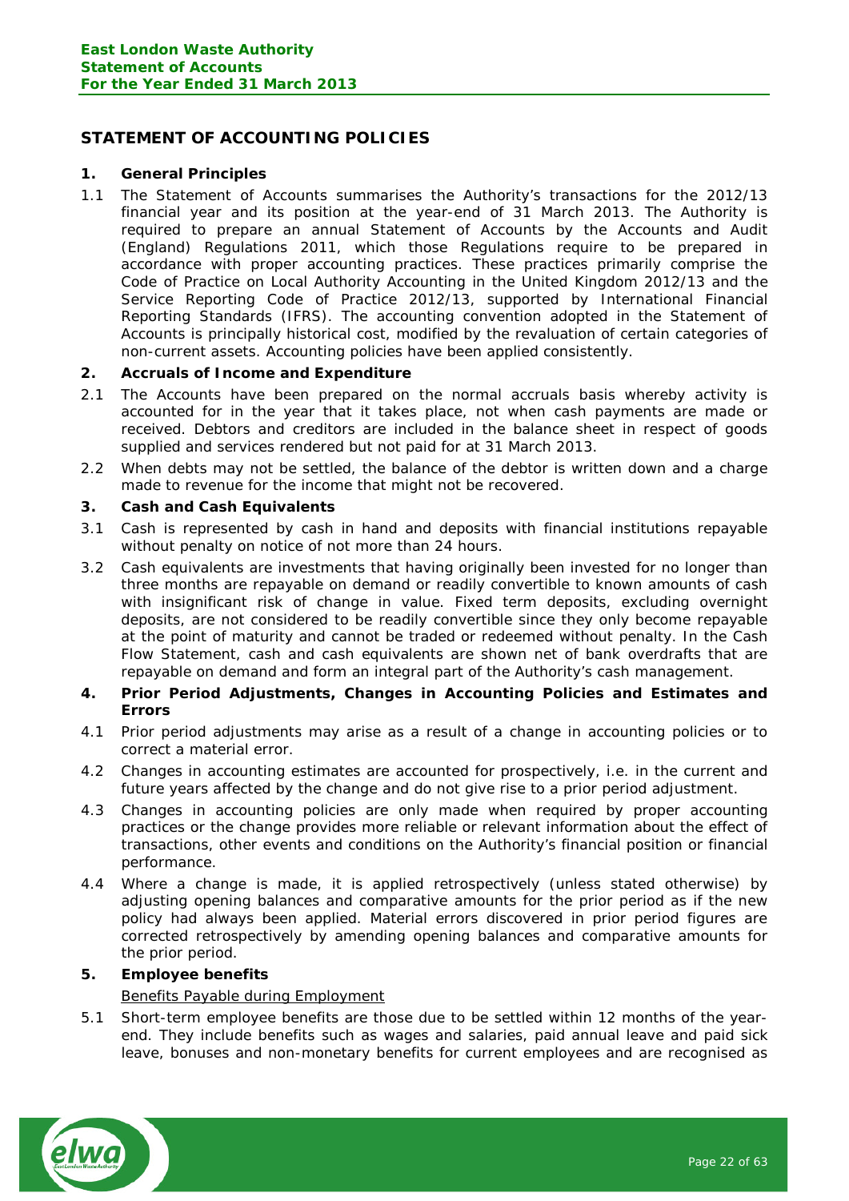## STATEMENT OF ACCOUNTING POLICIES

### 1. General Principles

1.1 The Statement of Accounts summarises the Authority's transactions for the 2012/13 financial year and its position at the year-end of 31 March 2013. The Authority is required to prepare an annual Statement of Accounts by the Accounts and Audit (England) Regulations 2011, which those Regulations require to be prepared in accordance with proper accounting practices. These practices primarily comprise the Code of Practice on Local Authority Accounting in the United Kingdom 2012/13 and the Service Reporting Code of Practice 2012/13, supported by International Financial Reporting Standards (IFRS). The accounting convention adopted in the Statement of Accounts is principally historical cost, modified by the revaluation of certain categories of non-current assets. Accounting policies have been applied consistently.

### 2. Accruals of Income and Expenditure

2.1 The Accounts have been prepared on the normal accruals basis whereby activity is accounted for in the year that it takes place, not when cash payments are made or received. Debtors and creditors are included in the balance sheet in respect of goods supplied and services rendered but not paid for at 31 March 2013.

2.2 When debts may not be settled, the balance of the debtor is written down and a charge made to revenue for the income that might not be recovered.

### 3. Cash and Cash Equivalents

3.1 Cash is represented by cash in hand and deposits with financial institutions repayable without penalty on notice of not more than 24 hours.

3.2 Cash equivalents are investments that having originally been invested for no longer than three months are repayable on demand or readily convertible to known amounts of cash with insignificant risk of change in value. Fixed term deposits, excluding overnight deposits, are not considered to be readily convertible since they only become repayable at the point of maturity and cannot be traded or redeemed without penalty. In the Cash Flow Statement, cash and cash equivalents are shown net of bank overdrafts that are repayable on demand and form an integral part of the Authority's cash management.

### 4. Prior Period Adjustments, Changes in Accounting Policies and Estimates and Errors

4.1 Prior period adjustments may arise as a result of a change in accounting policies or to correct a material error.

4.2 Changes in accounting estimates are accounted for prospectively, i.e. in the current and future years affected by the change and do not give rise to a prior period adjustment.

4.3 Changes in accounting policies are only made when required by proper accounting practices or the change provides more reliable or relevant information about the effect of transactions, other events and conditions on the Authority's financial position or financial performance.

4.4 Where a change is made, it is applied retrospectively (unless stated otherwise) by adjusting opening balances and comparative amounts for the prior period as if the new policy had always been applied. Material errors discovered in prior period figures are corrected retrospectively by amending opening balances and comparative amounts for the prior period.

### 5. Employee benefits

Benefits Payable during Employment

5.1 Short-term employee benefits are those due to be settled within 12 months of the year-end. They include benefits such as wages and salaries, paid annual leave and paid sick leave, bonuses and non-monetary benefits for current employees and are recognised as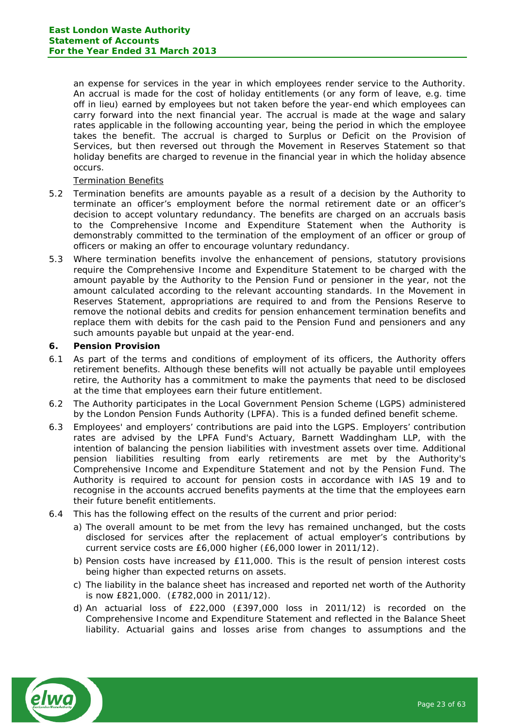an expense for services in the year in which employees render service to the Authority. An accrual is made for the cost of holiday entitlements (or any form of leave, e.g. time off in lieu) earned by employees but not taken before the year-end which employees can carry forward into the next financial year. The accrual is made at the wage and salary rates applicable in the following accounting year, being the period in which the employee takes the benefit. The accrual is charged to Surplus or Deficit on the Provision of Services, but then reversed out through the Movement in Reserves Statement so that holiday benefits are charged to revenue in the financial year in which the holiday absence occurs.

Termination Benefits

5.2 Termination benefits are amounts payable as a result of a decision by the Authority to terminate an officer's employment before the normal retirement date or an officer's decision to accept voluntary redundancy. The benefits are charged on an accruals basis to the Comprehensive Income and Expenditure Statement when the Authority is demonstrably committed to the termination of the employment of an officer or group of officers or making an offer to encourage voluntary redundancy.

5.3 Where termination benefits involve the enhancement of pensions, statutory provisions require the Comprehensive Income and Expenditure Statement to be charged with the amount payable by the Authority to the Pension Fund or pensioner in the year, not the amount calculated according to the relevant accounting standards. In the Movement in Reserves Statement, appropriations are required to and from the Pensions Reserve to remove the notional debits and credits for pension enhancement termination benefits and replace them with debits for the cash paid to the Pension Fund and pensioners and any such amounts payable but unpaid at the year-end.

**6. Pension Provision**

6.1 As part of the terms and conditions of employment of its officers, the Authority offers retirement benefits. Although these benefits will not actually be payable until employees retire, the Authority has a commitment to make the payments that need to be disclosed at the time that employees earn their future entitlement.

6.2 The Authority participates in the Local Government Pension Scheme (LGPS) administered by the London Pension Funds Authority (LPFA). This is a funded defined benefit scheme.

6.3 Employees' and employers' contributions are paid into the LGPS. Employers' contribution rates are advised by the LPFA Fund's Actuary, Barnett Waddingham LLP, with the intention of balancing the pension liabilities with investment assets over time. Additional pension liabilities resulting from early retirements are met by the Authority's Comprehensive Income and Expenditure Statement and not by the Pension Fund. The Authority is required to account for pension costs in accordance with IAS 19 and to recognise in the accounts accrued benefits payments at the time that the employees earn their future benefit entitlements.

6.4 This has the following effect on the results of the current and prior period:

a) The overall amount to be met from the levy has remained unchanged, but the costs disclosed for services after the replacement of actual employer's contributions by current service costs are £6,000 higher (£6,000 lower in 2011/12).

b) Pension costs have increased by £11,000. This is the result of pension interest costs being higher than expected returns on assets.

c) The liability in the balance sheet has increased and reported net worth of the Authority is now £821,000. (£782,000 in 2011/12).

d) An actuarial loss of £22,000 (£397,000 loss in 2011/12) is recorded on the Comprehensive Income and Expenditure Statement and reflected in the Balance Sheet liability. Actuarial gains and losses arise from changes to assumptions and the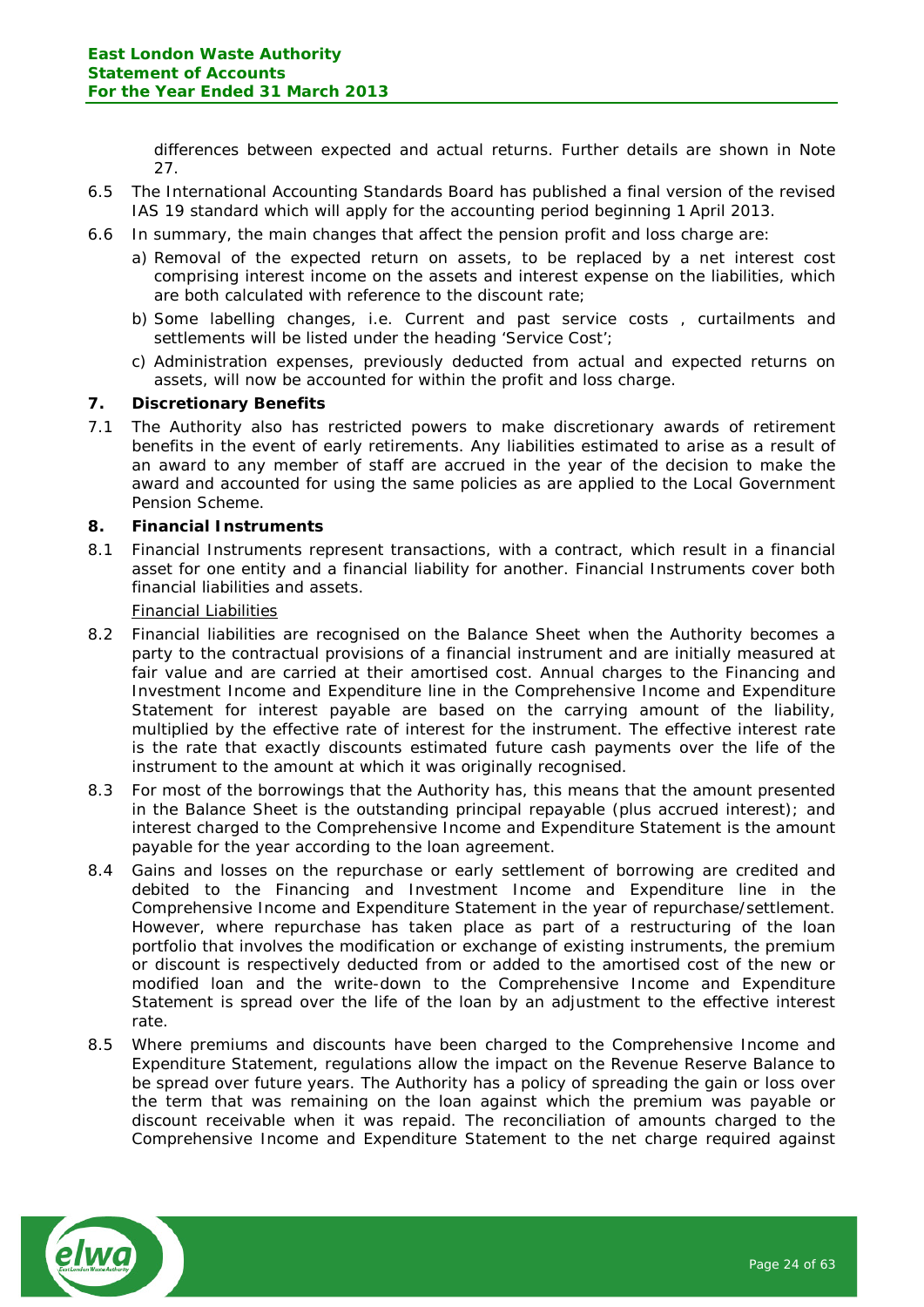differences between expected and actual returns. Further details are shown in Note 27.

6.5 The International Accounting Standards Board has published a final version of the revised IAS 19 standard which will apply for the accounting period beginning 1 April 2013.

6.6 In summary, the main changes that affect the pension profit and loss charge are:

a) Removal of the expected return on assets, to be replaced by a net interest cost comprising interest income on the assets and interest expense on the liabilities, which are both calculated with reference to the discount rate;

b) Some labelling changes, i.e. Current and past service costs , curtailments and settlements will be listed under the heading 'Service Cost';

c) Administration expenses, previously deducted from actual and expected returns on assets, will now be accounted for within the profit and loss charge.

## 7. Discretionary Benefits

7.1 The Authority also has restricted powers to make discretionary awards of retirement benefits in the event of early retirements. Any liabilities estimated to arise as a result of an award to any member of staff are accrued in the year of the decision to make the award and accounted for using the same policies as are applied to the Local Government Pension Scheme.

## 8. Financial Instruments

8.1 Financial Instruments represent transactions, with a contract, which result in a financial asset for one entity and a financial liability for another. Financial Instruments cover both financial liabilities and assets.

Financial Liabilities

8.2 Financial liabilities are recognised on the Balance Sheet when the Authority becomes a party to the contractual provisions of a financial instrument and are initially measured at fair value and are carried at their amortised cost. Annual charges to the Financing and Investment Income and Expenditure line in the Comprehensive Income and Expenditure Statement for interest payable are based on the carrying amount of the liability, multiplied by the effective rate of interest for the instrument. The effective interest rate is the rate that exactly discounts estimated future cash payments over the life of the instrument to the amount at which it was originally recognised.

8.3 For most of the borrowings that the Authority has, this means that the amount presented in the Balance Sheet is the outstanding principal repayable (plus accrued interest); and interest charged to the Comprehensive Income and Expenditure Statement is the amount payable for the year according to the loan agreement.

8.4 Gains and losses on the repurchase or early settlement of borrowing are credited and debited to the Financing and Investment Income and Expenditure line in the Comprehensive Income and Expenditure Statement in the year of repurchase/settlement. However, where repurchase has taken place as part of a restructuring of the loan portfolio that involves the modification or exchange of existing instruments, the premium or discount is respectively deducted from or added to the amortised cost of the new or modified loan and the write-down to the Comprehensive Income and Expenditure Statement is spread over the life of the loan by an adjustment to the effective interest rate.

8.5 Where premiums and discounts have been charged to the Comprehensive Income and Expenditure Statement, regulations allow the impact on the Revenue Reserve Balance to be spread over future years. The Authority has a policy of spreading the gain or loss over the term that was remaining on the loan against which the premium was payable or discount receivable when it was repaid. The reconciliation of amounts charged to the Comprehensive Income and Expenditure Statement to the net charge required against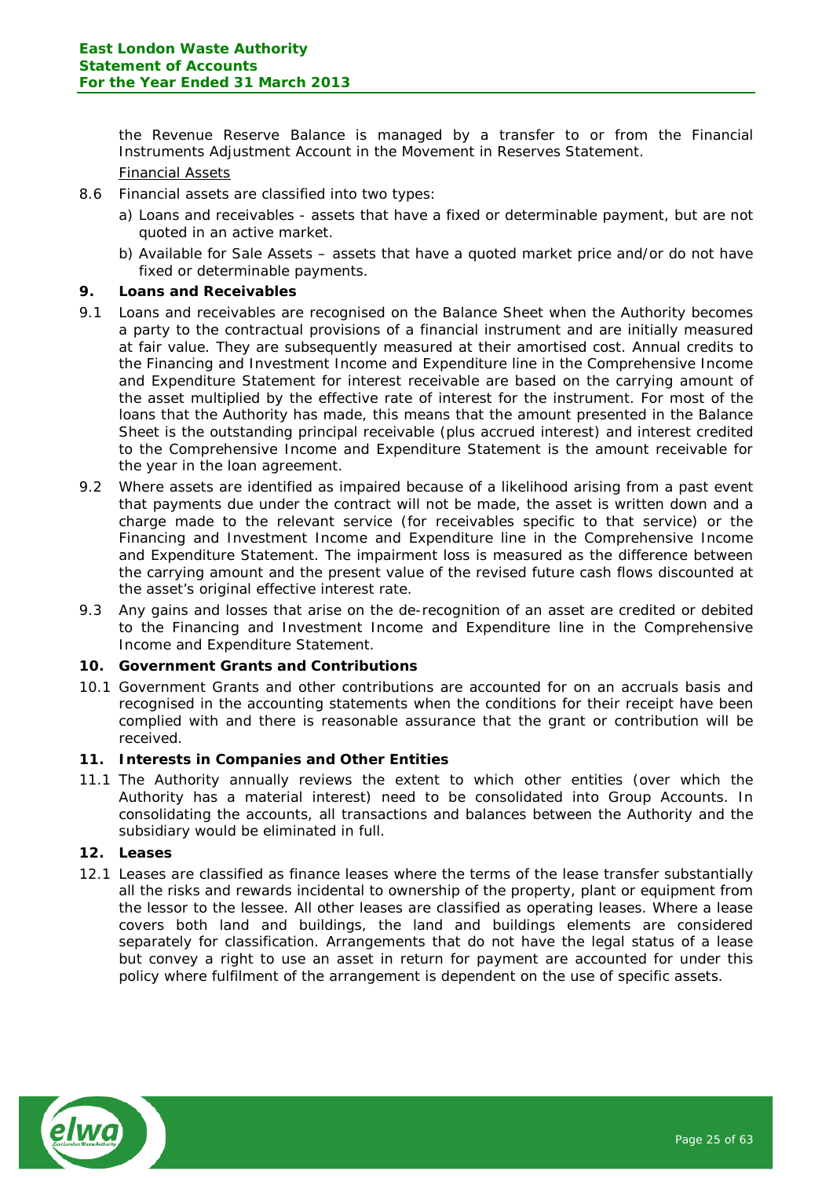the Revenue Reserve Balance is managed by a transfer to or from the Financial Instruments Adjustment Account in the Movement in Reserves Statement.

Financial Assets

8.6 Financial assets are classified into two types:

a) Loans and receivables - assets that have a fixed or determinable payment, but are not quoted in an active market.

b) Available for Sale Assets – assets that have a quoted market price and/or do not have fixed or determinable payments.

## 9. Loans and Receivables

9.1 Loans and receivables are recognised on the Balance Sheet when the Authority becomes a party to the contractual provisions of a financial instrument and are initially measured at fair value. They are subsequently measured at their amortised cost. Annual credits to the Financing and Investment Income and Expenditure line in the Comprehensive Income and Expenditure Statement for interest receivable are based on the carrying amount of the asset multiplied by the effective rate of interest for the instrument. For most of the loans that the Authority has made, this means that the amount presented in the Balance Sheet is the outstanding principal receivable (plus accrued interest) and interest credited to the Comprehensive Income and Expenditure Statement is the amount receivable for the year in the loan agreement.

9.2 Where assets are identified as impaired because of a likelihood arising from a past event that payments due under the contract will not be made, the asset is written down and a charge made to the relevant service (for receivables specific to that service) or the Financing and Investment Income and Expenditure line in the Comprehensive Income and Expenditure Statement. The impairment loss is measured as the difference between the carrying amount and the present value of the revised future cash flows discounted at the asset's original effective interest rate.

9.3 Any gains and losses that arise on the de-recognition of an asset are credited or debited to the Financing and Investment Income and Expenditure line in the Comprehensive Income and Expenditure Statement.

## 10. Government Grants and Contributions

10.1 Government Grants and other contributions are accounted for on an accruals basis and recognised in the accounting statements when the conditions for their receipt have been complied with and there is reasonable assurance that the grant or contribution will be received.

## 11. Interests in Companies and Other Entities

11.1 The Authority annually reviews the extent to which other entities (over which the Authority has a material interest) need to be consolidated into Group Accounts. In consolidating the accounts, all transactions and balances between the Authority and the subsidiary would be eliminated in full.

## 12. Leases

12.1 Leases are classified as finance leases where the terms of the lease transfer substantially all the risks and rewards incidental to ownership of the property, plant or equipment from the lessor to the lessee. All other leases are classified as operating leases. Where a lease covers both land and buildings, the land and buildings elements are considered separately for classification. Arrangements that do not have the legal status of a lease but convey a right to use an asset in return for payment are accounted for under this policy where fulfilment of the arrangement is dependent on the use of specific assets.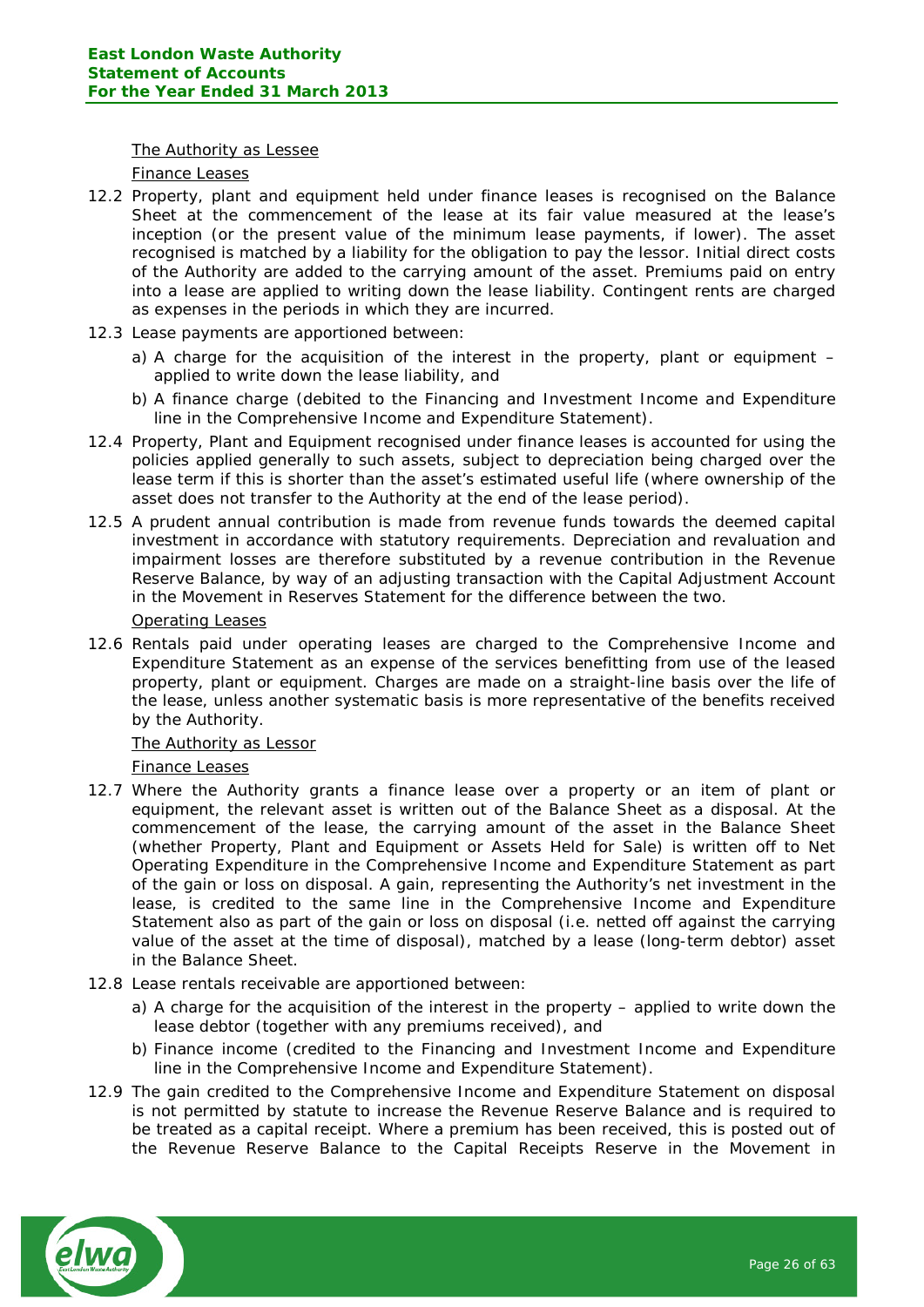The Authority as Lessee

Finance Leases

12.2 Property, plant and equipment held under finance leases is recognised on the Balance Sheet at the commencement of the lease at its fair value measured at the lease's inception (or the present value of the minimum lease payments, if lower). The asset recognised is matched by a liability for the obligation to pay the lessor. Initial direct costs of the Authority are added to the carrying amount of the asset. Premiums paid on entry into a lease are applied to writing down the lease liability. Contingent rents are charged as expenses in the periods in which they are incurred.

12.3 Lease payments are apportioned between:

a) A charge for the acquisition of the interest in the property, plant or equipment – applied to write down the lease liability, and

b) A finance charge (debited to the Financing and Investment Income and Expenditure line in the Comprehensive Income and Expenditure Statement).

12.4 Property, Plant and Equipment recognised under finance leases is accounted for using the policies applied generally to such assets, subject to depreciation being charged over the lease term if this is shorter than the asset's estimated useful life (where ownership of the asset does not transfer to the Authority at the end of the lease period).

12.5 A prudent annual contribution is made from revenue funds towards the deemed capital investment in accordance with statutory requirements. Depreciation and revaluation and impairment losses are therefore substituted by a revenue contribution in the Revenue Reserve Balance, by way of an adjusting transaction with the Capital Adjustment Account in the Movement in Reserves Statement for the difference between the two.

Operating Leases

12.6 Rentals paid under operating leases are charged to the Comprehensive Income and Expenditure Statement as an expense of the services benefitting from use of the leased property, plant or equipment. Charges are made on a straight-line basis over the life of the lease, unless another systematic basis is more representative of the benefits received by the Authority.

The Authority as Lessor

Finance Leases

12.7 Where the Authority grants a finance lease over a property or an item of plant or equipment, the relevant asset is written out of the Balance Sheet as a disposal. At the commencement of the lease, the carrying amount of the asset in the Balance Sheet (whether Property, Plant and Equipment or Assets Held for Sale) is written off to Net Operating Expenditure in the Comprehensive Income and Expenditure Statement as part of the gain or loss on disposal. A gain, representing the Authority's net investment in the lease, is credited to the same line in the Comprehensive Income and Expenditure Statement also as part of the gain or loss on disposal (i.e. netted off against the carrying value of the asset at the time of disposal), matched by a lease (long-term debtor) asset in the Balance Sheet.

12.8 Lease rentals receivable are apportioned between:

a) A charge for the acquisition of the interest in the property – applied to write down the lease debtor (together with any premiums received), and

b) Finance income (credited to the Financing and Investment Income and Expenditure line in the Comprehensive Income and Expenditure Statement).

12.9 The gain credited to the Comprehensive Income and Expenditure Statement on disposal is not permitted by statute to increase the Revenue Reserve Balance and is required to be treated as a capital receipt. Where a premium has been received, this is posted out of the Revenue Reserve Balance to the Capital Receipts Reserve in the Movement in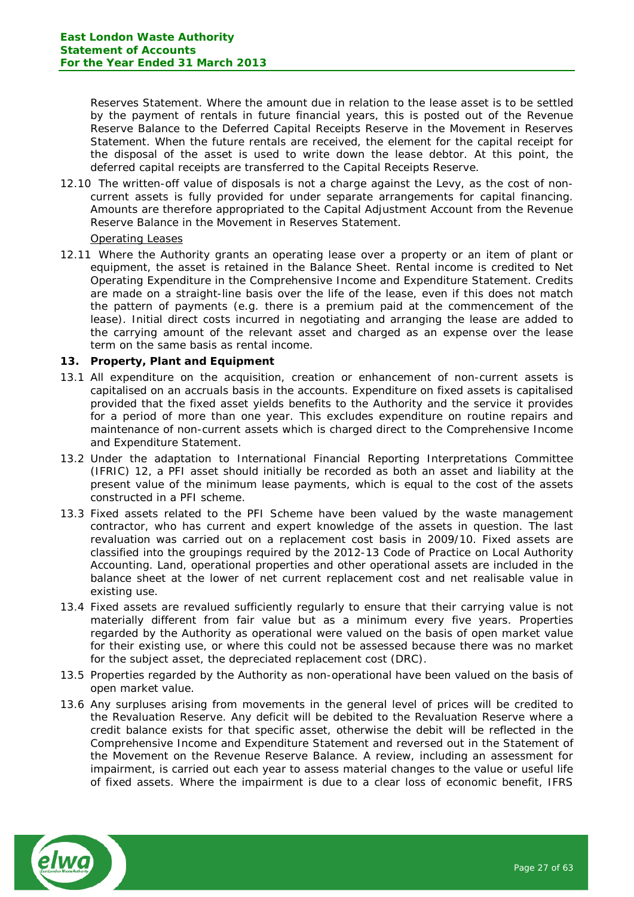Reserves Statement. Where the amount due in relation to the lease asset is to be settled by the payment of rentals in future financial years, this is posted out of the Revenue Reserve Balance to the Deferred Capital Receipts Reserve in the Movement in Reserves Statement. When the future rentals are received, the element for the capital receipt for the disposal of the asset is used to write down the lease debtor. At this point, the deferred capital receipts are transferred to the Capital Receipts Reserve.

12.10 The written-off value of disposals is not a charge against the Levy, as the cost of non-current assets is fully provided for under separate arrangements for capital financing. Amounts are therefore appropriated to the Capital Adjustment Account from the Revenue Reserve Balance in the Movement in Reserves Statement.

Operating Leases

12.11 Where the Authority grants an operating lease over a property or an item of plant or equipment, the asset is retained in the Balance Sheet. Rental income is credited to Net Operating Expenditure in the Comprehensive Income and Expenditure Statement. Credits are made on a straight-line basis over the life of the lease, even if this does not match the pattern of payments (e.g. there is a premium paid at the commencement of the lease). Initial direct costs incurred in negotiating and arranging the lease are added to the carrying amount of the relevant asset and charged as an expense over the lease term on the same basis as rental income.

**13. Property, Plant and Equipment**

13.1 All expenditure on the acquisition, creation or enhancement of non-current assets is capitalised on an accruals basis in the accounts. Expenditure on fixed assets is capitalised provided that the fixed asset yields benefits to the Authority and the service it provides for a period of more than one year. This excludes expenditure on routine repairs and maintenance of non-current assets which is charged direct to the Comprehensive Income and Expenditure Statement.

13.2 Under the adaptation to International Financial Reporting Interpretations Committee (IFRIC) 12, a PFI asset should initially be recorded as both an asset and liability at the present value of the minimum lease payments, which is equal to the cost of the assets constructed in a PFI scheme.

13.3 Fixed assets related to the PFI Scheme have been valued by the waste management contractor, who has current and expert knowledge of the assets in question. The last revaluation was carried out on a replacement cost basis in 2009/10. Fixed assets are classified into the groupings required by the 2012-13 Code of Practice on Local Authority Accounting. Land, operational properties and other operational assets are included in the balance sheet at the lower of net current replacement cost and net realisable value in existing use.

13.4 Fixed assets are revalued sufficiently regularly to ensure that their carrying value is not materially different from fair value but as a minimum every five years. Properties regarded by the Authority as operational were valued on the basis of open market value for their existing use, or where this could not be assessed because there was no market for the subject asset, the depreciated replacement cost (DRC).

13.5 Properties regarded by the Authority as non-operational have been valued on the basis of open market value.

13.6 Any surpluses arising from movements in the general level of prices will be credited to the Revaluation Reserve. Any deficit will be debited to the Revaluation Reserve where a credit balance exists for that specific asset, otherwise the debit will be reflected in the Comprehensive Income and Expenditure Statement and reversed out in the Statement of the Movement on the Revenue Reserve Balance. A review, including an assessment for impairment, is carried out each year to assess material changes to the value or useful life of fixed assets. Where the impairment is due to a clear loss of economic benefit, IFRS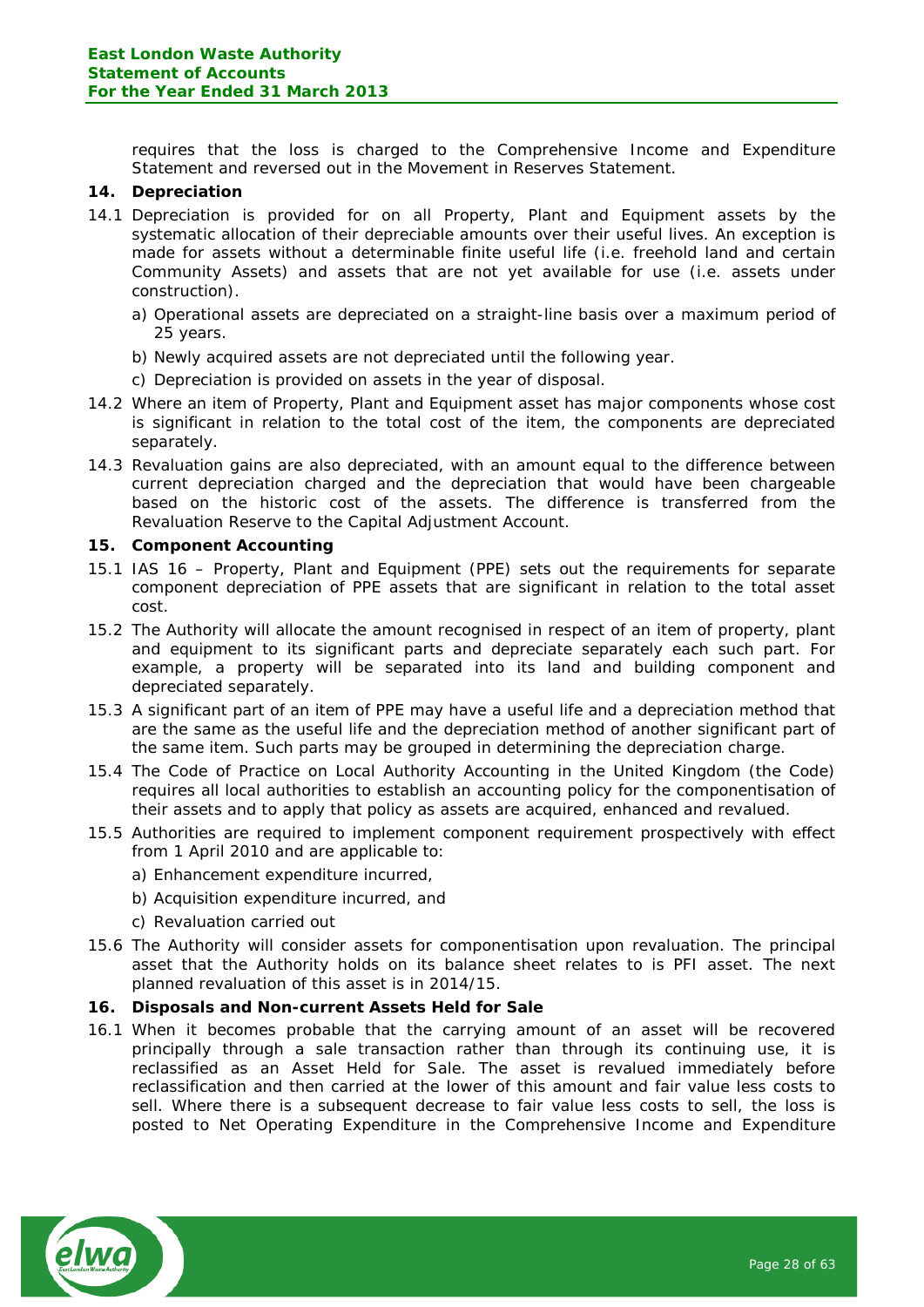requires that the loss is charged to the Comprehensive Income and Expenditure Statement and reversed out in the Movement in Reserves Statement.

## 14. Depreciation

14.1 Depreciation is provided for on all Property, Plant and Equipment assets by the systematic allocation of their depreciable amounts over their useful lives. An exception is made for assets without a determinable finite useful life (i.e. freehold land and certain Community Assets) and assets that are not yet available for use (i.e. assets under construction).

a) Operational assets are depreciated on a straight-line basis over a maximum period of 25 years.

b) Newly acquired assets are not depreciated until the following year.

c) Depreciation is provided on assets in the year of disposal.

14.2 Where an item of Property, Plant and Equipment asset has major components whose cost is significant in relation to the total cost of the item, the components are depreciated separately.

14.3 Revaluation gains are also depreciated, with an amount equal to the difference between current depreciation charged and the depreciation that would have been chargeable based on the historic cost of the assets. The difference is transferred from the Revaluation Reserve to the Capital Adjustment Account.

## 15. Component Accounting

15.1 IAS 16 – Property, Plant and Equipment (PPE) sets out the requirements for separate component depreciation of PPE assets that are significant in relation to the total asset cost.

15.2 The Authority will allocate the amount recognised in respect of an item of property, plant and equipment to its significant parts and depreciate separately each such part. For example, a property will be separated into its land and building component and depreciated separately.

15.3 A significant part of an item of PPE may have a useful life and a depreciation method that are the same as the useful life and the depreciation method of another significant part of the same item. Such parts may be grouped in determining the depreciation charge.

15.4 The Code of Practice on Local Authority Accounting in the United Kingdom (the Code) requires all local authorities to establish an accounting policy for the componentisation of their assets and to apply that policy as assets are acquired, enhanced and revalued.

15.5 Authorities are required to implement component requirement prospectively with effect from 1 April 2010 and are applicable to:

a) Enhancement expenditure incurred,

b) Acquisition expenditure incurred, and

c) Revaluation carried out

15.6 The Authority will consider assets for componentisation upon revaluation. The principal asset that the Authority holds on its balance sheet relates to is PFI asset. The next planned revaluation of this asset is in 2014/15.

## 16. Disposals and Non-current Assets Held for Sale

16.1 When it becomes probable that the carrying amount of an asset will be recovered principally through a sale transaction rather than through its continuing use, it is reclassified as an Asset Held for Sale. The asset is revalued immediately before reclassification and then carried at the lower of this amount and fair value less costs to sell. Where there is a subsequent decrease to fair value less costs to sell, the loss is posted to Net Operating Expenditure in the Comprehensive Income and Expenditure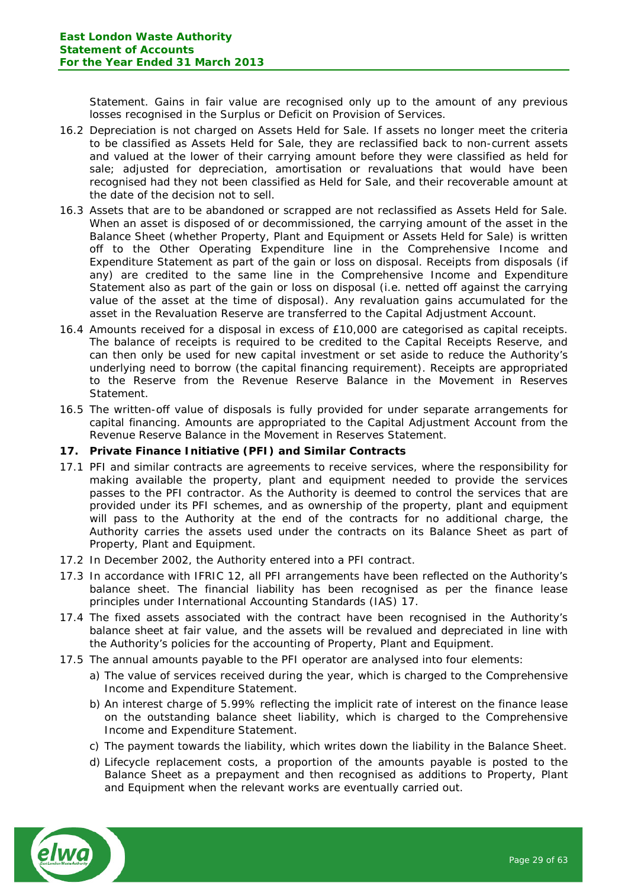Statement. Gains in fair value are recognised only up to the amount of any previous losses recognised in the Surplus or Deficit on Provision of Services.

16.2 Depreciation is not charged on Assets Held for Sale. If assets no longer meet the criteria to be classified as Assets Held for Sale, they are reclassified back to non-current assets and valued at the lower of their carrying amount before they were classified as held for sale; adjusted for depreciation, amortisation or revaluations that would have been recognised had they not been classified as Held for Sale, and their recoverable amount at the date of the decision not to sell.

16.3 Assets that are to be abandoned or scrapped are not reclassified as Assets Held for Sale. When an asset is disposed of or decommissioned, the carrying amount of the asset in the Balance Sheet (whether Property, Plant and Equipment or Assets Held for Sale) is written off to the Other Operating Expenditure line in the Comprehensive Income and Expenditure Statement as part of the gain or loss on disposal. Receipts from disposals (if any) are credited to the same line in the Comprehensive Income and Expenditure Statement also as part of the gain or loss on disposal (i.e. netted off against the carrying value of the asset at the time of disposal). Any revaluation gains accumulated for the asset in the Revaluation Reserve are transferred to the Capital Adjustment Account.

16.4 Amounts received for a disposal in excess of £10,000 are categorised as capital receipts. The balance of receipts is required to be credited to the Capital Receipts Reserve, and can then only be used for new capital investment or set aside to reduce the Authority's underlying need to borrow (the capital financing requirement). Receipts are appropriated to the Reserve from the Revenue Reserve Balance in the Movement in Reserves Statement.

16.5 The written-off value of disposals is fully provided for under separate arrangements for capital financing. Amounts are appropriated to the Capital Adjustment Account from the Revenue Reserve Balance in the Movement in Reserves Statement.

**17. Private Finance Initiative (PFI) and Similar Contracts**

17.1 PFI and similar contracts are agreements to receive services, where the responsibility for making available the property, plant and equipment needed to provide the services passes to the PFI contractor. As the Authority is deemed to control the services that are provided under its PFI schemes, and as ownership of the property, plant and equipment will pass to the Authority at the end of the contracts for no additional charge, the Authority carries the assets used under the contracts on its Balance Sheet as part of Property, Plant and Equipment.

17.2 In December 2002, the Authority entered into a PFI contract.

17.3 In accordance with IFRIC 12, all PFI arrangements have been reflected on the Authority's balance sheet. The financial liability has been recognised as per the finance lease principles under International Accounting Standards (IAS) 17.

17.4 The fixed assets associated with the contract have been recognised in the Authority's balance sheet at fair value, and the assets will be revalued and depreciated in line with the Authority's policies for the accounting of Property, Plant and Equipment.

17.5 The annual amounts payable to the PFI operator are analysed into four elements:

a) The value of services received during the year, which is charged to the Comprehensive Income and Expenditure Statement.

b) An interest charge of 5.99% reflecting the implicit rate of interest on the finance lease on the outstanding balance sheet liability, which is charged to the Comprehensive Income and Expenditure Statement.

c) The payment towards the liability, which writes down the liability in the Balance Sheet.

d) Lifecycle replacement costs, a proportion of the amounts payable is posted to the Balance Sheet as a prepayment and then recognised as additions to Property, Plant and Equipment when the relevant works are eventually carried out.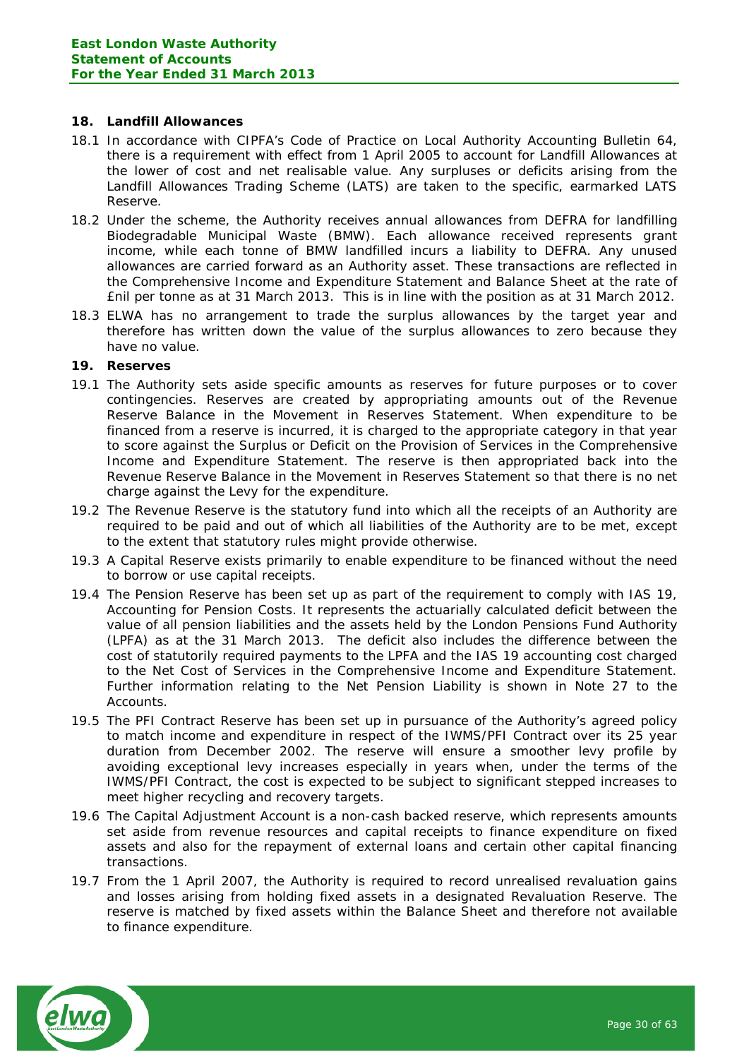## 18. Landfill Allowances

18.1 In accordance with CIPFA's Code of Practice on Local Authority Accounting Bulletin 64, there is a requirement with effect from 1 April 2005 to account for Landfill Allowances at the lower of cost and net realisable value. Any surpluses or deficits arising from the Landfill Allowances Trading Scheme (LATS) are taken to the specific, earmarked LATS Reserve.

18.2 Under the scheme, the Authority receives annual allowances from DEFRA for landfilling Biodegradable Municipal Waste (BMW). Each allowance received represents grant income, while each tonne of BMW landfilled incurs a liability to DEFRA. Any unused allowances are carried forward as an Authority asset. These transactions are reflected in the Comprehensive Income and Expenditure Statement and Balance Sheet at the rate of £nil per tonne as at 31 March 2013. This is in line with the position as at 31 March 2012.

18.3 ELWA has no arrangement to trade the surplus allowances by the target year and therefore has written down the value of the surplus allowances to zero because they have no value.

## 19. Reserves

19.1 The Authority sets aside specific amounts as reserves for future purposes or to cover contingencies. Reserves are created by appropriating amounts out of the Revenue Reserve Balance in the Movement in Reserves Statement. When expenditure to be financed from a reserve is incurred, it is charged to the appropriate category in that year to score against the Surplus or Deficit on the Provision of Services in the Comprehensive Income and Expenditure Statement. The reserve is then appropriated back into the Revenue Reserve Balance in the Movement in Reserves Statement so that there is no net charge against the Levy for the expenditure.

19.2 The Revenue Reserve is the statutory fund into which all the receipts of an Authority are required to be paid and out of which all liabilities of the Authority are to be met, except to the extent that statutory rules might provide otherwise.

19.3 A Capital Reserve exists primarily to enable expenditure to be financed without the need to borrow or use capital receipts.

19.4 The Pension Reserve has been set up as part of the requirement to comply with IAS 19, Accounting for Pension Costs. It represents the actuarially calculated deficit between the value of all pension liabilities and the assets held by the London Pensions Fund Authority (LPFA) as at the 31 March 2013. The deficit also includes the difference between the cost of statutorily required payments to the LPFA and the IAS 19 accounting cost charged to the Net Cost of Services in the Comprehensive Income and Expenditure Statement. Further information relating to the Net Pension Liability is shown in Note 27 to the Accounts.

19.5 The PFI Contract Reserve has been set up in pursuance of the Authority's agreed policy to match income and expenditure in respect of the IWMS/PFI Contract over its 25 year duration from December 2002. The reserve will ensure a smoother levy profile by avoiding exceptional levy increases especially in years when, under the terms of the IWMS/PFI Contract, the cost is expected to be subject to significant stepped increases to meet higher recycling and recovery targets.

19.6 The Capital Adjustment Account is a non-cash backed reserve, which represents amounts set aside from revenue resources and capital receipts to finance expenditure on fixed assets and also for the repayment of external loans and certain other capital financing transactions.

19.7 From the 1 April 2007, the Authority is required to record unrealised revaluation gains and losses arising from holding fixed assets in a designated Revaluation Reserve. The reserve is matched by fixed assets within the Balance Sheet and therefore not available to finance expenditure.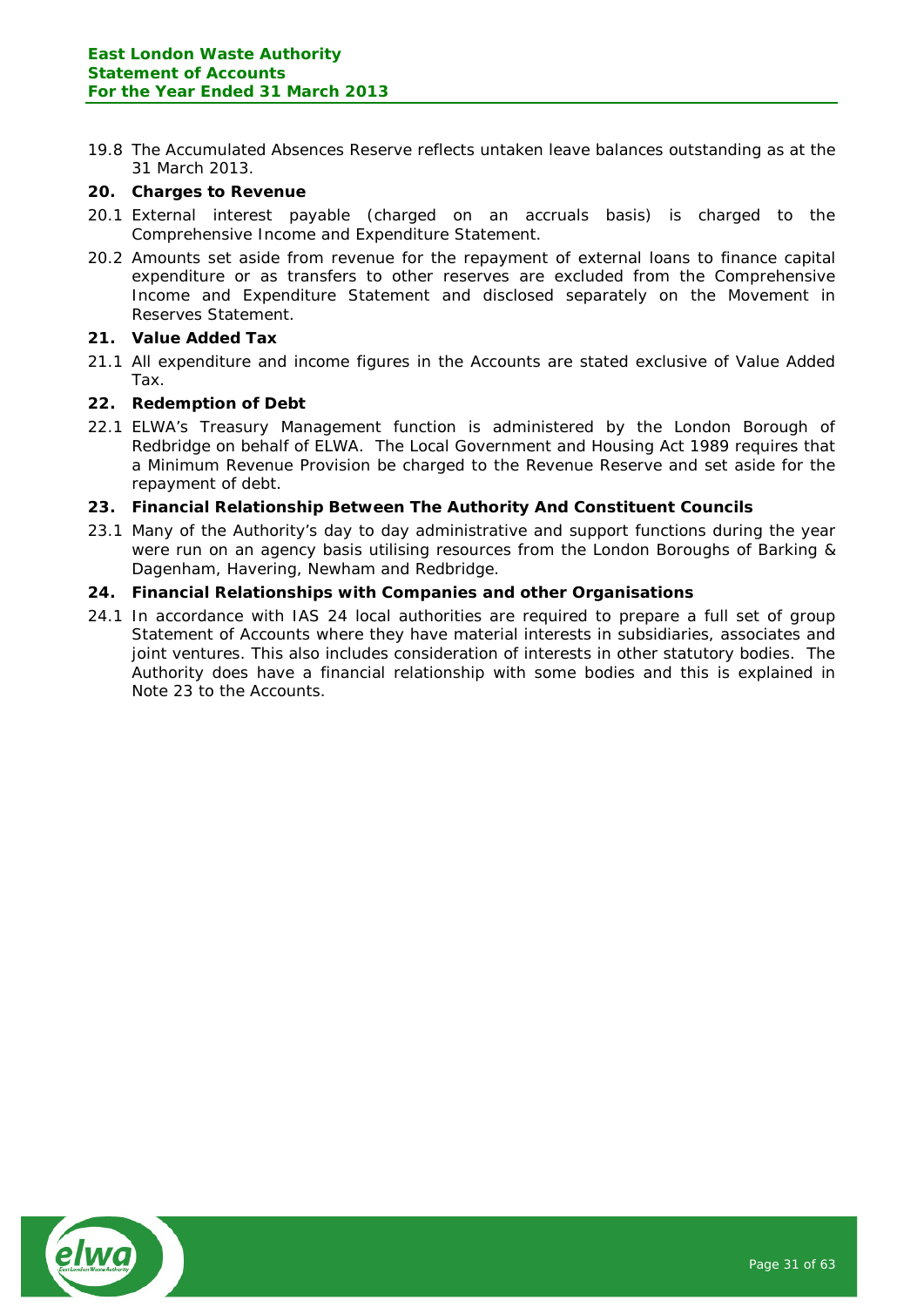19.8 The Accumulated Absences Reserve reflects untaken leave balances outstanding as at the 31 March 2013.

## 20. Charges to Revenue

20.1 External interest payable (charged on an accruals basis) is charged to the Comprehensive Income and Expenditure Statement.

20.2 Amounts set aside from revenue for the repayment of external loans to finance capital expenditure or as transfers to other reserves are excluded from the Comprehensive Income and Expenditure Statement and disclosed separately on the Movement in Reserves Statement.

## 21. Value Added Tax

21.1 All expenditure and income figures in the Accounts are stated exclusive of Value Added Tax.

## 22. Redemption of Debt

22.1 ELWA's Treasury Management function is administered by the London Borough of Redbridge on behalf of ELWA. The Local Government and Housing Act 1989 requires that a Minimum Revenue Provision be charged to the Revenue Reserve and set aside for the repayment of debt.

## 23. Financial Relationship Between The Authority And Constituent Councils

23.1 Many of the Authority's day to day administrative and support functions during the year were run on an agency basis utilising resources from the London Boroughs of Barking & Dagenham, Havering, Newham and Redbridge.

## 24. Financial Relationships with Companies and other Organisations

24.1 In accordance with IAS 24 local authorities are required to prepare a full set of group Statement of Accounts where they have material interests in subsidiaries, associates and joint ventures. This also includes consideration of interests in other statutory bodies. The Authority does have a financial relationship with some bodies and this is explained in Note 23 to the Accounts.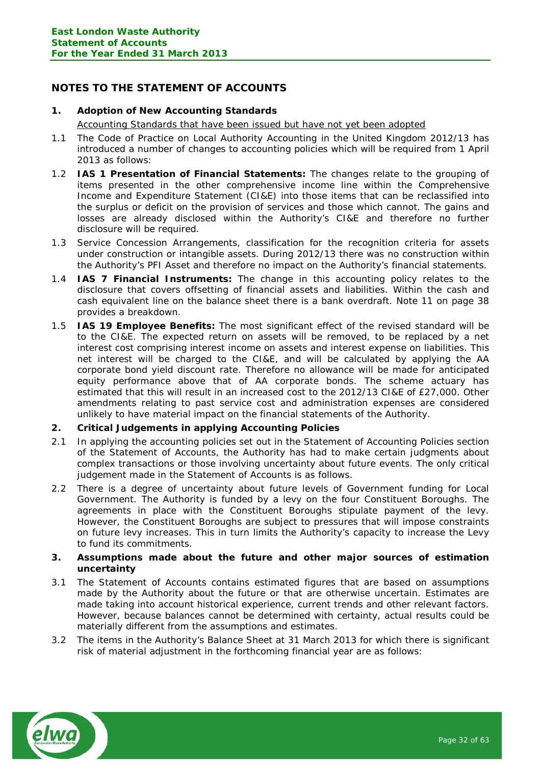## NOTES TO THE STATEMENT OF ACCOUNTS

### 1. Adoption of New Accounting Standards

Accounting Standards that have been issued but have not yet been adopted

1.1 The Code of Practice on Local Authority Accounting in the United Kingdom 2012/13 has introduced a number of changes to accounting policies which will be required from 1 April 2013 as follows:

1.2 **IAS 1 Presentation of Financial Statements:** The changes relate to the grouping of items presented in the other comprehensive income line within the Comprehensive Income and Expenditure Statement (CI&E) into those items that can be reclassified into the surplus or deficit on the provision of services and those which cannot. The gains and losses are already disclosed within the Authority's CI&E and therefore no further disclosure will be required.

1.3 Service Concession Arrangements, classification for the recognition criteria for assets under construction or intangible assets. During 2012/13 there was no construction within the Authority's PFI Asset and therefore no impact on the Authority's financial statements.

1.4 **IAS 7 Financial Instruments:** The change in this accounting policy relates to the disclosure that covers offsetting of financial assets and liabilities. Within the cash and cash equivalent line on the balance sheet there is a bank overdraft. Note 11 on page 38 provides a breakdown.

1.5 **IAS 19 Employee Benefits:** The most significant effect of the revised standard will be to the CI&E. The expected return on assets will be removed, to be replaced by a net interest cost comprising interest income on assets and interest expense on liabilities. This net interest will be charged to the CI&E, and will be calculated by applying the AA corporate bond yield discount rate. Therefore no allowance will be made for anticipated equity performance above that of AA corporate bonds. The scheme actuary has estimated that this will result in an increased cost to the 2012/13 CI&E of £27,000. Other amendments relating to past service cost and administration expenses are considered unlikely to have material impact on the financial statements of the Authority.

### 2. Critical Judgements in applying Accounting Policies

2.1 In applying the accounting policies set out in the Statement of Accounting Policies section of the Statement of Accounts, the Authority has had to make certain judgments about complex transactions or those involving uncertainty about future events. The only critical judgement made in the Statement of Accounts is as follows.

2.2 There is a degree of uncertainty about future levels of Government funding for Local Government. The Authority is funded by a levy on the four Constituent Boroughs. The agreements in place with the Constituent Boroughs stipulate payment of the levy. However, the Constituent Boroughs are subject to pressures that will impose constraints on future levy increases. This in turn limits the Authority's capacity to increase the Levy to fund its commitments.

### 3. Assumptions made about the future and other major sources of estimation uncertainty

3.1 The Statement of Accounts contains estimated figures that are based on assumptions made by the Authority about the future or that are otherwise uncertain. Estimates are made taking into account historical experience, current trends and other relevant factors. However, because balances cannot be determined with certainty, actual results could be materially different from the assumptions and estimates.

3.2 The items in the Authority's Balance Sheet at 31 March 2013 for which there is significant risk of material adjustment in the forthcoming financial year are as follows: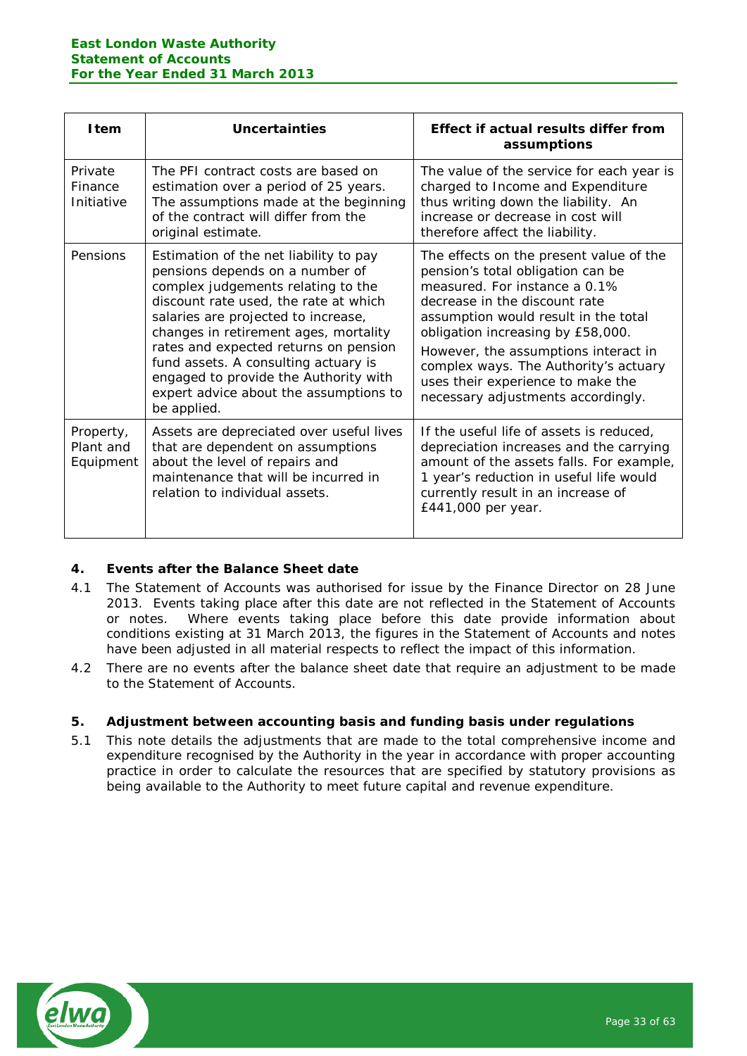| Item | Uncertainties | Effect if actual results differ from assumptions |
|---|---|---|
| Private Finance Initiative | The PFI contract costs are based on estimation over a period of 25 years. The assumptions made at the beginning of the contract will differ from the original estimate. | The value of the service for each year is charged to Income and Expenditure thus writing down the liability. An increase or decrease in cost will therefore affect the liability. |
| Pensions | Estimation of the net liability to pay pensions depends on a number of complex judgements relating to the discount rate used, the rate at which salaries are projected to increase, changes in retirement ages, mortality rates and expected returns on pension fund assets. A consulting actuary is engaged to provide the Authority with expert advice about the assumptions to be applied. | The effects on the present value of the pension's total obligation can be measured. For instance a 0.1% decrease in the discount rate assumption would result in the total obligation increasing by £58,000. However, the assumptions interact in complex ways. The Authority's actuary uses their experience to make the necessary adjustments accordingly. |
| Property, Plant and Equipment | Assets are depreciated over useful lives that are dependent on assumptions about the level of repairs and maintenance that will be incurred in relation to individual assets. | If the useful life of assets is reduced, depreciation increases and the carrying amount of the assets falls. For example, 1 year's reduction in useful life would currently result in an increase of £441,000 per year. |

## 4. Events after the Balance Sheet date

4.1 The Statement of Accounts was authorised for issue by the Finance Director on 28 June 2013. Events taking place after this date are not reflected in the Statement of Accounts or notes. Where events taking place before this date provide information about conditions existing at 31 March 2013, the figures in the Statement of Accounts and notes have been adjusted in all material respects to reflect the impact of this information.

4.2 There are no events after the balance sheet date that require an adjustment to be made to the Statement of Accounts.

## 5. Adjustment between accounting basis and funding basis under regulations

5.1 This note details the adjustments that are made to the total comprehensive income and expenditure recognised by the Authority in the year in accordance with proper accounting practice in order to calculate the resources that are specified by statutory provisions as being available to the Authority to meet future capital and revenue expenditure.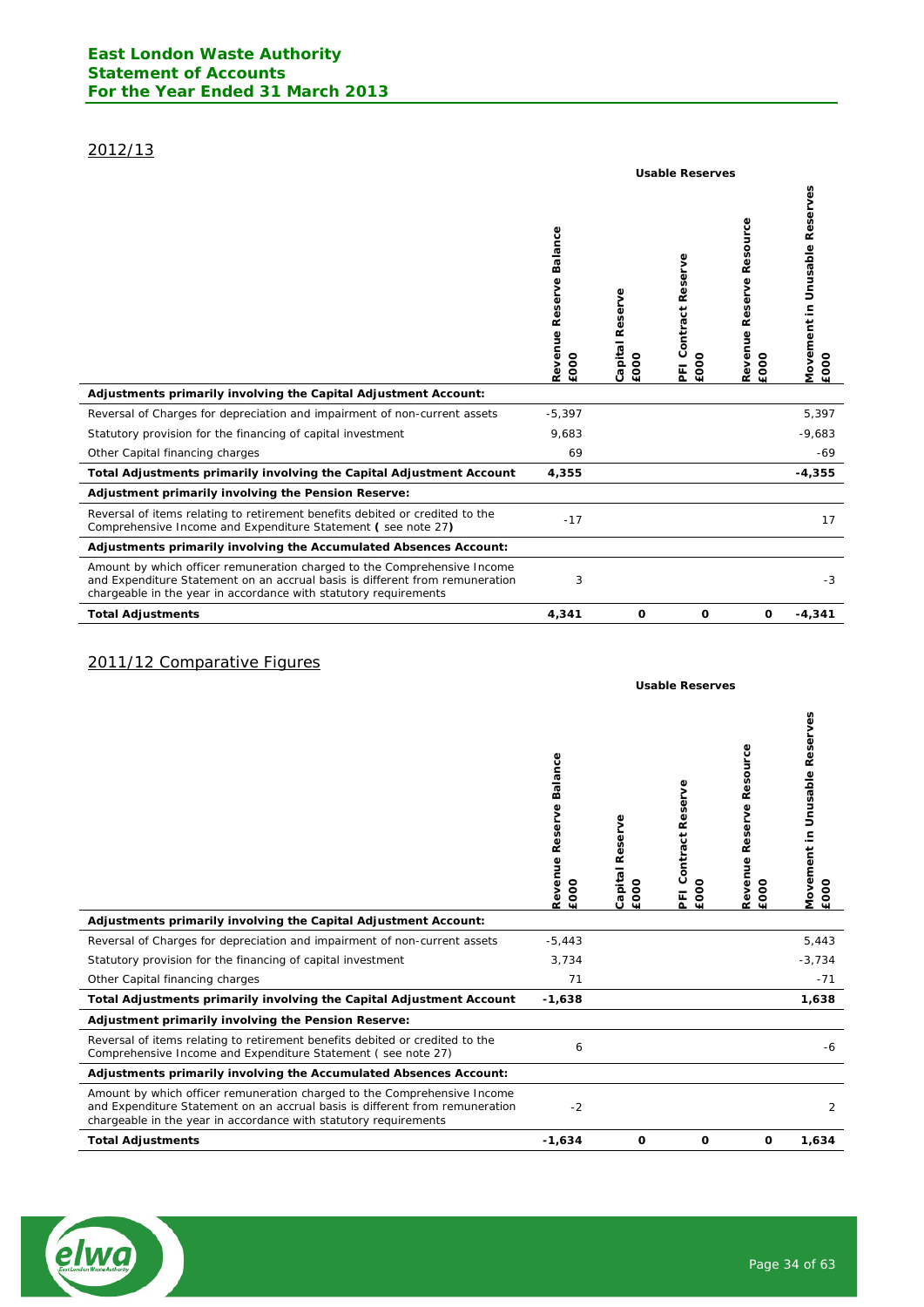## 2012/13

| | Usable Reserves | | | | |
|---|---|---|---|---|---|
| | Revenue Reserve Balance £000 | Capital Reserve £000 | PFI Contract Reserve £000 | Revenue Reserve Resource £000 | Movement in Unusable Reserves £000 |
| **Adjustments primarily involving the Capital Adjustment Account:** | | | | | |
| Reversal of Charges for depreciation and impairment of non-current assets | -5,397 | | | | 5,397 |
| Statutory provision for the financing of capital investment | 9,683 | | | | -9,683 |
| Other Capital financing charges | 69 | | | | -69 |
| **Total Adjustments primarily involving the Capital Adjustment Account** | **4,355** | | | | **-4,355** |
| **Adjustment primarily involving the Pension Reserve:** | | | | | |
| Reversal of items relating to retirement benefits debited or credited to the Comprehensive Income and Expenditure Statement **(** see note 27**)** | -17 | | | | 17 |
| **Adjustments primarily involving the Accumulated Absences Account:** | | | | | |
| Amount by which officer remuneration charged to the Comprehensive Income and Expenditure Statement on an accrual basis is different from remuneration chargeable in the year in accordance with statutory requirements | 3 | | | | -3 |
| **Total Adjustments** | **4,341** | **0** | **0** | **0** | **-4,341** |

## 2011/12 Comparative Figures

| | Usable Reserves | | | | |
|---|---|---|---|---|---|
| | Revenue Reserve Balance £000 | Capital Reserve £000 | PFI Contract Reserve £000 | Revenue Reserve Resource £000 | Movement in Unusable Reserves £000 |
| **Adjustments primarily involving the Capital Adjustment Account:** | | | | | |
| Reversal of Charges for depreciation and impairment of non-current assets | -5,443 | | | | 5,443 |
| Statutory provision for the financing of capital investment | 3,734 | | | | -3,734 |
| Other Capital financing charges | 71 | | | | -71 |
| **Total Adjustments primarily involving the Capital Adjustment Account** | **-1,638** | | | | **1,638** |
| **Adjustment primarily involving the Pension Reserve:** | | | | | |
| Reversal of items relating to retirement benefits debited or credited to the Comprehensive Income and Expenditure Statement ( see note 27) | 6 | | | | -6 |
| **Adjustments primarily involving the Accumulated Absences Account:** | | | | | |
| Amount by which officer remuneration charged to the Comprehensive Income and Expenditure Statement on an accrual basis is different from remuneration chargeable in the year in accordance with statutory requirements | -2 | | | | 2 |
| **Total Adjustments** | **-1,634** | **0** | **0** | **0** | **1,634** |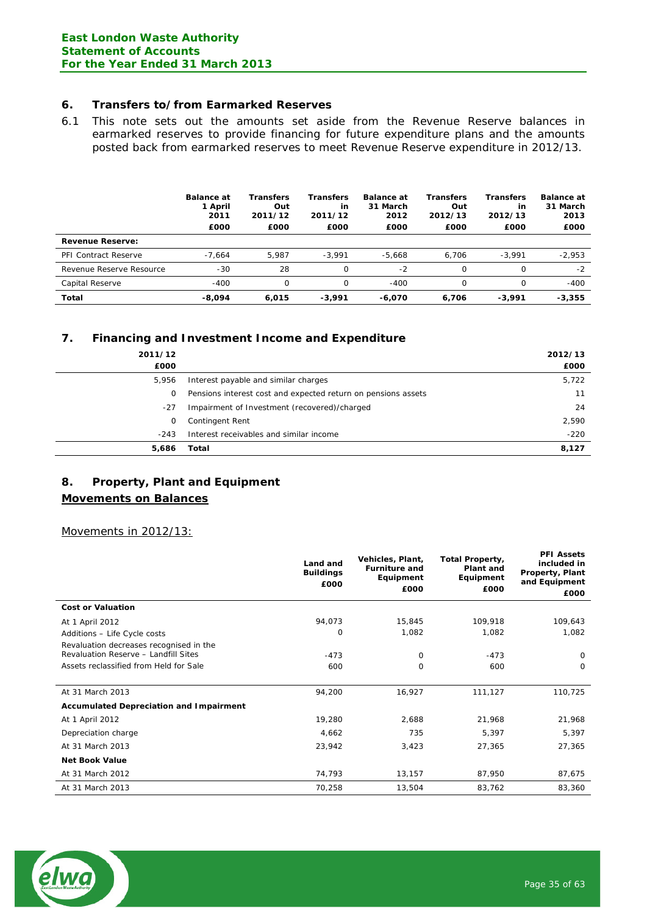## 6. Transfers to/from Earmarked Reserves

6.1 This note sets out the amounts set aside from the Revenue Reserve balances in earmarked reserves to provide financing for future expenditure plans and the amounts posted back from earmarked reserves to meet Revenue Reserve expenditure in 2012/13.

| | Balance at 1 April 2011 £000 | Transfers Out 2011/12 £000 | Transfers in 2011/12 £000 | Balance at 31 March 2012 £000 | Transfers Out 2012/13 £000 | Transfers in 2012/13 £000 | Balance at 31 March 2013 £000 |
|---|---|---|---|---|---|---|---|
| **Revenue Reserve:** | | | | | | | |
| PFI Contract Reserve | -7,664 | 5,987 | -3,991 | -5,668 | 6,706 | -3,991 | -2,953 |
| Revenue Reserve Resource | -30 | 28 | 0 | -2 | 0 | 0 | -2 |
| Capital Reserve | -400 | 0 | 0 | -400 | 0 | 0 | -400 |
| **Total** | **-8,094** | **6,015** | **-3,991** | **-6,070** | **6,706** | **-3,991** | **-3,355** |

## 7. Financing and Investment Income and Expenditure

| 2011/12 £000 | | 2012/13 £000 |
|---|---|---|
| 5,956 | Interest payable and similar charges | 5,722 |
| 0 | Pensions interest cost and expected return on pensions assets | 11 |
| -27 | Impairment of Investment (recovered)/charged | 24 |
| 0 | Contingent Rent | 2,590 |
| -243 | Interest receivables and similar income | -220 |
| **5,686** | **Total** | **8,127** |

## 8. Property, Plant and Equipment

### Movements on Balances

Movements in 2012/13:

| | Land and Buildings £000 | Vehicles, Plant, Furniture and Equipment £000 | Total Property, Plant and Equipment £000 | PFI Assets included in Property, Plant and Equipment £000 |
|---|---|---|---|---|
| **Cost or Valuation** | | | | |
| At 1 April 2012 | 94,073 | 15,845 | 109,918 | 109,643 |
| Additions – Life Cycle costs | 0 | 1,082 | 1,082 | 1,082 |
| Revaluation decreases recognised in the Revaluation Reserve – Landfill Sites | -473 | 0 | -473 | 0 |
| Assets reclassified from Held for Sale | 600 | 0 | 600 | 0 |
| At 31 March 2013 | 94,200 | 16,927 | 111,127 | 110,725 |
| **Accumulated Depreciation and Impairment** | | | | |
| At 1 April 2012 | 19,280 | 2,688 | 21,968 | 21,968 |
| Depreciation charge | 4,662 | 735 | 5,397 | 5,397 |
| At 31 March 2013 | 23,942 | 3,423 | 27,365 | 27,365 |
| **Net Book Value** | | | | |
| At 31 March 2012 | 74,793 | 13,157 | 87,950 | 87,675 |
| At 31 March 2013 | 70,258 | 13,504 | 83,762 | 83,360 |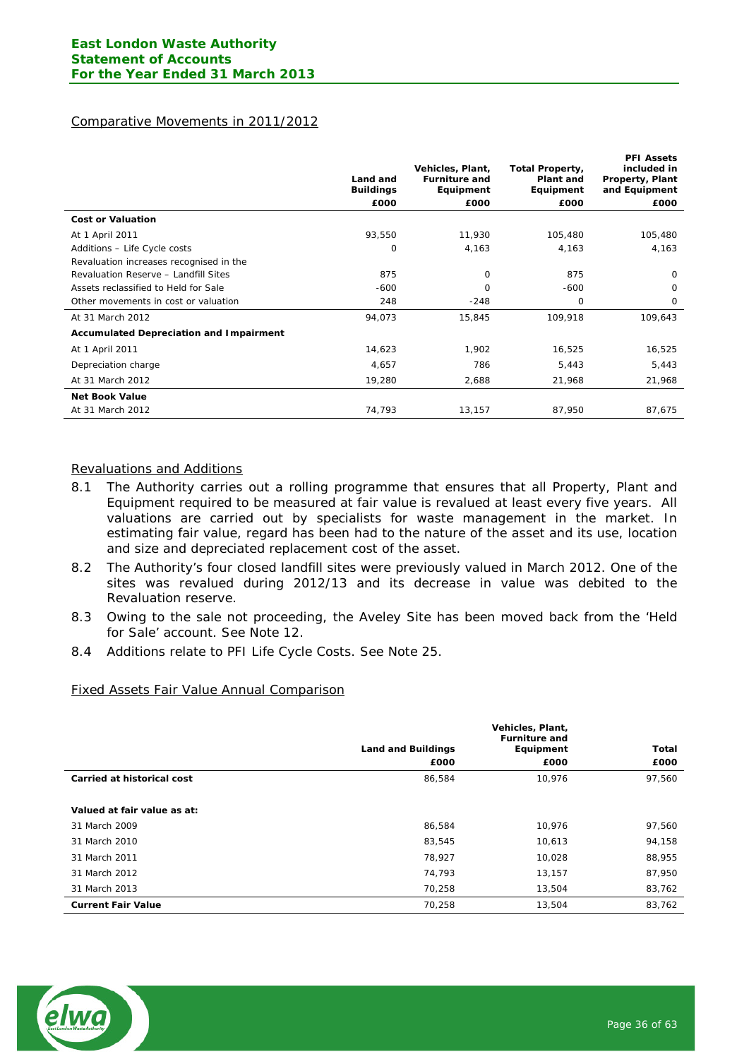## Comparative Movements in 2011/2012

| | Land and Buildings | Vehicles, Plant, Furniture and Equipment | Total Property, Plant and Equipment | PFI Assets included in Property, Plant and Equipment |
|---|---|---|---|---|
| | £000 | £000 | £000 | £000 |
| **Cost or Valuation** | | | | |
| At 1 April 2011 | 93,550 | 11,930 | 105,480 | 105,480 |
| Additions – Life Cycle costs | 0 | 4,163 | 4,163 | 4,163 |
| Revaluation increases recognised in the Revaluation Reserve – Landfill Sites | 875 | 0 | 875 | 0 |
| Assets reclassified to Held for Sale | -600 | 0 | -600 | 0 |
| Other movements in cost or valuation | 248 | -248 | 0 | 0 |
| At 31 March 2012 | 94,073 | 15,845 | 109,918 | 109,643 |
| **Accumulated Depreciation and Impairment** | | | | |
| At 1 April 2011 | 14,623 | 1,902 | 16,525 | 16,525 |
| Depreciation charge | 4,657 | 786 | 5,443 | 5,443 |
| At 31 March 2012 | 19,280 | 2,688 | 21,968 | 21,968 |
| **Net Book Value** | | | | |
| At 31 March 2012 | 74,793 | 13,157 | 87,950 | 87,675 |

## Revaluations and Additions

8.1 The Authority carries out a rolling programme that ensures that all Property, Plant and Equipment required to be measured at fair value is revalued at least every five years. All valuations are carried out by specialists for waste management in the market. In estimating fair value, regard has been had to the nature of the asset and its use, location and size and depreciated replacement cost of the asset.

8.2 The Authority's four closed landfill sites were previously valued in March 2012. One of the sites was revalued during 2012/13 and its decrease in value was debited to the Revaluation reserve.

8.3 Owing to the sale not proceeding, the Aveley Site has been moved back from the 'Held for Sale' account. See Note 12.

8.4 Additions relate to PFI Life Cycle Costs. See Note 25.

## Fixed Assets Fair Value Annual Comparison

| | Land and Buildings | Vehicles, Plant, Furniture and Equipment | Total |
|---|---|---|---|
| | £000 | £000 | £000 |
| **Carried at historical cost** | 86,584 | 10,976 | 97,560 |
| **Valued at fair value as at:** | | | |
| 31 March 2009 | 86,584 | 10,976 | 97,560 |
| 31 March 2010 | 83,545 | 10,613 | 94,158 |
| 31 March 2011 | 78,927 | 10,028 | 88,955 |
| 31 March 2012 | 74,793 | 13,157 | 87,950 |
| 31 March 2013 | 70,258 | 13,504 | 83,762 |
| **Current Fair Value** | 70,258 | 13,504 | 83,762 |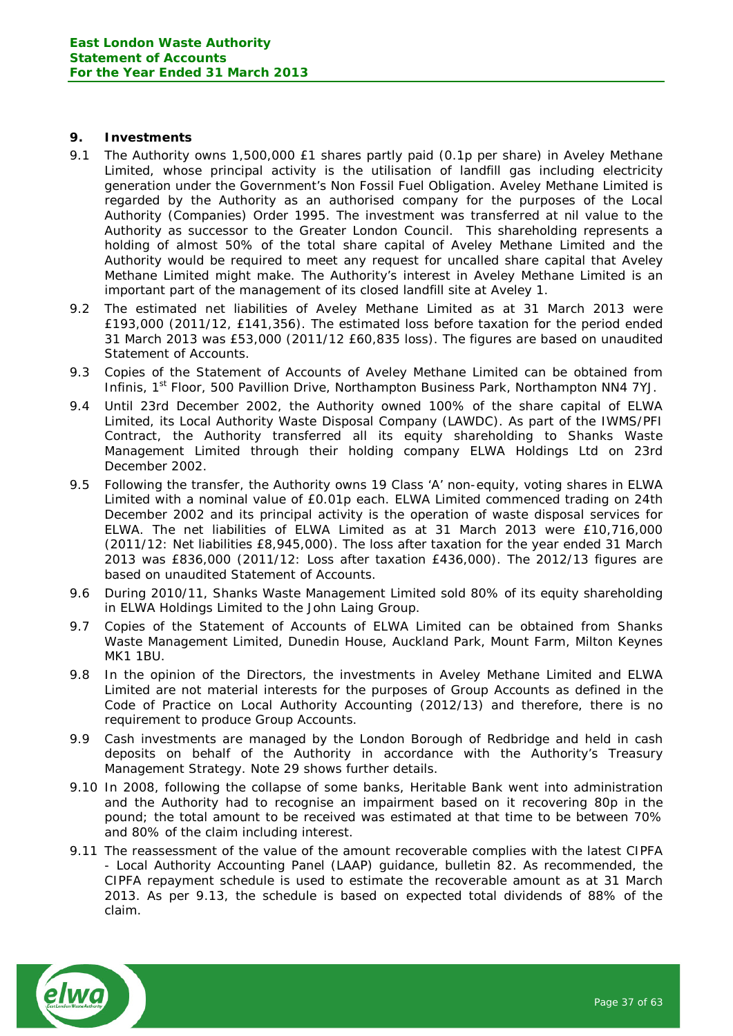## 9. Investments

9.1 The Authority owns 1,500,000 £1 shares partly paid (0.1p per share) in Aveley Methane Limited, whose principal activity is the utilisation of landfill gas including electricity generation under the Government's Non Fossil Fuel Obligation. Aveley Methane Limited is regarded by the Authority as an authorised company for the purposes of the Local Authority (Companies) Order 1995. The investment was transferred at nil value to the Authority as successor to the Greater London Council. This shareholding represents a holding of almost 50% of the total share capital of Aveley Methane Limited and the Authority would be required to meet any request for uncalled share capital that Aveley Methane Limited might make. The Authority's interest in Aveley Methane Limited is an important part of the management of its closed landfill site at Aveley 1.

9.2 The estimated net liabilities of Aveley Methane Limited as at 31 March 2013 were £193,000 (2011/12, £141,356). The estimated loss before taxation for the period ended 31 March 2013 was £53,000 (2011/12 £60,835 loss). The figures are based on unaudited Statement of Accounts.

9.3 Copies of the Statement of Accounts of Aveley Methane Limited can be obtained from Infinis, 1st Floor, 500 Pavillion Drive, Northampton Business Park, Northampton NN4 7YJ.

9.4 Until 23rd December 2002, the Authority owned 100% of the share capital of ELWA Limited, its Local Authority Waste Disposal Company (LAWDC). As part of the IWMS/PFI Contract, the Authority transferred all its equity shareholding to Shanks Waste Management Limited through their holding company ELWA Holdings Ltd on 23rd December 2002.

9.5 Following the transfer, the Authority owns 19 Class 'A' non-equity, voting shares in ELWA Limited with a nominal value of £0.01p each. ELWA Limited commenced trading on 24th December 2002 and its principal activity is the operation of waste disposal services for ELWA. The net liabilities of ELWA Limited as at 31 March 2013 were £10,716,000 (2011/12: Net liabilities £8,945,000). The loss after taxation for the year ended 31 March 2013 was £836,000 (2011/12: Loss after taxation £436,000). The 2012/13 figures are based on unaudited Statement of Accounts.

9.6 During 2010/11, Shanks Waste Management Limited sold 80% of its equity shareholding in ELWA Holdings Limited to the John Laing Group.

9.7 Copies of the Statement of Accounts of ELWA Limited can be obtained from Shanks Waste Management Limited, Dunedin House, Auckland Park, Mount Farm, Milton Keynes MK1 1BU.

9.8 In the opinion of the Directors, the investments in Aveley Methane Limited and ELWA Limited are not material interests for the purposes of Group Accounts as defined in the Code of Practice on Local Authority Accounting (2012/13) and therefore, there is no requirement to produce Group Accounts.

9.9 Cash investments are managed by the London Borough of Redbridge and held in cash deposits on behalf of the Authority in accordance with the Authority's Treasury Management Strategy. Note 29 shows further details.

9.10 In 2008, following the collapse of some banks, Heritable Bank went into administration and the Authority had to recognise an impairment based on it recovering 80p in the pound; the total amount to be received was estimated at that time to be between 70% and 80% of the claim including interest.

9.11 The reassessment of the value of the amount recoverable complies with the latest CIPFA - Local Authority Accounting Panel (LAAP) guidance, bulletin 82. As recommended, the CIPFA repayment schedule is used to estimate the recoverable amount as at 31 March 2013. As per 9.13, the schedule is based on expected total dividends of 88% of the claim.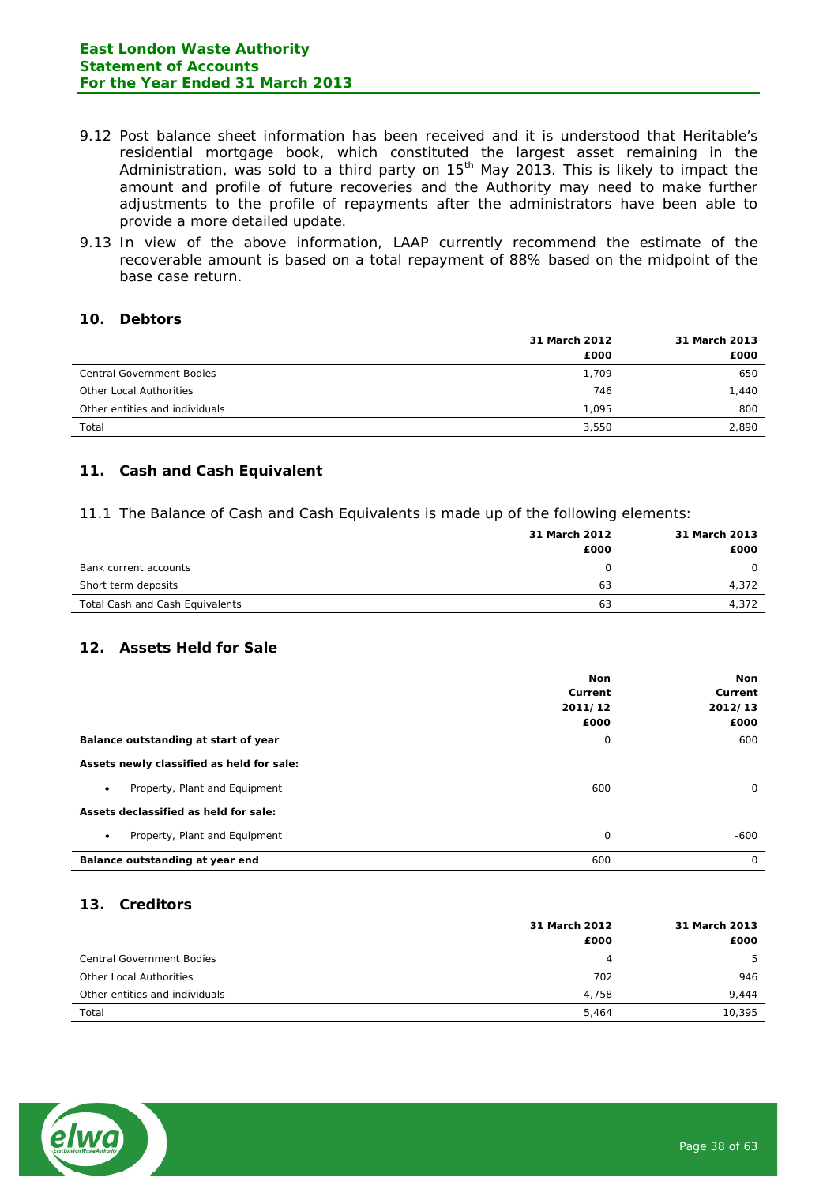9.12 Post balance sheet information has been received and it is understood that Heritable's residential mortgage book, which constituted the largest asset remaining in the Administration, was sold to a third party on 15th May 2013. This is likely to impact the amount and profile of future recoveries and the Authority may need to make further adjustments to the profile of repayments after the administrators have been able to provide a more detailed update.

9.13 In view of the above information, LAAP currently recommend the estimate of the recoverable amount is based on a total repayment of 88% based on the midpoint of the base case return.

## 10. Debtors

| | 31 March 2012 £000 | 31 March 2013 £000 |
|---|---|---|
| Central Government Bodies | 1,709 | 650 |
| Other Local Authorities | 746 | 1,440 |
| Other entities and individuals | 1,095 | 800 |
| Total | 3,550 | 2,890 |

## 11. Cash and Cash Equivalent

11.1 The Balance of Cash and Cash Equivalents is made up of the following elements:

| | 31 March 2012 £000 | 31 March 2013 £000 |
|---|---|---|
| Bank current accounts | 0 | 0 |
| Short term deposits | 63 | 4,372 |
| Total Cash and Cash Equivalents | 63 | 4,372 |

## 12. Assets Held for Sale

| | Non Current 2011/12 £000 | Non Current 2012/13 £000 |
|---|---|---|
| **Balance outstanding at start of year** | 0 | 600 |
| **Assets newly classified as held for sale:** | | |
| • Property, Plant and Equipment | 600 | 0 |
| **Assets declassified as held for sale:** | | |
| • Property, Plant and Equipment | 0 | -600 |
| **Balance outstanding at year end** | 600 | 0 |

## 13. Creditors

| | 31 March 2012 £000 | 31 March 2013 £000 |
|---|---|---|
| Central Government Bodies | 4 | 5 |
| Other Local Authorities | 702 | 946 |
| Other entities and individuals | 4,758 | 9,444 |
| Total | 5,464 | 10,395 |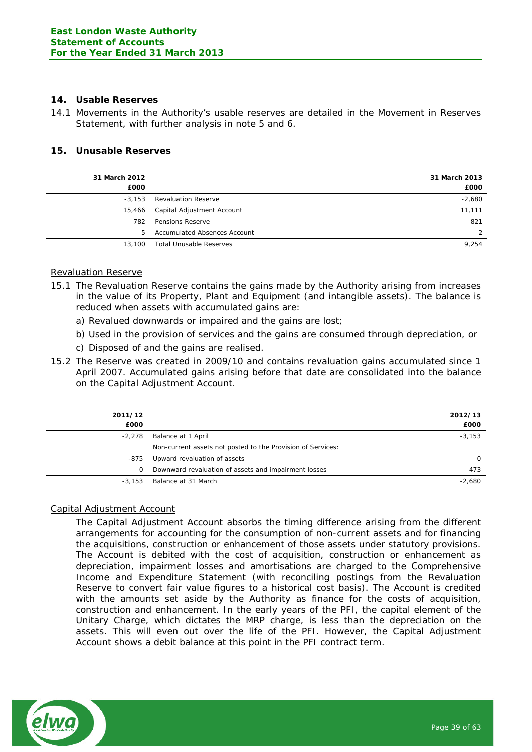## 14. Usable Reserves

14.1 Movements in the Authority's usable reserves are detailed in the Movement in Reserves Statement, with further analysis in note 5 and 6.

## 15. Unusable Reserves

| 31 March 2012 £000 | | 31 March 2013 £000 |
|---|---|---|
| -3,153 | Revaluation Reserve | -2,680 |
| 15,466 | Capital Adjustment Account | 11,111 |
| 782 | Pensions Reserve | 821 |
| 5 | Accumulated Absences Account | 2 |
| 13,100 | Total Unusable Reserves | 9,254 |

### Revaluation Reserve

15.1 The Revaluation Reserve contains the gains made by the Authority arising from increases in the value of its Property, Plant and Equipment (and intangible assets). The balance is reduced when assets with accumulated gains are:

a) Revalued downwards or impaired and the gains are lost;

b) Used in the provision of services and the gains are consumed through depreciation, or

c) Disposed of and the gains are realised.

15.2 The Reserve was created in 2009/10 and contains revaluation gains accumulated since 1 April 2007. Accumulated gains arising before that date are consolidated into the balance on the Capital Adjustment Account.

| 2011/12 £000 | | 2012/13 £000 |
|---|---|---|
| -2,278 | Balance at 1 April | -3,153 |
| | Non-current assets not posted to the Provision of Services: | |
| -875 | Upward revaluation of assets | 0 |
| 0 | Downward revaluation of assets and impairment losses | 473 |
| -3,153 | Balance at 31 March | -2,680 |

### Capital Adjustment Account

The Capital Adjustment Account absorbs the timing difference arising from the different arrangements for accounting for the consumption of non-current assets and for financing the acquisitions, construction or enhancement of those assets under statutory provisions. The Account is debited with the cost of acquisition, construction or enhancement as depreciation, impairment losses and amortisations are charged to the Comprehensive Income and Expenditure Statement (with reconciling postings from the Revaluation Reserve to convert fair value figures to a historical cost basis). The Account is credited with the amounts set aside by the Authority as finance for the costs of acquisition, construction and enhancement. In the early years of the PFI, the capital element of the Unitary Charge, which dictates the MRP charge, is less than the depreciation on the assets. This will even out over the life of the PFI. However, the Capital Adjustment Account shows a debit balance at this point in the PFI contract term.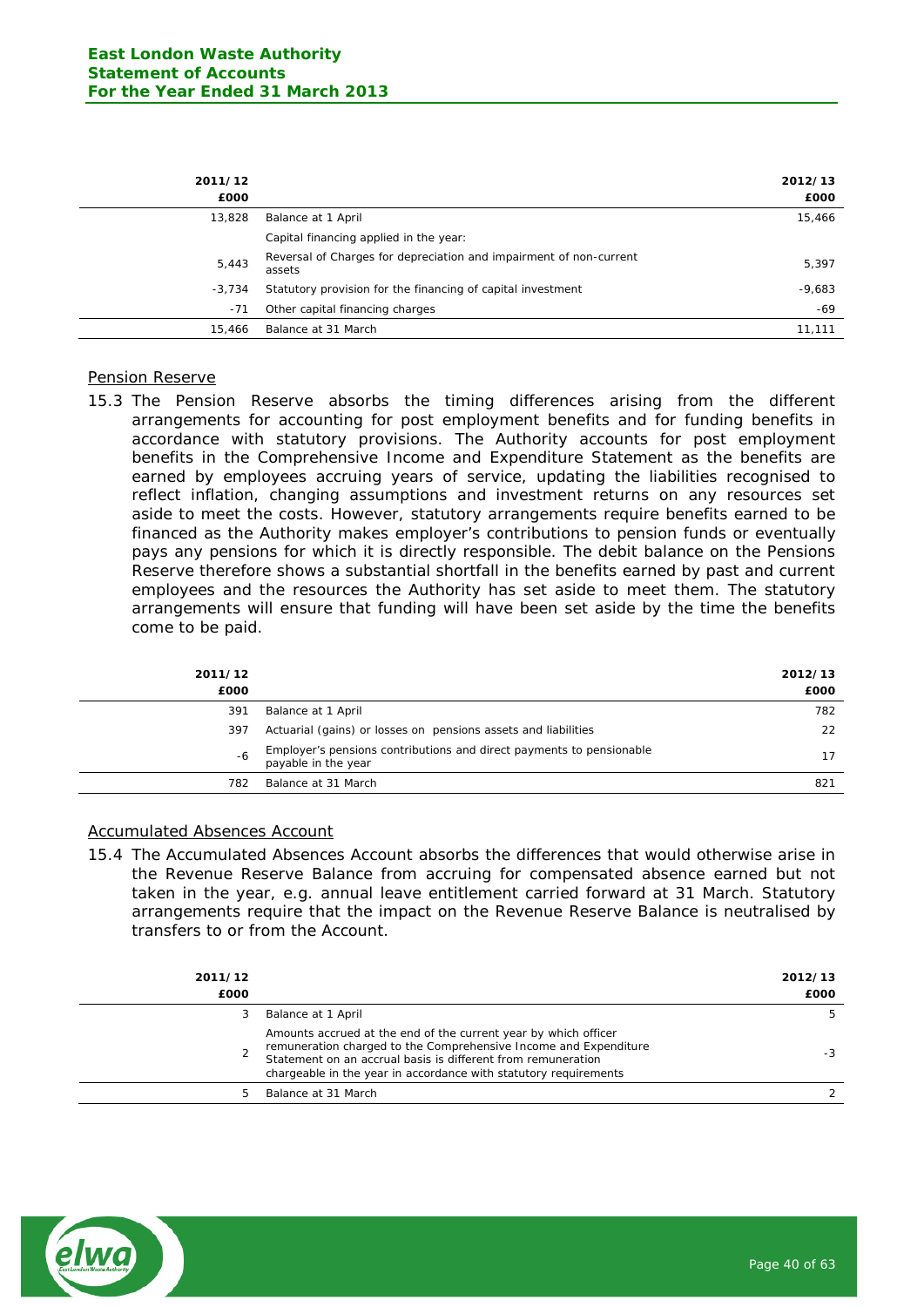| 2011/12 £000 | | 2012/13 £000 |
|---|---|---|
| 13,828 | Balance at 1 April | 15,466 |
| | Capital financing applied in the year: | |
| 5,443 | Reversal of Charges for depreciation and impairment of non-current assets | 5,397 |
| -3,734 | Statutory provision for the financing of capital investment | -9,683 |
| -71 | Other capital financing charges | -69 |
| 15,466 | Balance at 31 March | 11,111 |

## Pension Reserve

15.3 The Pension Reserve absorbs the timing differences arising from the different arrangements for accounting for post employment benefits and for funding benefits in accordance with statutory provisions. The Authority accounts for post employment benefits in the Comprehensive Income and Expenditure Statement as the benefits are earned by employees accruing years of service, updating the liabilities recognised to reflect inflation, changing assumptions and investment returns on any resources set aside to meet the costs. However, statutory arrangements require benefits earned to be financed as the Authority makes employer's contributions to pension funds or eventually pays any pensions for which it is directly responsible. The debit balance on the Pensions Reserve therefore shows a substantial shortfall in the benefits earned by past and current employees and the resources the Authority has set aside to meet them. The statutory arrangements will ensure that funding will have been set aside by the time the benefits come to be paid.

| 2011/12 £000 | | 2012/13 £000 |
|---|---|---|
| 391 | Balance at 1 April | 782 |
| 397 | Actuarial (gains) or losses on pensions assets and liabilities | 22 |
| -6 | Employer's pensions contributions and direct payments to pensionable payable in the year | 17 |
| 782 | Balance at 31 March | 821 |

## Accumulated Absences Account

15.4 The Accumulated Absences Account absorbs the differences that would otherwise arise in the Revenue Reserve Balance from accruing for compensated absence earned but not taken in the year, e.g. annual leave entitlement carried forward at 31 March. Statutory arrangements require that the impact on the Revenue Reserve Balance is neutralised by transfers to or from the Account.

| 2011/12 £000 | | 2012/13 £000 |
|---|---|---|
| 3 | Balance at 1 April | 5 |
| 2 | Amounts accrued at the end of the current year by which officer remuneration charged to the Comprehensive Income and Expenditure Statement on an accrual basis is different from remuneration chargeable in the year in accordance with statutory requirements | -3 |
| 5 | Balance at 31 March | 2 |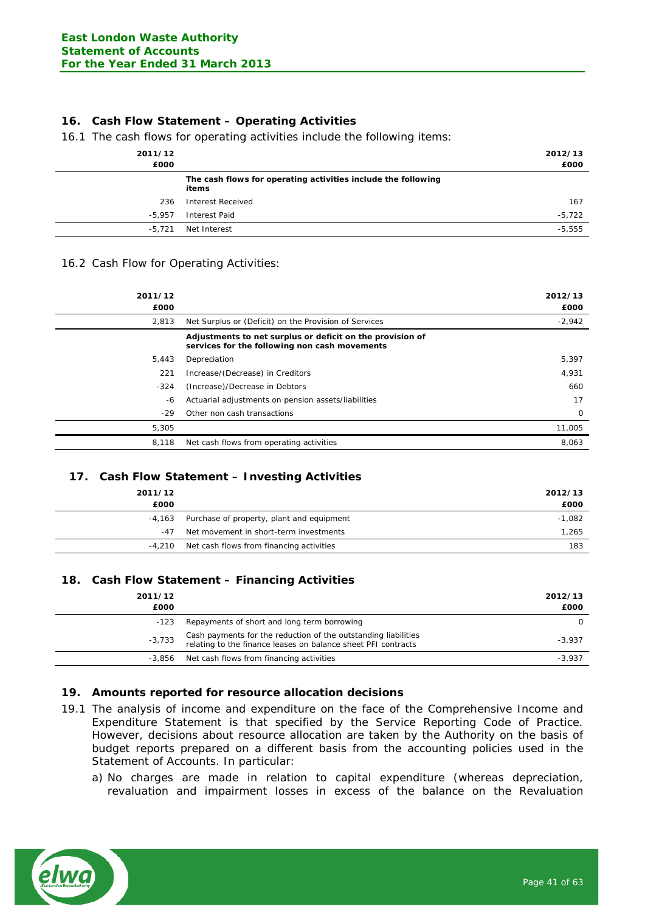## 16. Cash Flow Statement – Operating Activities

16.1 The cash flows for operating activities include the following items:

| 2011/12 £000 | | 2012/13 £000 |
|---|---|---|
| | **The cash flows for operating activities include the following items** | |
| 236 | Interest Received | 167 |
| -5,957 | Interest Paid | -5,722 |
| -5,721 | Net Interest | -5,555 |

16.2 Cash Flow for Operating Activities:

| 2011/12 £000 | | 2012/13 £000 |
|---|---|---|
| 2,813 | Net Surplus or (Deficit) on the Provision of Services | -2,942 |
| | **Adjustments to net surplus or deficit on the provision of services for the following non cash movements** | |
| 5,443 | Depreciation | 5,397 |
| 221 | Increase/(Decrease) in Creditors | 4,931 |
| -324 | (Increase)/Decrease in Debtors | 660 |
| -6 | Actuarial adjustments on pension assets/liabilities | 17 |
| -29 | Other non cash transactions | 0 |
| 5,305 | | 11,005 |
| 8,118 | Net cash flows from operating activities | 8,063 |

## 17. Cash Flow Statement – Investing Activities

| 2011/12 £000 | | 2012/13 £000 |
|---|---|---|
| -4,163 | Purchase of property, plant and equipment | -1,082 |
| -47 | Net movement in short-term investments | 1,265 |
| -4,210 | Net cash flows from financing activities | 183 |

## 18. Cash Flow Statement – Financing Activities

| 2011/12 £000 | | 2012/13 £000 |
|---|---|---|
| -123 | Repayments of short and long term borrowing | 0 |
| -3,733 | Cash payments for the reduction of the outstanding liabilities relating to the finance leases on balance sheet PFI contracts | -3,937 |
| -3,856 | Net cash flows from financing activities | -3,937 |

## 19. Amounts reported for resource allocation decisions

19.1 The analysis of income and expenditure on the face of the Comprehensive Income and Expenditure Statement is that specified by the Service Reporting Code of Practice. However, decisions about resource allocation are taken by the Authority on the basis of budget reports prepared on a different basis from the accounting policies used in the Statement of Accounts. In particular:

a) No charges are made in relation to capital expenditure (whereas depreciation, revaluation and impairment losses in excess of the balance on the Revaluation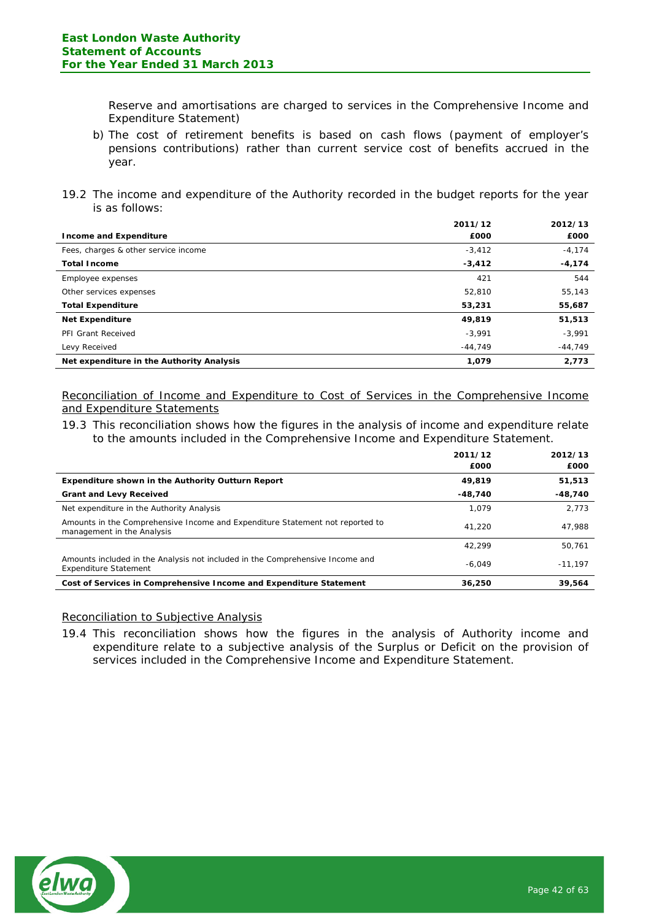Reserve and amortisations are charged to services in the Comprehensive Income and Expenditure Statement)

b) The cost of retirement benefits is based on cash flows (payment of employer's pensions contributions) rather than current service cost of benefits accrued in the year.

19.2 The income and expenditure of the Authority recorded in the budget reports for the year is as follows:

| Income and Expenditure | 2011/12 £000 | 2012/13 £000 |
|---|---|---|
| Fees, charges & other service income | -3,412 | -4,174 |
| **Total Income** | **-3,412** | **-4,174** |
| Employee expenses | 421 | 544 |
| Other services expenses | 52,810 | 55,143 |
| **Total Expenditure** | **53,231** | **55,687** |
| **Net Expenditure** | **49,819** | **51,513** |
| PFI Grant Received | -3,991 | -3,991 |
| Levy Received | -44,749 | -44,749 |
| **Net expenditure in the Authority Analysis** | **1,079** | **2,773** |

<u>Reconciliation of Income and Expenditure to Cost of Services in the Comprehensive Income and Expenditure Statements</u>

19.3 This reconciliation shows how the figures in the analysis of income and expenditure relate to the amounts included in the Comprehensive Income and Expenditure Statement.

| | 2011/12 £000 | 2012/13 £000 |
|---|---|---|
| **Expenditure shown in the Authority Outturn Report** | **49,819** | **51,513** |
| **Grant and Levy Received** | **-48,740** | **-48,740** |
| Net expenditure in the Authority Analysis | 1,079 | 2,773 |
| Amounts in the Comprehensive Income and Expenditure Statement not reported to management in the Analysis | 41,220 | 47,988 |
| | 42,299 | 50,761 |
| Amounts included in the Analysis not included in the Comprehensive Income and Expenditure Statement | -6,049 | -11,197 |
| **Cost of Services in Comprehensive Income and Expenditure Statement** | **36,250** | **39,564** |

<u>Reconciliation to Subjective Analysis</u>

19.4 This reconciliation shows how the figures in the analysis of Authority income and expenditure relate to a subjective analysis of the Surplus or Deficit on the provision of services included in the Comprehensive Income and Expenditure Statement.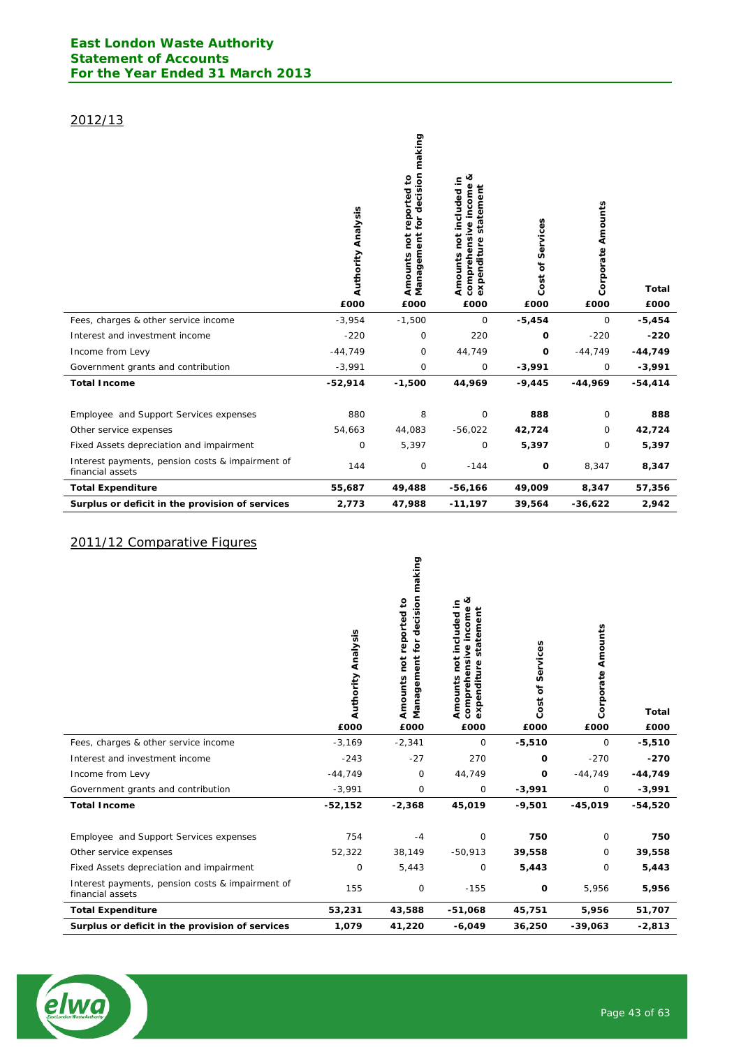## 2012/13

| | Authority Analysis | Amounts not reported to Management for decision making | Amounts not included in comprehensive income & expenditure statement | Cost of Services | Corporate Amounts | Total |
|---|---|---|---|---|---|---|
| | £000 | £000 | £000 | £000 | £000 | £000 |
| Fees, charges & other service income | -3,954 | -1,500 | 0 | **-5,454** | 0 | **-5,454** |
| Interest and investment income | -220 | 0 | 220 | **0** | -220 | **-220** |
| Income from Levy | -44,749 | 0 | 44,749 | **0** | -44,749 | **-44,749** |
| Government grants and contribution | -3,991 | 0 | 0 | **-3,991** | 0 | **-3,991** |
| **Total Income** | **-52,914** | **-1,500** | **44,969** | **-9,445** | **-44,969** | **-54,414** |
| | | | | | | |
| Employee and Support Services expenses | 880 | 8 | 0 | **888** | 0 | **888** |
| Other service expenses | 54,663 | 44,083 | -56,022 | **42,724** | 0 | **42,724** |
| Fixed Assets depreciation and impairment | 0 | 5,397 | 0 | **5,397** | 0 | **5,397** |
| Interest payments, pension costs & impairment of financial assets | 144 | 0 | -144 | **0** | 8,347 | **8,347** |
| **Total Expenditure** | **55,687** | **49,488** | **-56,166** | **49,009** | **8,347** | **57,356** |
| **Surplus or deficit in the provision of services** | **2,773** | **47,988** | **-11,197** | **39,564** | **-36,622** | **2,942** |

## 2011/12 Comparative Figures

| | Authority Analysis | Amounts not reported to Management for decision making | Amounts not included in comprehensive income & expenditure statement | Cost of Services | Corporate Amounts | Total |
|---|---|---|---|---|---|---|
| | £000 | £000 | £000 | £000 | £000 | £000 |
| Fees, charges & other service income | -3,169 | -2,341 | 0 | **-5,510** | 0 | **-5,510** |
| Interest and investment income | -243 | -27 | 270 | **0** | -270 | **-270** |
| Income from Levy | -44,749 | 0 | 44,749 | **0** | -44,749 | **-44,749** |
| Government grants and contribution | -3,991 | 0 | 0 | **-3,991** | 0 | **-3,991** |
| **Total Income** | **-52,152** | **-2,368** | **45,019** | **-9,501** | **-45,019** | **-54,520** |
| | | | | | | |
| Employee and Support Services expenses | 754 | -4 | 0 | **750** | 0 | **750** |
| Other service expenses | 52,322 | 38,149 | -50,913 | **39,558** | 0 | **39,558** |
| Fixed Assets depreciation and impairment | 0 | 5,443 | 0 | **5,443** | 0 | **5,443** |
| Interest payments, pension costs & impairment of financial assets | 155 | 0 | -155 | **0** | 5,956 | **5,956** |
| **Total Expenditure** | **53,231** | **43,588** | **-51,068** | **45,751** | **5,956** | **51,707** |
| **Surplus or deficit in the provision of services** | **1,079** | **41,220** | **-6,049** | **36,250** | **-39,063** | **-2,813** |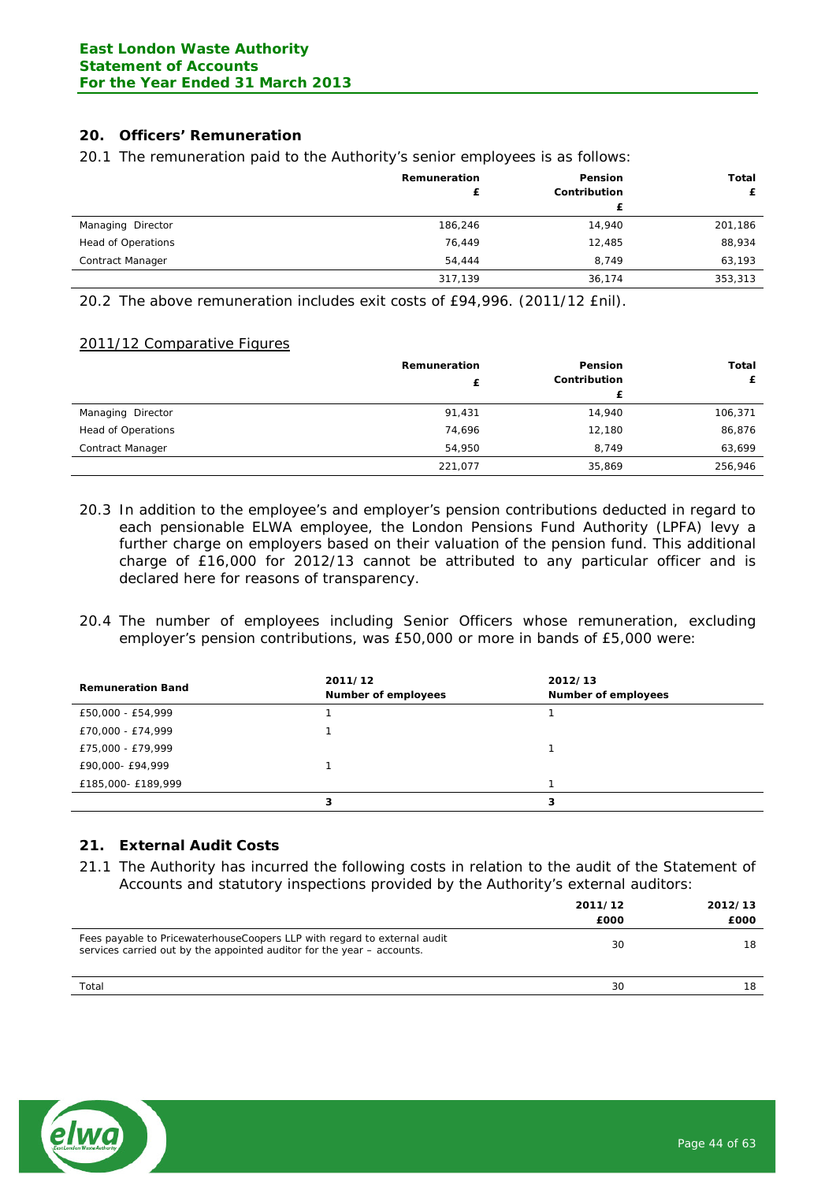## 20. Officers' Remuneration

20.1 The remuneration paid to the Authority's senior employees is as follows:

| | Remuneration £ | Pension Contribution £ | Total £ |
|---|---|---|---|
| Managing Director | 186,246 | 14,940 | 201,186 |
| Head of Operations | 76,449 | 12,485 | 88,934 |
| Contract Manager | 54,444 | 8,749 | 63,193 |
| | 317,139 | 36,174 | 353,313 |

20.2 The above remuneration includes exit costs of £94,996. (2011/12 £nil).

2011/12 Comparative Figures

| | Remuneration £ | Pension Contribution £ | Total £ |
|---|---|---|---|
| Managing Director | 91,431 | 14,940 | 106,371 |
| Head of Operations | 74,696 | 12,180 | 86,876 |
| Contract Manager | 54,950 | 8,749 | 63,699 |
| | 221,077 | 35,869 | 256,946 |

20.3 In addition to the employee's and employer's pension contributions deducted in regard to each pensionable ELWA employee, the London Pensions Fund Authority (LPFA) levy a further charge on employers based on their valuation of the pension fund. This additional charge of £16,000 for 2012/13 cannot be attributed to any particular officer and is declared here for reasons of transparency.

20.4 The number of employees including Senior Officers whose remuneration, excluding employer's pension contributions, was £50,000 or more in bands of £5,000 were:

| Remuneration Band | 2011/12 Number of employees | 2012/13 Number of employees |
|---|---|---|
| £50,000 - £54,999 | 1 | 1 |
| £70,000 - £74,999 | 1 | |
| £75,000 - £79,999 | | 1 |
| £90,000- £94,999 | 1 | |
| £185,000- £189,999 | | 1 |
| | 3 | 3 |

## 21. External Audit Costs

21.1 The Authority has incurred the following costs in relation to the audit of the Statement of Accounts and statutory inspections provided by the Authority's external auditors:

| | 2011/12 £000 | 2012/13 £000 |
|---|---|---|
| Fees payable to PricewaterhouseCoopers LLP with regard to external audit services carried out by the appointed auditor for the year – accounts. | 30 | 18 |
| Total | 30 | 18 |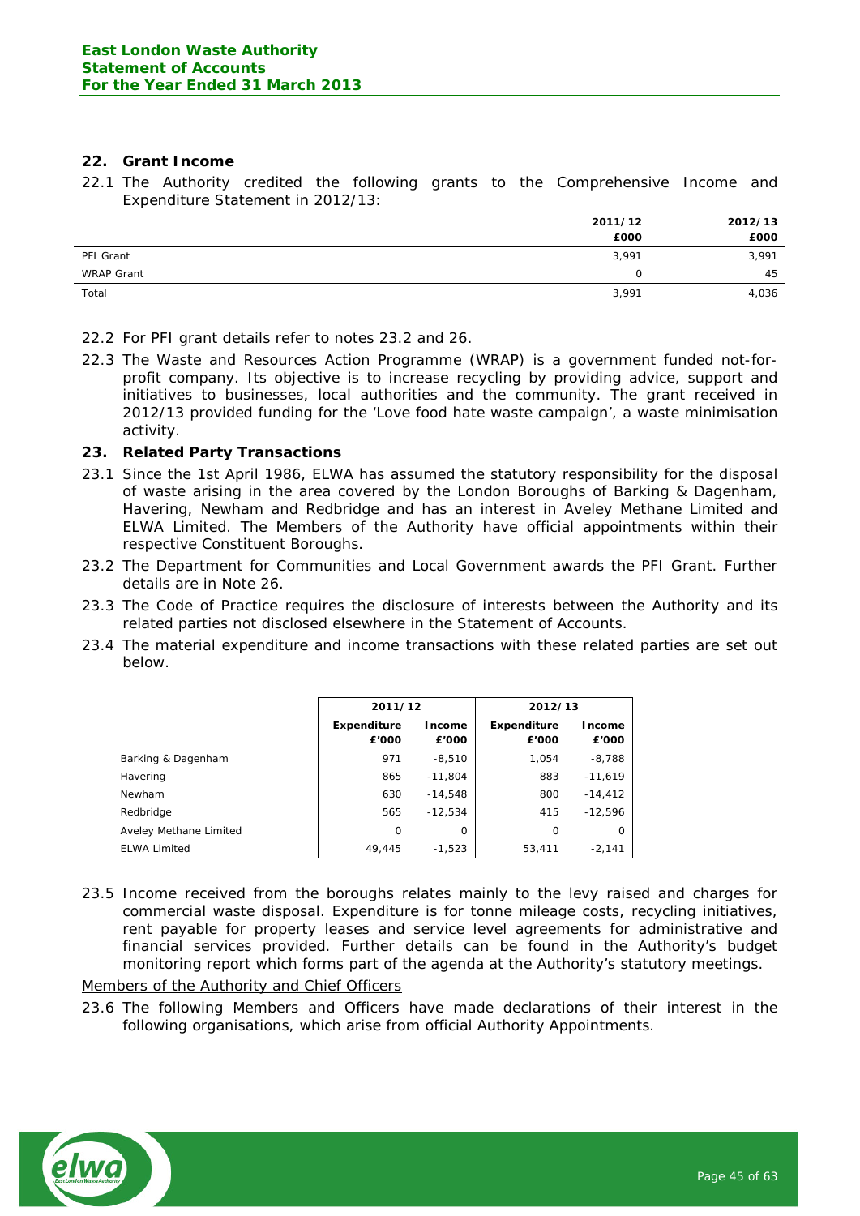## 22. Grant Income

22.1 The Authority credited the following grants to the Comprehensive Income and Expenditure Statement in 2012/13:

| | 2011/12<br>£000 | 2012/13<br>£000 |
|---|---|---|
| PFI Grant | 3,991 | 3,991 |
| WRAP Grant | 0 | 45 |
| Total | 3,991 | 4,036 |

22.2 For PFI grant details refer to notes 23.2 and 26.

22.3 The Waste and Resources Action Programme (WRAP) is a government funded not-for-profit company. Its objective is to increase recycling by providing advice, support and initiatives to businesses, local authorities and the community. The grant received in 2012/13 provided funding for the 'Love food hate waste campaign', a waste minimisation activity.

## 23. Related Party Transactions

23.1 Since the 1st April 1986, ELWA has assumed the statutory responsibility for the disposal of waste arising in the area covered by the London Boroughs of Barking & Dagenham, Havering, Newham and Redbridge and has an interest in Aveley Methane Limited and ELWA Limited. The Members of the Authority have official appointments within their respective Constituent Boroughs.

23.2 The Department for Communities and Local Government awards the PFI Grant. Further details are in Note 26.

23.3 The Code of Practice requires the disclosure of interests between the Authority and its related parties not disclosed elsewhere in the Statement of Accounts.

23.4 The material expenditure and income transactions with these related parties are set out below.

| | 2011/12 | | 2012/13 | |
|---|---|---|---|---|
| | Expenditure £'000 | Income £'000 | Expenditure £'000 | Income £'000 |
| Barking & Dagenham | 971 | -8,510 | 1,054 | -8,788 |
| Havering | 865 | -11,804 | 883 | -11,619 |
| Newham | 630 | -14,548 | 800 | -14,412 |
| Redbridge | 565 | -12,534 | 415 | -12,596 |
| Aveley Methane Limited | 0 | 0 | 0 | 0 |
| ELWA Limited | 49,445 | -1,523 | 53,411 | -2,141 |

23.5 Income received from the boroughs relates mainly to the levy raised and charges for commercial waste disposal. Expenditure is for tonne mileage costs, recycling initiatives, rent payable for property leases and service level agreements for administrative and financial services provided. Further details can be found in the Authority's budget monitoring report which forms part of the agenda at the Authority's statutory meetings.

Members of the Authority and Chief Officers

23.6 The following Members and Officers have made declarations of their interest in the following organisations, which arise from official Authority Appointments.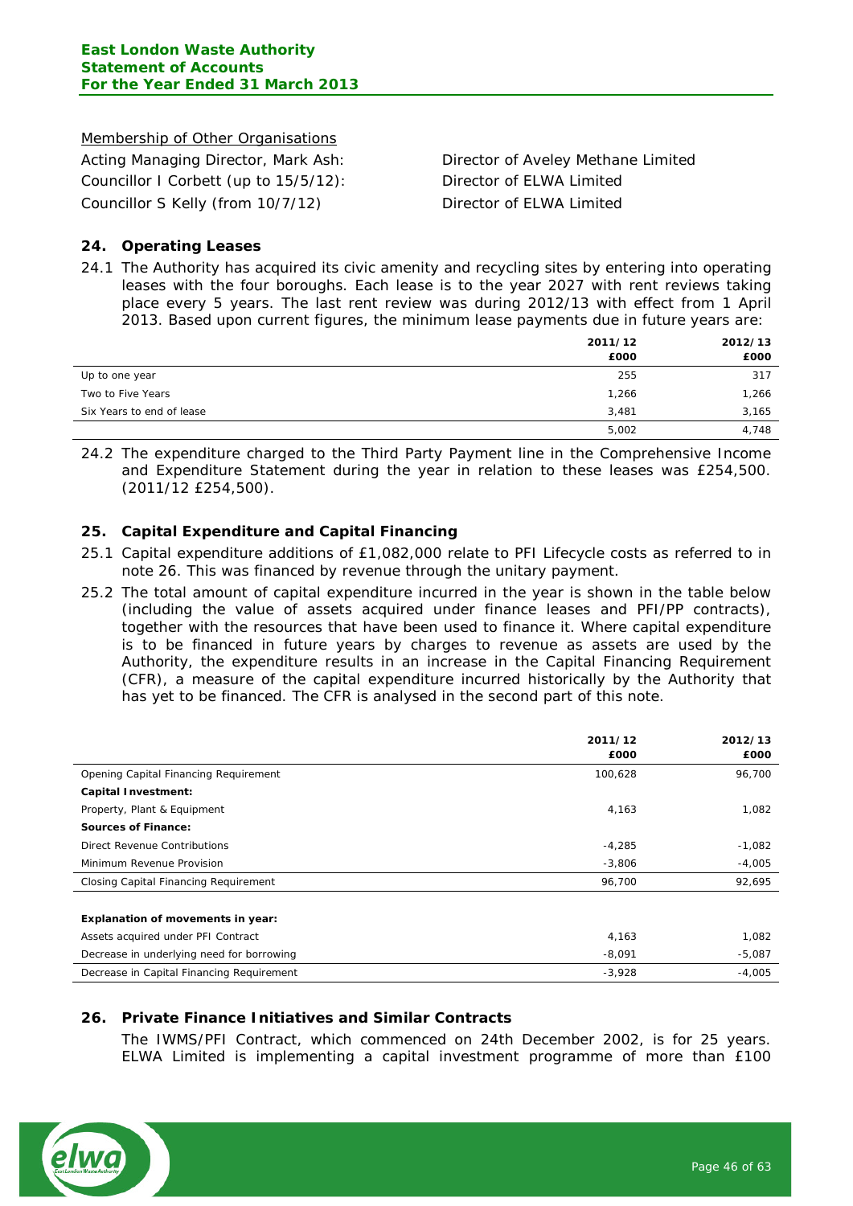Membership of Other Organisations

Acting Managing Director, Mark Ash: Director of Aveley Methane Limited
Councillor I Corbett (up to 15/5/12): Director of ELWA Limited
Councillor S Kelly (from 10/7/12) Director of ELWA Limited

## 24. Operating Leases

24.1 The Authority has acquired its civic amenity and recycling sites by entering into operating leases with the four boroughs. Each lease is to the year 2027 with rent reviews taking place every 5 years. The last rent review was during 2012/13 with effect from 1 April 2013. Based upon current figures, the minimum lease payments due in future years are:

| | 2011/12 £000 | 2012/13 £000 |
|---|---|---|
| Up to one year | 255 | 317 |
| Two to Five Years | 1,266 | 1,266 |
| Six Years to end of lease | 3,481 | 3,165 |
| | 5,002 | 4,748 |

24.2 The expenditure charged to the Third Party Payment line in the Comprehensive Income and Expenditure Statement during the year in relation to these leases was £254,500. (2011/12 £254,500).

## 25. Capital Expenditure and Capital Financing

25.1 Capital expenditure additions of £1,082,000 relate to PFI Lifecycle costs as referred to in note 26. This was financed by revenue through the unitary payment.

25.2 The total amount of capital expenditure incurred in the year is shown in the table below (including the value of assets acquired under finance leases and PFI/PP contracts), together with the resources that have been used to finance it. Where capital expenditure is to be financed in future years by charges to revenue as assets are used by the Authority, the expenditure results in an increase in the Capital Financing Requirement (CFR), a measure of the capital expenditure incurred historically by the Authority that has yet to be financed. The CFR is analysed in the second part of this note.

| | 2011/12 £000 | 2012/13 £000 |
|---|---|---|
| Opening Capital Financing Requirement | 100,628 | 96,700 |
| **Capital Investment:** | | |
| Property, Plant & Equipment | 4,163 | 1,082 |
| **Sources of Finance:** | | |
| Direct Revenue Contributions | -4,285 | -1,082 |
| Minimum Revenue Provision | -3,806 | -4,005 |
| Closing Capital Financing Requirement | 96,700 | 92,695 |
| | | |
| **Explanation of movements in year:** | | |
| Assets acquired under PFI Contract | 4,163 | 1,082 |
| Decrease in underlying need for borrowing | -8,091 | -5,087 |
| Decrease in Capital Financing Requirement | -3,928 | -4,005 |

## 26. Private Finance Initiatives and Similar Contracts

The IWMS/PFI Contract, which commenced on 24th December 2002, is for 25 years. ELWA Limited is implementing a capital investment programme of more than £100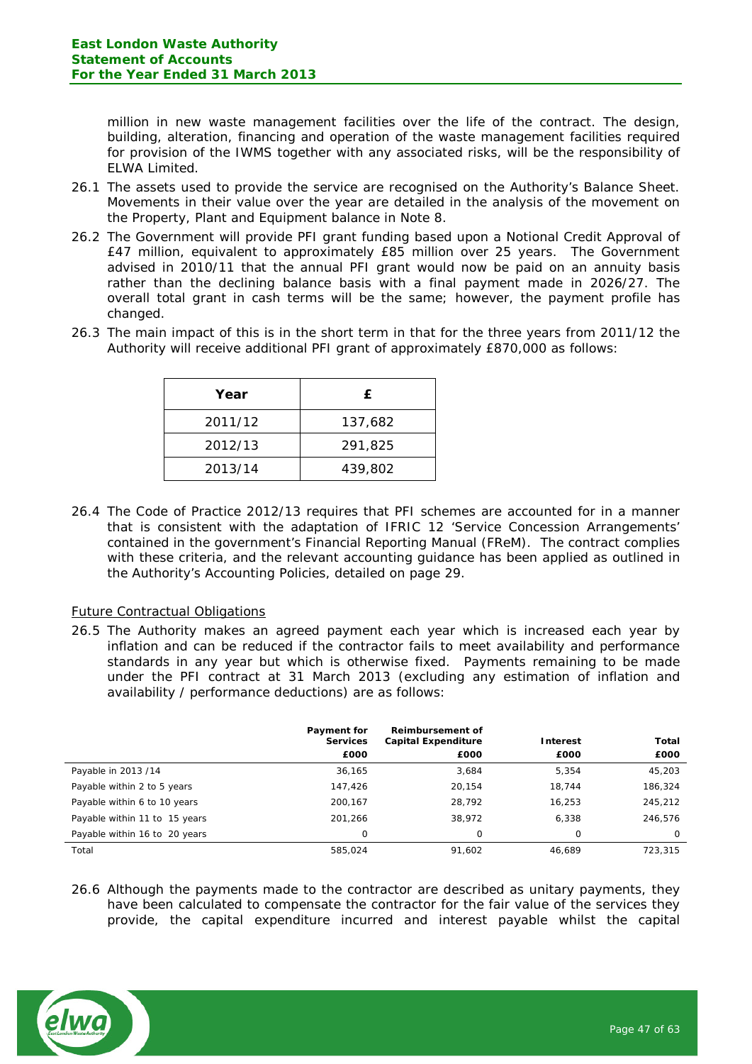million in new waste management facilities over the life of the contract. The design, building, alteration, financing and operation of the waste management facilities required for provision of the IWMS together with any associated risks, will be the responsibility of ELWA Limited.

26.1 The assets used to provide the service are recognised on the Authority's Balance Sheet. Movements in their value over the year are detailed in the analysis of the movement on the Property, Plant and Equipment balance in Note 8.

26.2 The Government will provide PFI grant funding based upon a Notional Credit Approval of £47 million, equivalent to approximately £85 million over 25 years. The Government advised in 2010/11 that the annual PFI grant would now be paid on an annuity basis rather than the declining balance basis with a final payment made in 2026/27. The overall total grant in cash terms will be the same; however, the payment profile has changed.

26.3 The main impact of this is in the short term in that for the three years from 2011/12 the Authority will receive additional PFI grant of approximately £870,000 as follows:

| Year | £ |
|---|---|
| 2011/12 | 137,682 |
| 2012/13 | 291,825 |
| 2013/14 | 439,802 |

26.4 The Code of Practice 2012/13 requires that PFI schemes are accounted for in a manner that is consistent with the adaptation of IFRIC 12 'Service Concession Arrangements' contained in the government's Financial Reporting Manual (FReM). The contract complies with these criteria, and the relevant accounting guidance has been applied as outlined in the Authority's Accounting Policies, detailed on page 29.

Future Contractual Obligations

26.5 The Authority makes an agreed payment each year which is increased each year by inflation and can be reduced if the contractor fails to meet availability and performance standards in any year but which is otherwise fixed. Payments remaining to be made under the PFI contract at 31 March 2013 (excluding any estimation of inflation and availability / performance deductions) are as follows:

| | Payment for Services £000 | Reimbursement of Capital Expenditure £000 | Interest £000 | Total £000 |
|---|---|---|---|---|
| Payable in 2013 /14 | 36,165 | 3,684 | 5,354 | 45,203 |
| Payable within 2 to 5 years | 147,426 | 20,154 | 18,744 | 186,324 |
| Payable within 6 to 10 years | 200,167 | 28,792 | 16,253 | 245,212 |
| Payable within 11 to 15 years | 201,266 | 38,972 | 6,338 | 246,576 |
| Payable within 16 to 20 years | 0 | 0 | 0 | 0 |
| Total | 585,024 | 91,602 | 46,689 | 723,315 |

26.6 Although the payments made to the contractor are described as unitary payments, they have been calculated to compensate the contractor for the fair value of the services they provide, the capital expenditure incurred and interest payable whilst the capital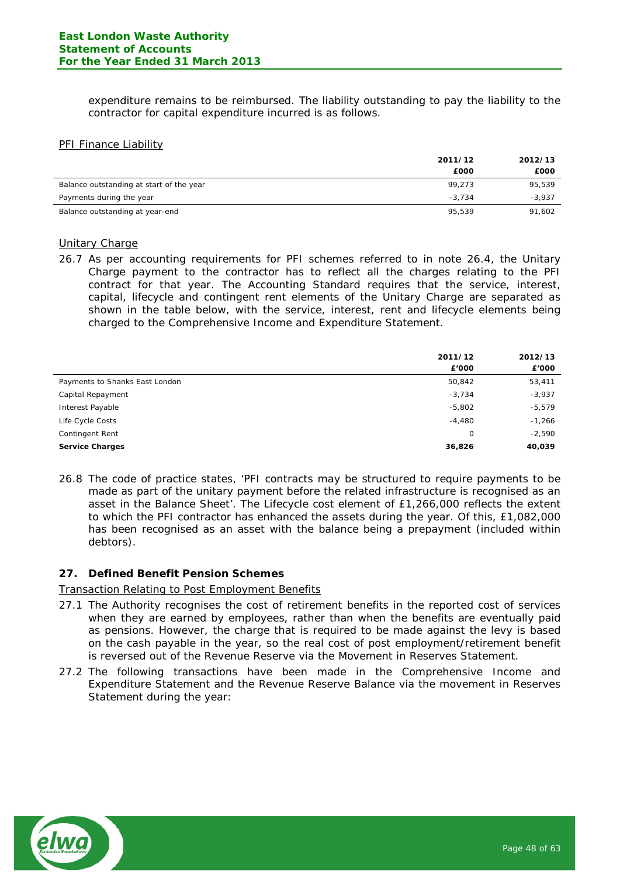expenditure remains to be reimbursed. The liability outstanding to pay the liability to the contractor for capital expenditure incurred is as follows.

PFI Finance Liability

| | 2011/12 £000 | 2012/13 £000 |
|---|---|---|
| Balance outstanding at start of the year | 99,273 | 95,539 |
| Payments during the year | -3,734 | -3,937 |
| Balance outstanding at year-end | 95,539 | 91,602 |

Unitary Charge

26.7 As per accounting requirements for PFI schemes referred to in note 26.4, the Unitary Charge payment to the contractor has to reflect all the charges relating to the PFI contract for that year. The Accounting Standard requires that the service, interest, capital, lifecycle and contingent rent elements of the Unitary Charge are separated as shown in the table below, with the service, interest, rent and lifecycle elements being charged to the Comprehensive Income and Expenditure Statement.

| | 2011/12 £'000 | 2012/13 £'000 |
|---|---|---|
| Payments to Shanks East London | 50,842 | 53,411 |
| Capital Repayment | -3,734 | -3,937 |
| Interest Payable | -5,802 | -5,579 |
| Life Cycle Costs | -4,480 | -1,266 |
| Contingent Rent | 0 | -2,590 |
| **Service Charges** | **36,826** | **40,039** |

26.8 The code of practice states, 'PFI contracts may be structured to require payments to be made as part of the unitary payment before the related infrastructure is recognised as an asset in the Balance Sheet'. The Lifecycle cost element of £1,266,000 reflects the extent to which the PFI contractor has enhanced the assets during the year. Of this, £1,082,000 has been recognised as an asset with the balance being a prepayment (included within debtors).

## 27. Defined Benefit Pension Schemes

Transaction Relating to Post Employment Benefits

27.1 The Authority recognises the cost of retirement benefits in the reported cost of services when they are earned by employees, rather than when the benefits are eventually paid as pensions. However, the charge that is required to be made against the levy is based on the cash payable in the year, so the real cost of post employment/retirement benefit is reversed out of the Revenue Reserve via the Movement in Reserves Statement.

27.2 The following transactions have been made in the Comprehensive Income and Expenditure Statement and the Revenue Reserve Balance via the movement in Reserves Statement during the year: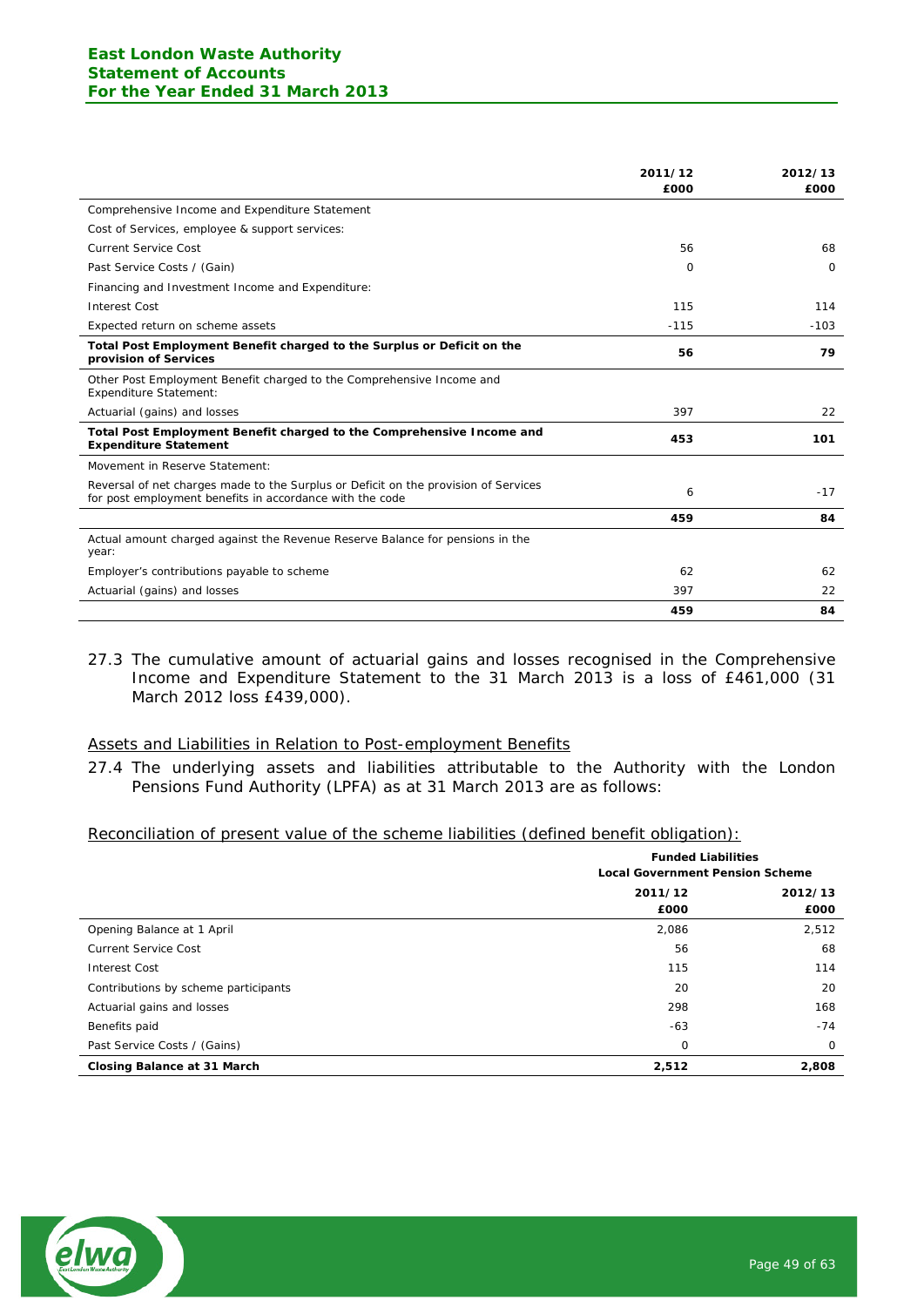| | 2011/12 | 2012/13 |
|---|---|---|
| | £000 | £000 |
| Comprehensive Income and Expenditure Statement | | |
| Cost of Services, employee & support services: | | |
| Current Service Cost | 56 | 68 |
| Past Service Costs / (Gain) | 0 | 0 |
| Financing and Investment Income and Expenditure: | | |
| Interest Cost | 115 | 114 |
| Expected return on scheme assets | -115 | -103 |
| **Total Post Employment Benefit charged to the Surplus or Deficit on the provision of Services** | **56** | **79** |
| Other Post Employment Benefit charged to the Comprehensive Income and Expenditure Statement: | | |
| Actuarial (gains) and losses | 397 | 22 |
| **Total Post Employment Benefit charged to the Comprehensive Income and Expenditure Statement** | **453** | **101** |
| Movement in Reserve Statement: | | |
| Reversal of net charges made to the Surplus or Deficit on the provision of Services for post employment benefits in accordance with the code | 6 | -17 |
| | **459** | **84** |
| Actual amount charged against the Revenue Reserve Balance for pensions in the year: | | |
| Employer's contributions payable to scheme | 62 | 62 |
| Actuarial (gains) and losses | 397 | 22 |
| | **459** | **84** |

27.3 The cumulative amount of actuarial gains and losses recognised in the Comprehensive Income and Expenditure Statement to the 31 March 2013 is a loss of £461,000 (31 March 2012 loss £439,000).

## Assets and Liabilities in Relation to Post-employment Benefits

27.4 The underlying assets and liabilities attributable to the Authority with the London Pensions Fund Authority (LPFA) as at 31 March 2013 are as follows:

### Reconciliation of present value of the scheme liabilities (defined benefit obligation):

| | **Funded Liabilities Local Government Pension Scheme** | |
|---|---|---|
| | 2011/12 | 2012/13 |
| | £000 | £000 |
| Opening Balance at 1 April | 2,086 | 2,512 |
| Current Service Cost | 56 | 68 |
| Interest Cost | 115 | 114 |
| Contributions by scheme participants | 20 | 20 |
| Actuarial gains and losses | 298 | 168 |
| Benefits paid | -63 | -74 |
| Past Service Costs / (Gains) | 0 | 0 |
| **Closing Balance at 31 March** | **2,512** | **2,808** |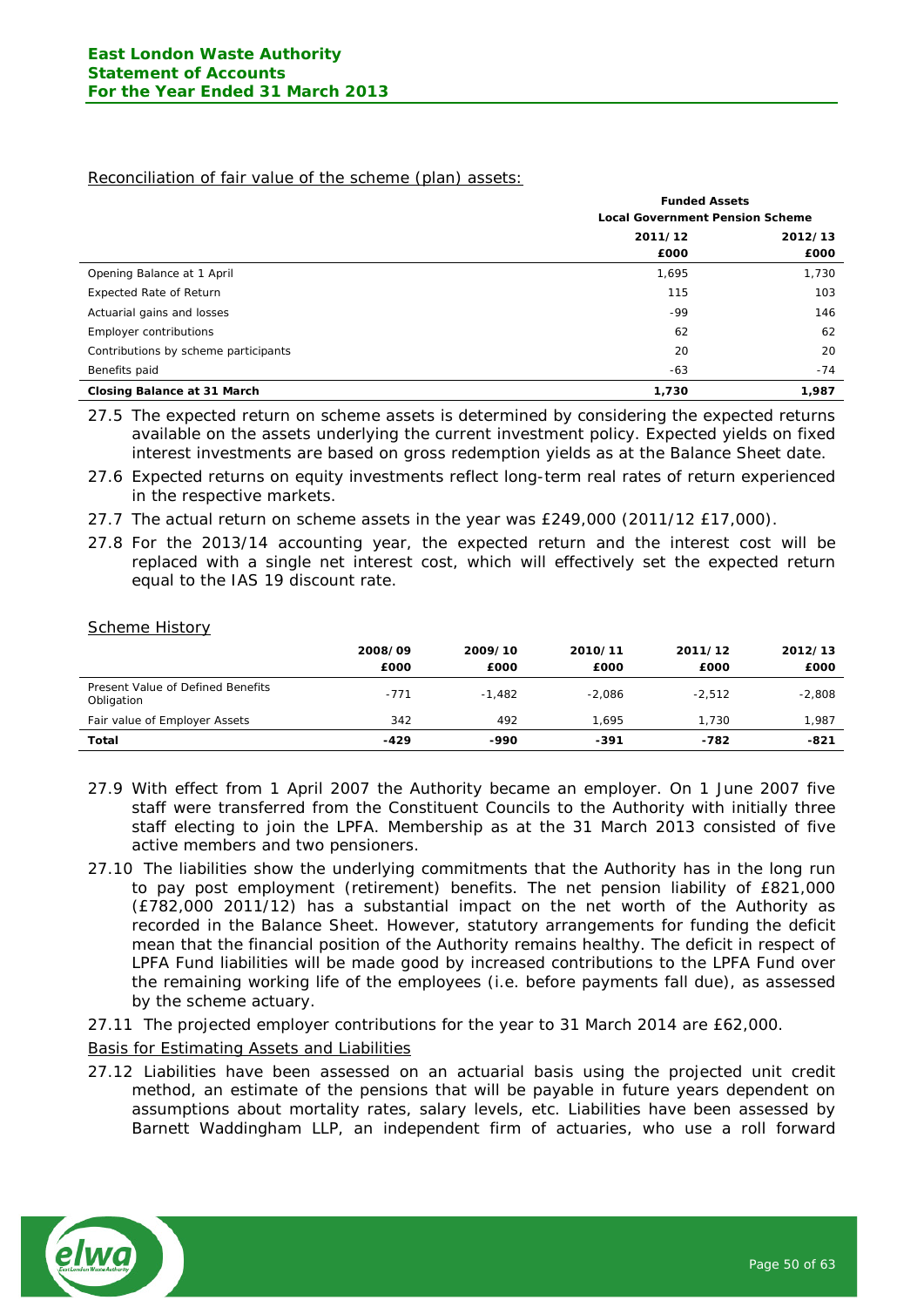Reconciliation of fair value of the scheme (plan) assets:

| | Funded Assets | |
|---|---|---|
| | Local Government Pension Scheme | |
| | 2011/12 | 2012/13 |
| | £000 | £000 |
| Opening Balance at 1 April | 1,695 | 1,730 |
| Expected Rate of Return | 115 | 103 |
| Actuarial gains and losses | -99 | 146 |
| Employer contributions | 62 | 62 |
| Contributions by scheme participants | 20 | 20 |
| Benefits paid | -63 | -74 |
| **Closing Balance at 31 March** | **1,730** | **1,987** |

27.5 The expected return on scheme assets is determined by considering the expected returns available on the assets underlying the current investment policy. Expected yields on fixed interest investments are based on gross redemption yields as at the Balance Sheet date.

27.6 Expected returns on equity investments reflect long-term real rates of return experienced in the respective markets.

27.7 The actual return on scheme assets in the year was £249,000 (2011/12 £17,000).

27.8 For the 2013/14 accounting year, the expected return and the interest cost will be replaced with a single net interest cost, which will effectively set the expected return equal to the IAS 19 discount rate.

Scheme History

| | 2008/09 | 2009/10 | 2010/11 | 2011/12 | 2012/13 |
|---|---|---|---|---|---|
| | £000 | £000 | £000 | £000 | £000 |
| Present Value of Defined Benefits Obligation | -771 | -1,482 | -2,086 | -2,512 | -2,808 |
| Fair value of Employer Assets | 342 | 492 | 1,695 | 1,730 | 1,987 |
| **Total** | **-429** | **-990** | **-391** | **-782** | **-821** |

27.9 With effect from 1 April 2007 the Authority became an employer. On 1 June 2007 five staff were transferred from the Constituent Councils to the Authority with initially three staff electing to join the LPFA. Membership as at the 31 March 2013 consisted of five active members and two pensioners.

27.10 The liabilities show the underlying commitments that the Authority has in the long run to pay post employment (retirement) benefits. The net pension liability of £821,000 (£782,000 2011/12) has a substantial impact on the net worth of the Authority as recorded in the Balance Sheet. However, statutory arrangements for funding the deficit mean that the financial position of the Authority remains healthy. The deficit in respect of LPFA Fund liabilities will be made good by increased contributions to the LPFA Fund over the remaining working life of the employees (i.e. before payments fall due), as assessed by the scheme actuary.

27.11 The projected employer contributions for the year to 31 March 2014 are £62,000.

Basis for Estimating Assets and Liabilities

27.12 Liabilities have been assessed on an actuarial basis using the projected unit credit method, an estimate of the pensions that will be payable in future years dependent on assumptions about mortality rates, salary levels, etc. Liabilities have been assessed by Barnett Waddingham LLP, an independent firm of actuaries, who use a roll forward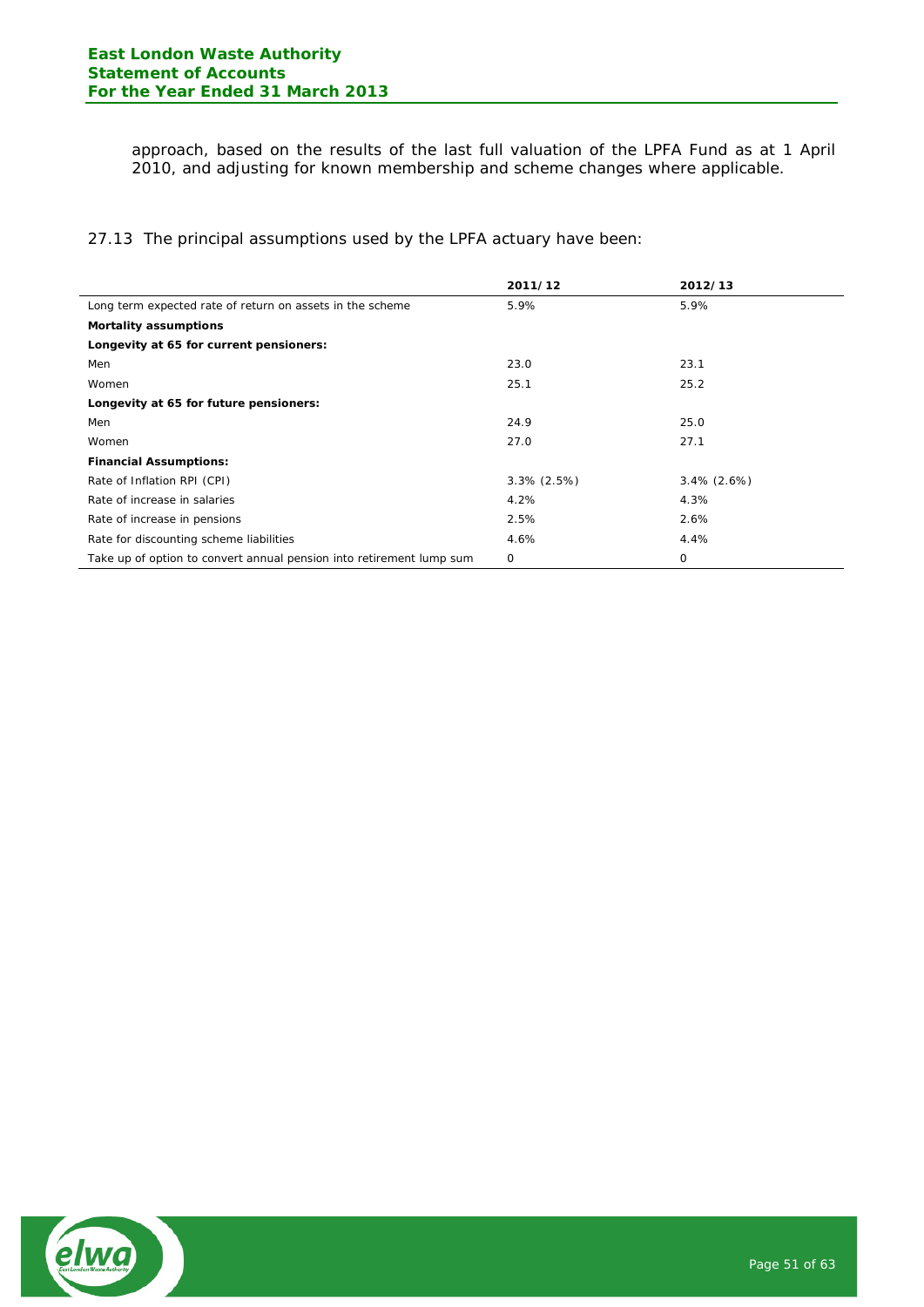approach, based on the results of the last full valuation of the LPFA Fund as at 1 April 2010, and adjusting for known membership and scheme changes where applicable.

27.13 The principal assumptions used by the LPFA actuary have been:

| | 2011/12 | 2012/13 |
|---|---|---|
| Long term expected rate of return on assets in the scheme | 5.9% | 5.9% |
| **Mortality assumptions** | | |
| **Longevity at 65 for current pensioners:** | | |
| Men | 23.0 | 23.1 |
| Women | 25.1 | 25.2 |
| **Longevity at 65 for future pensioners:** | | |
| Men | 24.9 | 25.0 |
| Women | 27.0 | 27.1 |
| **Financial Assumptions:** | | |
| Rate of Inflation RPI (CPI) | 3.3% (2.5%) | 3.4% (2.6%) |
| Rate of increase in salaries | 4.2% | 4.3% |
| Rate of increase in pensions | 2.5% | 2.6% |
| Rate for discounting scheme liabilities | 4.6% | 4.4% |
| Take up of option to convert annual pension into retirement lump sum | 0 | 0 |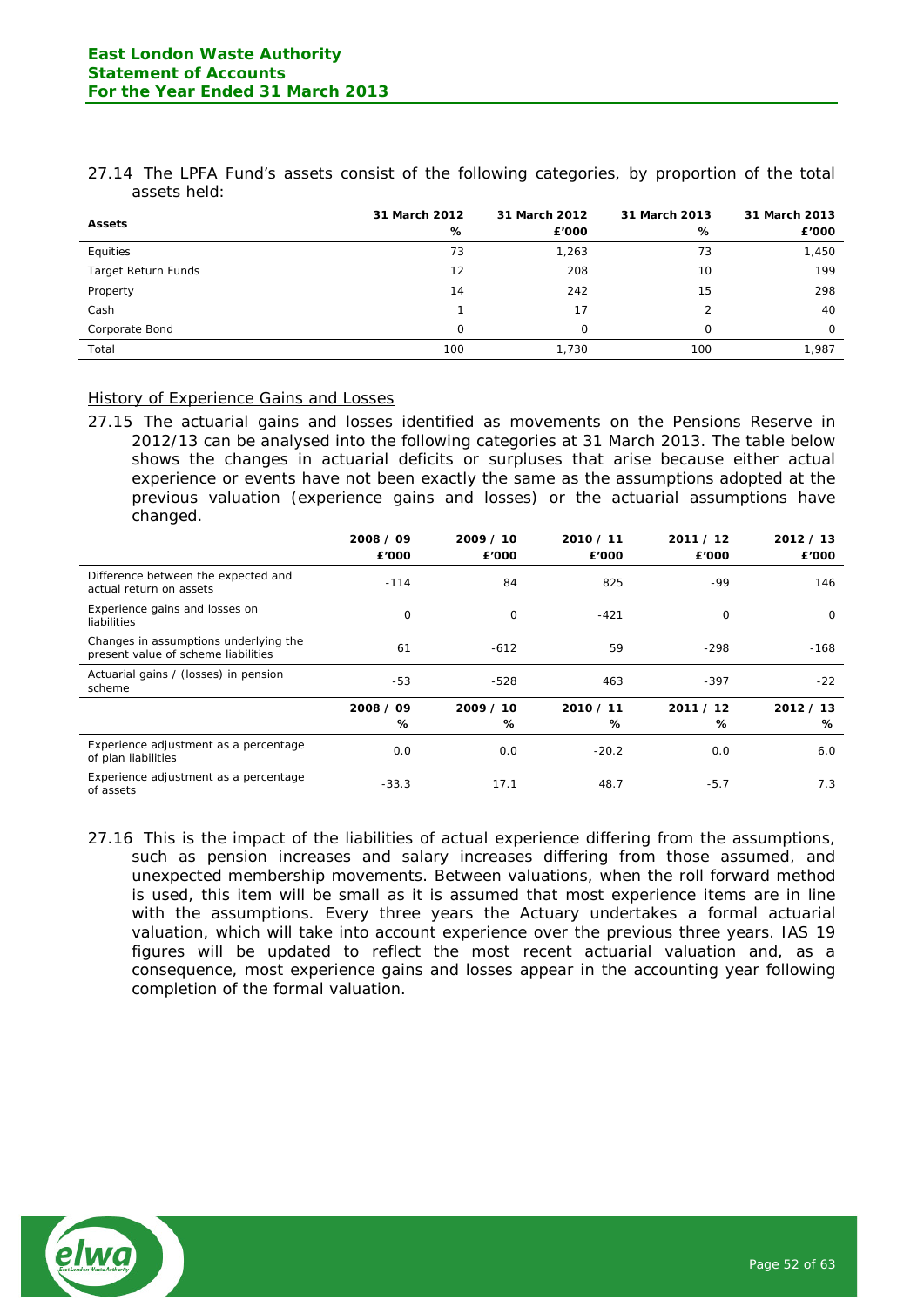27.14 The LPFA Fund's assets consist of the following categories, by proportion of the total assets held:

| Assets | 31 March 2012 % | 31 March 2012 £'000 | 31 March 2013 % | 31 March 2013 £'000 |
|---|---|---|---|---|
| Equities | 73 | 1,263 | 73 | 1,450 |
| Target Return Funds | 12 | 208 | 10 | 199 |
| Property | 14 | 242 | 15 | 298 |
| Cash | 1 | 17 | 2 | 40 |
| Corporate Bond | 0 | 0 | 0 | 0 |
| Total | 100 | 1,730 | 100 | 1,987 |

<u>History of Experience Gains and Losses</u>

27.15 The actuarial gains and losses identified as movements on the Pensions Reserve in 2012/13 can be analysed into the following categories at 31 March 2013. The table below shows the changes in actuarial deficits or surpluses that arise because either actual experience or events have not been exactly the same as the assumptions adopted at the previous valuation (experience gains and losses) or the actuarial assumptions have changed.

| | 2008 / 09 £'000 | 2009 / 10 £'000 | 2010 / 11 £'000 | 2011 / 12 £'000 | 2012 / 13 £'000 |
|---|---|---|---|---|---|
| Difference between the expected and actual return on assets | -114 | 84 | 825 | -99 | 146 |
| Experience gains and losses on liabilities | 0 | 0 | -421 | 0 | 0 |
| Changes in assumptions underlying the present value of scheme liabilities | 61 | -612 | 59 | -298 | -168 |
| Actuarial gains / (losses) in pension scheme | -53 | -528 | 463 | -397 | -22 |
| | **2008 / 09 %** | **2009 / 10 %** | **2010 / 11 %** | **2011 / 12 %** | **2012 / 13 %** |
| Experience adjustment as a percentage of plan liabilities | 0.0 | 0.0 | -20.2 | 0.0 | 6.0 |
| Experience adjustment as a percentage of assets | -33.3 | 17.1 | 48.7 | -5.7 | 7.3 |

27.16 This is the impact of the liabilities of actual experience differing from the assumptions, such as pension increases and salary increases differing from those assumed, and unexpected membership movements. Between valuations, when the roll forward method is used, this item will be small as it is assumed that most experience items are in line with the assumptions. Every three years the Actuary undertakes a formal actuarial valuation, which will take into account experience over the previous three years. IAS 19 figures will be updated to reflect the most recent actuarial valuation and, as a consequence, most experience gains and losses appear in the accounting year following completion of the formal valuation.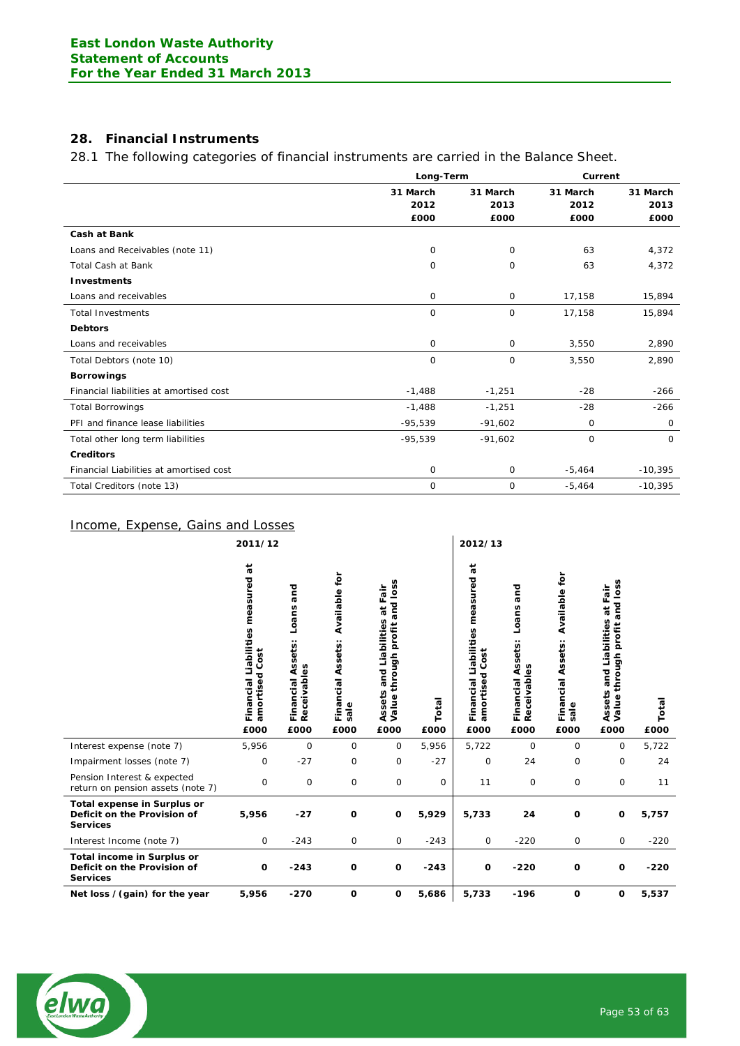## 28. Financial Instruments

28.1 The following categories of financial instruments are carried in the Balance Sheet.

| | Long-Term | | Current | |
|---|---|---|---|---|
| | 31 March 2012 £000 | 31 March 2013 £000 | 31 March 2012 £000 | 31 March 2013 £000 |
| **Cash at Bank** | | | | |
| Loans and Receivables (note 11) | 0 | 0 | 63 | 4,372 |
| Total Cash at Bank | 0 | 0 | 63 | 4,372 |
| **Investments** | | | | |
| Loans and receivables | 0 | 0 | 17,158 | 15,894 |
| Total Investments | 0 | 0 | 17,158 | 15,894 |
| **Debtors** | | | | |
| Loans and receivables | 0 | 0 | 3,550 | 2,890 |
| Total Debtors (note 10) | 0 | 0 | 3,550 | 2,890 |
| **Borrowings** | | | | |
| Financial liabilities at amortised cost | -1,488 | -1,251 | -28 | -266 |
| Total Borrowings | -1,488 | -1,251 | -28 | -266 |
| PFI and finance lease liabilities | -95,539 | -91,602 | 0 | 0 |
| Total other long term liabilities | -95,539 | -91,602 | 0 | 0 |
| **Creditors** | | | | |
| Financial Liabilities at amortised cost | 0 | 0 | -5,464 | -10,395 |
| Total Creditors (note 13) | 0 | 0 | -5,464 | -10,395 |

### Income, Expense, Gains and Losses

| | 2011/12 | | | | | 2012/13 | | | | |
|---|---|---|---|---|---|---|---|---|---|---|
| | Financial Liabilities measured at amortised Cost £000 | Financial Assets: Loans and Receivables £000 | Financial Assets: Available for sale £000 | Assets and Liabilities at Fair Value through profit and loss £000 | Total £000 | Financial Liabilities measured at amortised Cost £000 | Financial Assets: Loans and Receivables £000 | Financial Assets: Available for sale £000 | Assets and Liabilities at Fair Value through profit and loss £000 | Total £000 |
| Interest expense (note 7) | 5,956 | 0 | 0 | 0 | 5,956 | 5,722 | 0 | 0 | 0 | 5,722 |
| Impairment losses (note 7) | 0 | -27 | 0 | 0 | -27 | 0 | 24 | 0 | 0 | 24 |
| Pension Interest & expected return on pension assets (note 7) | 0 | 0 | 0 | 0 | 0 | 11 | 0 | 0 | 0 | 11 |
| **Total expense in Surplus or Deficit on the Provision of Services** | **5,956** | **-27** | **0** | **0** | **5,929** | **5,733** | **24** | **0** | **0** | **5,757** |
| Interest Income (note 7) | 0 | -243 | 0 | 0 | -243 | 0 | -220 | 0 | 0 | -220 |
| **Total income in Surplus or Deficit on the Provision of Services** | **0** | **-243** | **0** | **0** | **-243** | **0** | **-220** | **0** | **0** | **-220** |
| **Net loss / (gain) for the year** | **5,956** | **-270** | **0** | **0** | **5,686** | **5,733** | **-196** | **0** | **0** | **5,537** |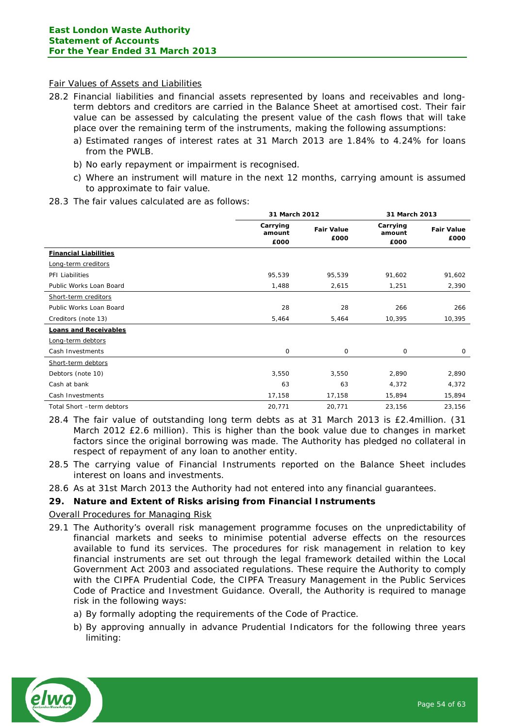Fair Values of Assets and Liabilities

28.2 Financial liabilities and financial assets represented by loans and receivables and long-term debtors and creditors are carried in the Balance Sheet at amortised cost. Their fair value can be assessed by calculating the present value of the cash flows that will take place over the remaining term of the instruments, making the following assumptions:

a) Estimated ranges of interest rates at 31 March 2013 are 1.84% to 4.24% for loans from the PWLB.

b) No early repayment or impairment is recognised.

c) Where an instrument will mature in the next 12 months, carrying amount is assumed to approximate to fair value.

28.3 The fair values calculated are as follows:

| | 31 March 2012 | | 31 March 2013 | |
|---|---|---|---|---|
| | Carrying amount £000 | Fair Value £000 | Carrying amount £000 | Fair Value £000 |
| **Financial Liabilities** | | | | |
| Long-term creditors | | | | |
| PFI Liabilities | 95,539 | 95,539 | 91,602 | 91,602 |
| Public Works Loan Board | 1,488 | 2,615 | 1,251 | 2,390 |
| Short-term creditors | | | | |
| Public Works Loan Board | 28 | 28 | 266 | 266 |
| Creditors (note 13) | 5,464 | 5,464 | 10,395 | 10,395 |
| **Loans and Receivables** | | | | |
| Long-term debtors | | | | |
| Cash Investments | 0 | 0 | 0 | 0 |
| Short-term debtors | | | | |
| Debtors (note 10) | 3,550 | 3,550 | 2,890 | 2,890 |
| Cash at bank | 63 | 63 | 4,372 | 4,372 |
| Cash Investments | 17,158 | 17,158 | 15,894 | 15,894 |
| Total Short –term debtors | 20,771 | 20,771 | 23,156 | 23,156 |

28.4 The fair value of outstanding long term debts as at 31 March 2013 is £2.4million. (31 March 2012 £2.6 million). This is higher than the book value due to changes in market factors since the original borrowing was made. The Authority has pledged no collateral in respect of repayment of any loan to another entity.

28.5 The carrying value of Financial Instruments reported on the Balance Sheet includes interest on loans and investments.

28.6 As at 31st March 2013 the Authority had not entered into any financial guarantees.

## 29. Nature and Extent of Risks arising from Financial Instruments

Overall Procedures for Managing Risk

29.1 The Authority's overall risk management programme focuses on the unpredictability of financial markets and seeks to minimise potential adverse effects on the resources available to fund its services. The procedures for risk management in relation to key financial instruments are set out through the legal framework detailed within the Local Government Act 2003 and associated regulations. These require the Authority to comply with the CIPFA Prudential Code, the CIPFA Treasury Management in the Public Services Code of Practice and Investment Guidance. Overall, the Authority is required to manage risk in the following ways:

a) By formally adopting the requirements of the Code of Practice.

b) By approving annually in advance Prudential Indicators for the following three years limiting: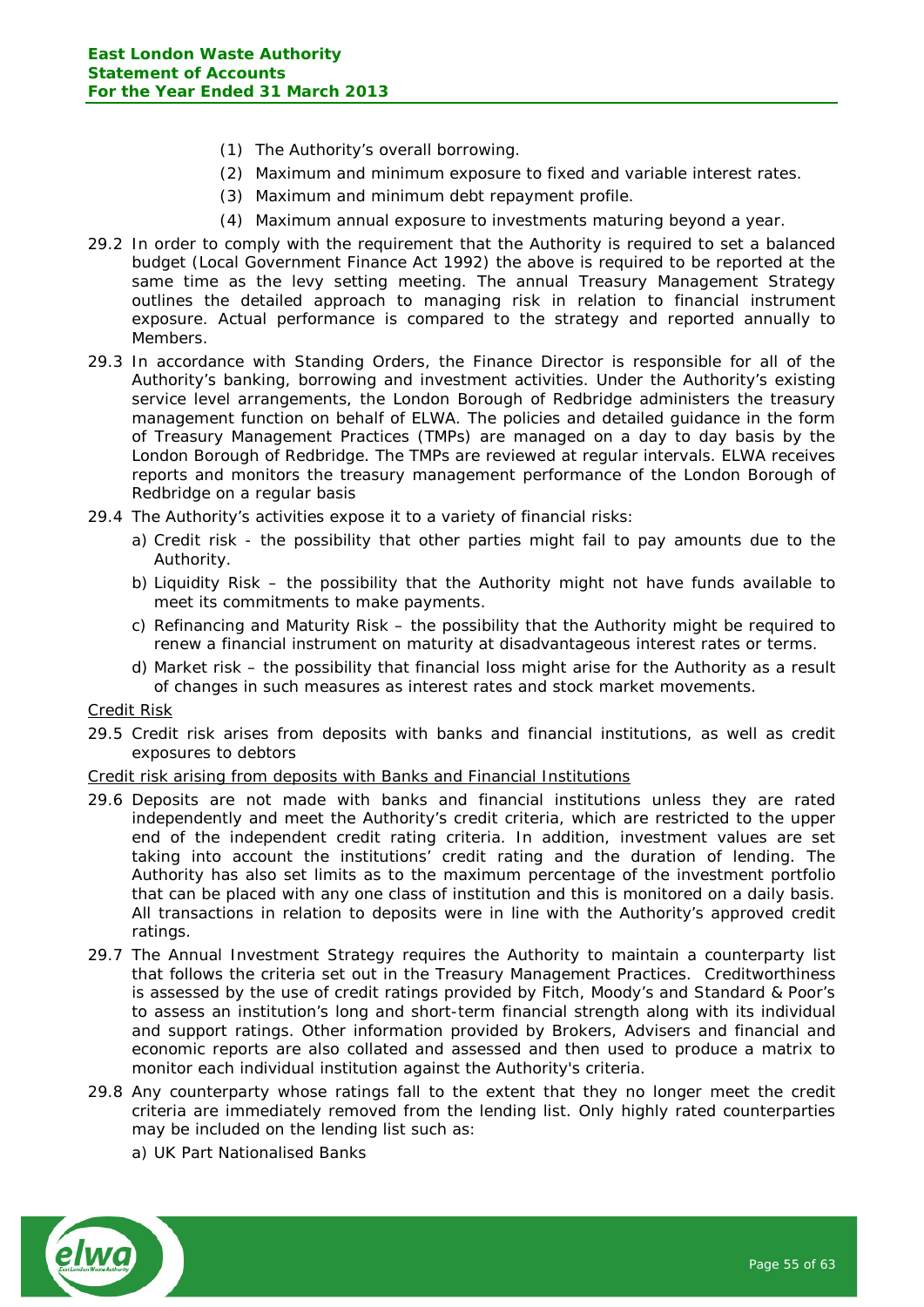(1) The Authority's overall borrowing.
(2) Maximum and minimum exposure to fixed and variable interest rates.
(3) Maximum and minimum debt repayment profile.
(4) Maximum annual exposure to investments maturing beyond a year.

29.2 In order to comply with the requirement that the Authority is required to set a balanced budget (Local Government Finance Act 1992) the above is required to be reported at the same time as the levy setting meeting. The annual Treasury Management Strategy outlines the detailed approach to managing risk in relation to financial instrument exposure. Actual performance is compared to the strategy and reported annually to Members.

29.3 In accordance with Standing Orders, the Finance Director is responsible for all of the Authority's banking, borrowing and investment activities. Under the Authority's existing service level arrangements, the London Borough of Redbridge administers the treasury management function on behalf of ELWA. The policies and detailed guidance in the form of Treasury Management Practices (TMPs) are managed on a day to day basis by the London Borough of Redbridge. The TMPs are reviewed at regular intervals. ELWA receives reports and monitors the treasury management performance of the London Borough of Redbridge on a regular basis

29.4 The Authority's activities expose it to a variety of financial risks:

a) Credit risk - the possibility that other parties might fail to pay amounts due to the Authority.
b) Liquidity Risk – the possibility that the Authority might not have funds available to meet its commitments to make payments.
c) Refinancing and Maturity Risk – the possibility that the Authority might be required to renew a financial instrument on maturity at disadvantageous interest rates or terms.
d) Market risk – the possibility that financial loss might arise for the Authority as a result of changes in such measures as interest rates and stock market movements.

Credit Risk

29.5 Credit risk arises from deposits with banks and financial institutions, as well as credit exposures to debtors

Credit risk arising from deposits with Banks and Financial Institutions

29.6 Deposits are not made with banks and financial institutions unless they are rated independently and meet the Authority's credit criteria, which are restricted to the upper end of the independent credit rating criteria. In addition, investment values are set taking into account the institutions' credit rating and the duration of lending. The Authority has also set limits as to the maximum percentage of the investment portfolio that can be placed with any one class of institution and this is monitored on a daily basis. All transactions in relation to deposits were in line with the Authority's approved credit ratings.

29.7 The Annual Investment Strategy requires the Authority to maintain a counterparty list that follows the criteria set out in the Treasury Management Practices. Creditworthiness is assessed by the use of credit ratings provided by Fitch, Moody's and Standard & Poor's to assess an institution's long and short-term financial strength along with its individual and support ratings. Other information provided by Brokers, Advisers and financial and economic reports are also collated and assessed and then used to produce a matrix to monitor each individual institution against the Authority's criteria.

29.8 Any counterparty whose ratings fall to the extent that they no longer meet the credit criteria are immediately removed from the lending list. Only highly rated counterparties may be included on the lending list such as:

a) UK Part Nationalised Banks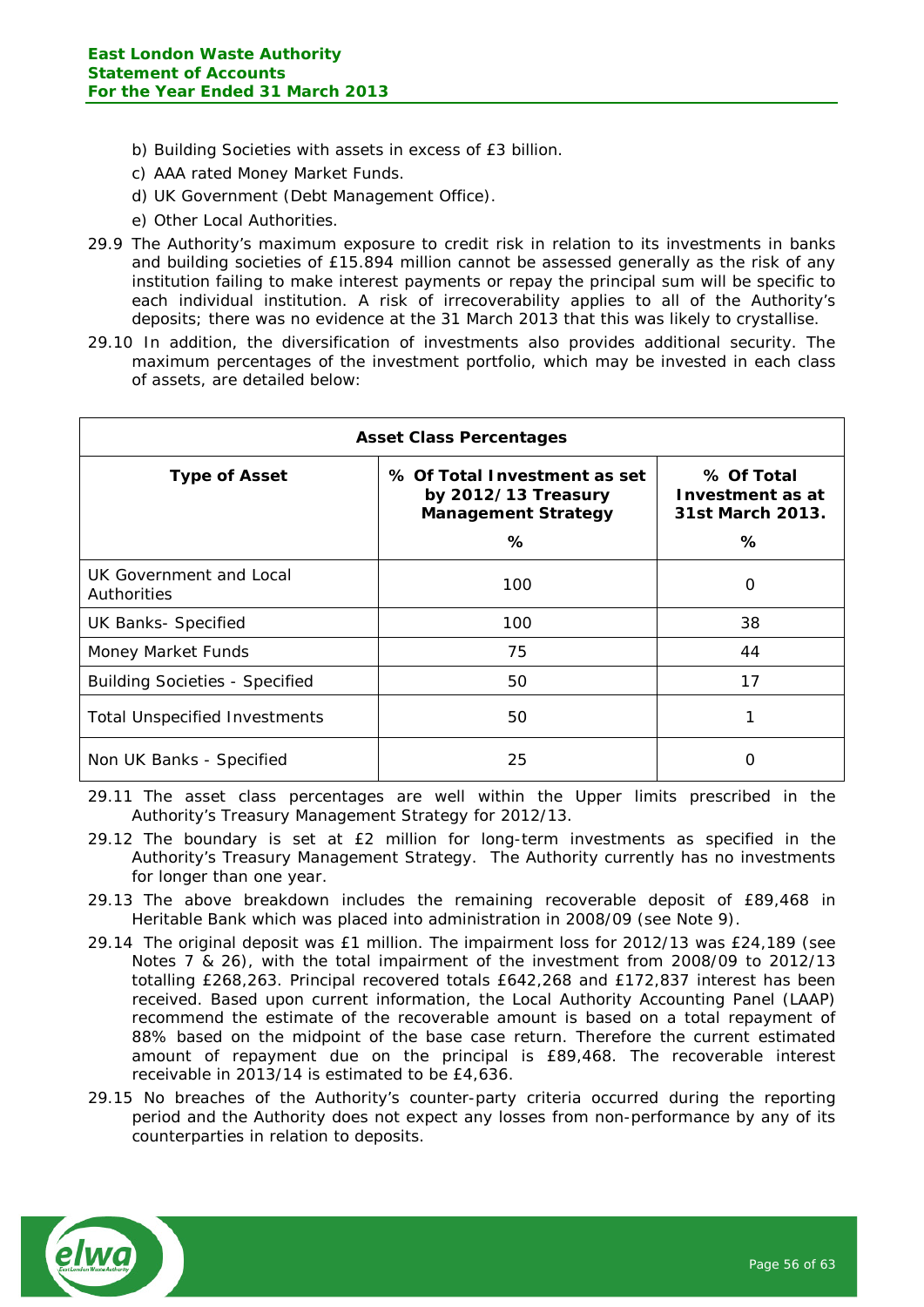b) Building Societies with assets in excess of £3 billion.

c) AAA rated Money Market Funds.

d) UK Government (Debt Management Office).

e) Other Local Authorities.

29.9 The Authority's maximum exposure to credit risk in relation to its investments in banks and building societies of £15.894 million cannot be assessed generally as the risk of any institution failing to make interest payments or repay the principal sum will be specific to each individual institution. A risk of irrecoverability applies to all of the Authority's deposits; there was no evidence at the 31 March 2013 that this was likely to crystallise.

29.10 In addition, the diversification of investments also provides additional security. The maximum percentages of the investment portfolio, which may be invested in each class of assets, are detailed below:

| Asset Class Percentages | | |
|---|---|---|
| **Type of Asset** | **% Of Total Investment as set by 2012/13 Treasury Management Strategy** | **% Of Total Investment as at 31st March 2013.** |
| | **%** | **%** |
| UK Government and Local Authorities | 100 | 0 |
| UK Banks- Specified | 100 | 38 |
| Money Market Funds | 75 | 44 |
| Building Societies - Specified | 50 | 17 |
| Total Unspecified Investments | 50 | 1 |
| Non UK Banks - Specified | 25 | 0 |

29.11 The asset class percentages are well within the Upper limits prescribed in the Authority's Treasury Management Strategy for 2012/13.

29.12 The boundary is set at £2 million for long-term investments as specified in the Authority's Treasury Management Strategy. The Authority currently has no investments for longer than one year.

29.13 The above breakdown includes the remaining recoverable deposit of £89,468 in Heritable Bank which was placed into administration in 2008/09 (see Note 9).

29.14 The original deposit was £1 million. The impairment loss for 2012/13 was £24,189 (see Notes 7 & 26), with the total impairment of the investment from 2008/09 to 2012/13 totalling £268,263. Principal recovered totals £642,268 and £172,837 interest has been received. Based upon current information, the Local Authority Accounting Panel (LAAP) recommend the estimate of the recoverable amount is based on a total repayment of 88% based on the midpoint of the base case return. Therefore the current estimated amount of repayment due on the principal is £89,468. The recoverable interest receivable in 2013/14 is estimated to be £4,636.

29.15 No breaches of the Authority's counter-party criteria occurred during the reporting period and the Authority does not expect any losses from non-performance by any of its counterparties in relation to deposits.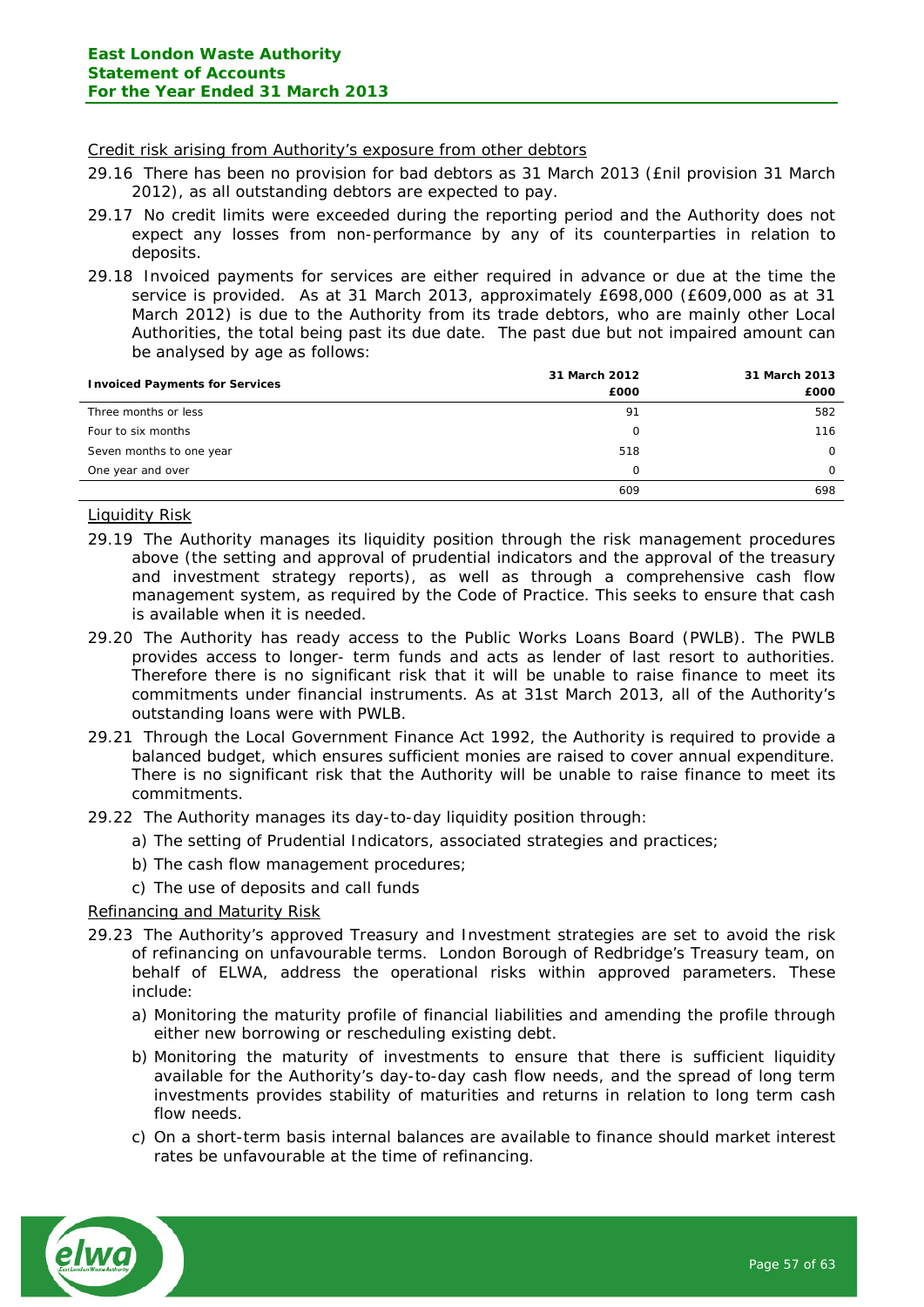Credit risk arising from Authority's exposure from other debtors

29.16 There has been no provision for bad debtors as 31 March 2013 (£nil provision 31 March 2012), as all outstanding debtors are expected to pay.

29.17 No credit limits were exceeded during the reporting period and the Authority does not expect any losses from non-performance by any of its counterparties in relation to deposits.

29.18 Invoiced payments for services are either required in advance or due at the time the service is provided. As at 31 March 2013, approximately £698,000 (£609,000 as at 31 March 2012) is due to the Authority from its trade debtors, who are mainly other Local Authorities, the total being past its due date. The past due but not impaired amount can be analysed by age as follows:

| Invoiced Payments for Services | 31 March 2012 £000 | 31 March 2013 £000 |
|---|---|---|
| Three months or less | 91 | 582 |
| Four to six months | 0 | 116 |
| Seven months to one year | 518 | 0 |
| One year and over | 0 | 0 |
| | 609 | 698 |

Liquidity Risk

29.19 The Authority manages its liquidity position through the risk management procedures above (the setting and approval of prudential indicators and the approval of the treasury and investment strategy reports), as well as through a comprehensive cash flow management system, as required by the Code of Practice. This seeks to ensure that cash is available when it is needed.

29.20 The Authority has ready access to the Public Works Loans Board (PWLB). The PWLB provides access to longer- term funds and acts as lender of last resort to authorities. Therefore there is no significant risk that it will be unable to raise finance to meet its commitments under financial instruments. As at 31st March 2013, all of the Authority's outstanding loans were with PWLB.

29.21 Through the Local Government Finance Act 1992, the Authority is required to provide a balanced budget, which ensures sufficient monies are raised to cover annual expenditure. There is no significant risk that the Authority will be unable to raise finance to meet its commitments.

29.22 The Authority manages its day-to-day liquidity position through:

a) The setting of Prudential Indicators, associated strategies and practices;

b) The cash flow management procedures;

c) The use of deposits and call funds

Refinancing and Maturity Risk

29.23 The Authority's approved Treasury and Investment strategies are set to avoid the risk of refinancing on unfavourable terms. London Borough of Redbridge's Treasury team, on behalf of ELWA, address the operational risks within approved parameters. These include:

a) Monitoring the maturity profile of financial liabilities and amending the profile through either new borrowing or rescheduling existing debt.

b) Monitoring the maturity of investments to ensure that there is sufficient liquidity available for the Authority's day-to-day cash flow needs, and the spread of long term investments provides stability of maturities and returns in relation to long term cash flow needs.

c) On a short-term basis internal balances are available to finance should market interest rates be unfavourable at the time of refinancing.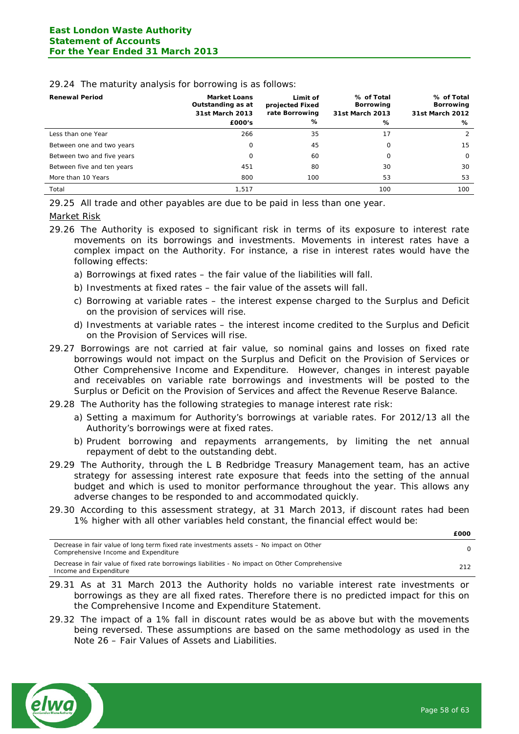29.24 The maturity analysis for borrowing is as follows:

| Renewal Period | Market Loans Outstanding as at 31st March 2013 | Limit of projected Fixed rate Borrowing | % of Total Borrowing 31st March 2013 | % of Total Borrowing 31st March 2012 |
|---|---|---|---|---|
| | £000's | % | % | % |
| Less than one Year | 266 | 35 | 17 | 2 |
| Between one and two years | 0 | 45 | 0 | 15 |
| Between two and five years | 0 | 60 | 0 | 0 |
| Between five and ten years | 451 | 80 | 30 | 30 |
| More than 10 Years | 800 | 100 | 53 | 53 |
| Total | 1,517 | | 100 | 100 |

29.25 All trade and other payables are due to be paid in less than one year.

<u>Market Risk</u>

29.26 The Authority is exposed to significant risk in terms of its exposure to interest rate movements on its borrowings and investments. Movements in interest rates have a complex impact on the Authority. For instance, a rise in interest rates would have the following effects:

a) Borrowings at fixed rates – the fair value of the liabilities will fall.

b) Investments at fixed rates – the fair value of the assets will fall.

c) Borrowing at variable rates – the interest expense charged to the Surplus and Deficit on the provision of services will rise.

d) Investments at variable rates – the interest income credited to the Surplus and Deficit on the Provision of Services will rise.

29.27 Borrowings are not carried at fair value, so nominal gains and losses on fixed rate borrowings would not impact on the Surplus and Deficit on the Provision of Services or Other Comprehensive Income and Expenditure. However, changes in interest payable and receivables on variable rate borrowings and investments will be posted to the Surplus or Deficit on the Provision of Services and affect the Revenue Reserve Balance.

29.28 The Authority has the following strategies to manage interest rate risk:

a) Setting a maximum for Authority's borrowings at variable rates. For 2012/13 all the Authority's borrowings were at fixed rates.

b) Prudent borrowing and repayments arrangements, by limiting the net annual repayment of debt to the outstanding debt.

29.29 The Authority, through the L B Redbridge Treasury Management team, has an active strategy for assessing interest rate exposure that feeds into the setting of the annual budget and which is used to monitor performance throughout the year. This allows any adverse changes to be responded to and accommodated quickly.

29.30 According to this assessment strategy, at 31 March 2013, if discount rates had been 1% higher with all other variables held constant, the financial effect would be:

| | £000 |
|---|---|
| Decrease in fair value of long term fixed rate investments assets – No impact on Other Comprehensive Income and Expenditure | 0 |
| Decrease in fair value of fixed rate borrowings liabilities - No impact on Other Comprehensive Income and Expenditure | 212 |

29.31 As at 31 March 2013 the Authority holds no variable interest rate investments or borrowings as they are all fixed rates. Therefore there is no predicted impact for this on the Comprehensive Income and Expenditure Statement.

29.32 The impact of a 1% fall in discount rates would be as above but with the movements being reversed. These assumptions are based on the same methodology as used in the Note 26 – Fair Values of Assets and Liabilities.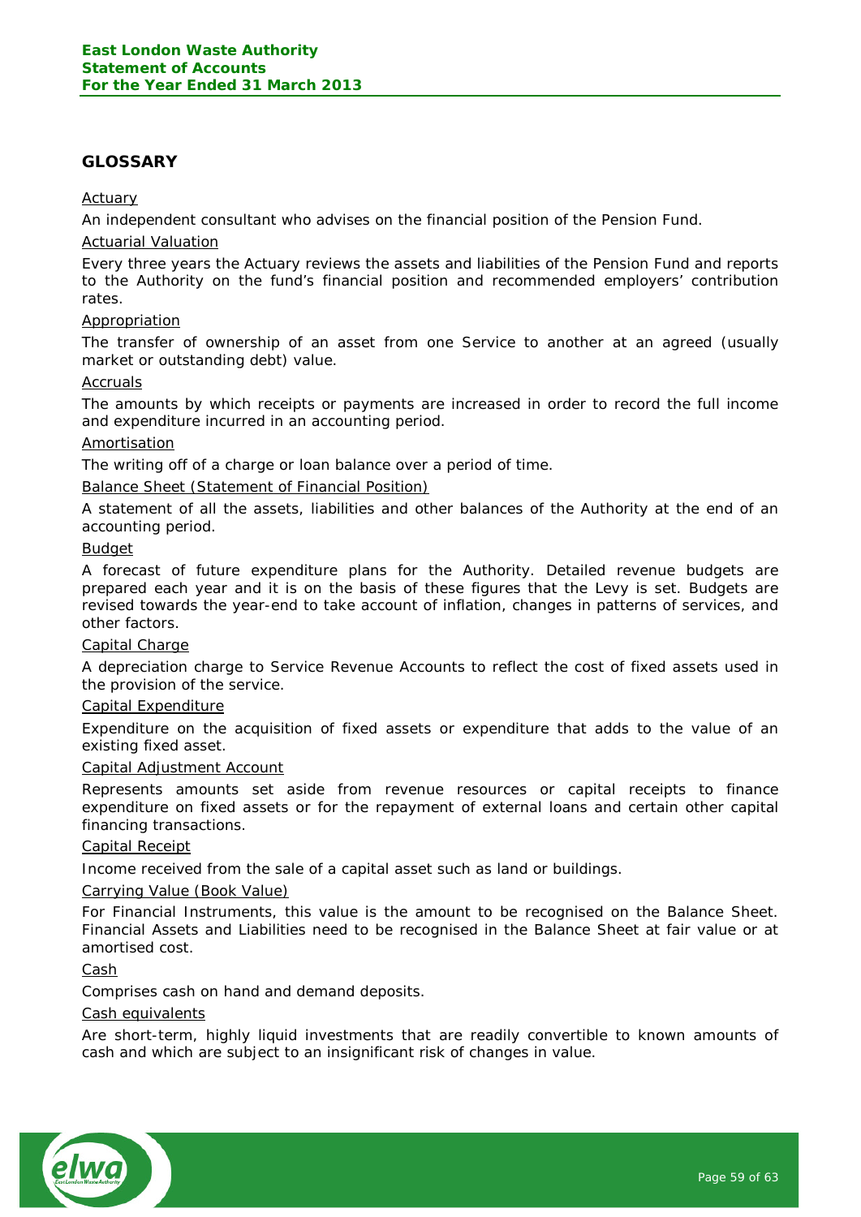## GLOSSARY

Actuary

An independent consultant who advises on the financial position of the Pension Fund.

Actuarial Valuation

Every three years the Actuary reviews the assets and liabilities of the Pension Fund and reports to the Authority on the fund's financial position and recommended employers' contribution rates.

Appropriation

The transfer of ownership of an asset from one Service to another at an agreed (usually market or outstanding debt) value.

Accruals

The amounts by which receipts or payments are increased in order to record the full income and expenditure incurred in an accounting period.

Amortisation

The writing off of a charge or loan balance over a period of time.

Balance Sheet (Statement of Financial Position)

A statement of all the assets, liabilities and other balances of the Authority at the end of an accounting period.

Budget

A forecast of future expenditure plans for the Authority. Detailed revenue budgets are prepared each year and it is on the basis of these figures that the Levy is set. Budgets are revised towards the year-end to take account of inflation, changes in patterns of services, and other factors.

Capital Charge

A depreciation charge to Service Revenue Accounts to reflect the cost of fixed assets used in the provision of the service.

Capital Expenditure

Expenditure on the acquisition of fixed assets or expenditure that adds to the value of an existing fixed asset.

Capital Adjustment Account

Represents amounts set aside from revenue resources or capital receipts to finance expenditure on fixed assets or for the repayment of external loans and certain other capital financing transactions.

Capital Receipt

Income received from the sale of a capital asset such as land or buildings.

Carrying Value (Book Value)

For Financial Instruments, this value is the amount to be recognised on the Balance Sheet. Financial Assets and Liabilities need to be recognised in the Balance Sheet at fair value or at amortised cost.

Cash

Comprises cash on hand and demand deposits.

Cash equivalents

Are short-term, highly liquid investments that are readily convertible to known amounts of cash and which are subject to an insignificant risk of changes in value.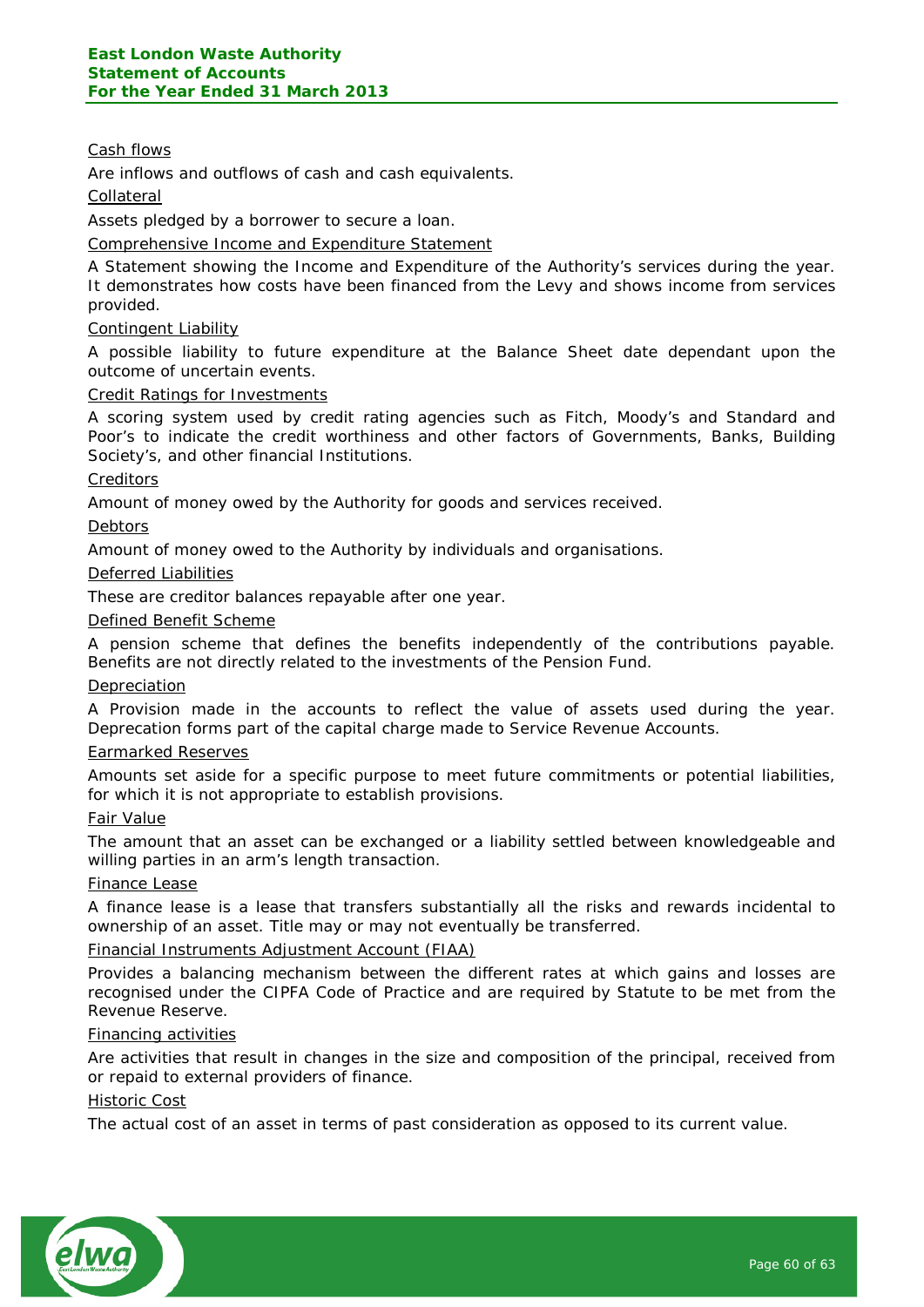Cash flows

Are inflows and outflows of cash and cash equivalents.

Collateral

Assets pledged by a borrower to secure a loan.

Comprehensive Income and Expenditure Statement

A Statement showing the Income and Expenditure of the Authority's services during the year. It demonstrates how costs have been financed from the Levy and shows income from services provided.

Contingent Liability

A possible liability to future expenditure at the Balance Sheet date dependant upon the outcome of uncertain events.

Credit Ratings for Investments

A scoring system used by credit rating agencies such as Fitch, Moody's and Standard and Poor's to indicate the credit worthiness and other factors of Governments, Banks, Building Society's, and other financial Institutions.

Creditors

Amount of money owed by the Authority for goods and services received.

Debtors

Amount of money owed to the Authority by individuals and organisations.

Deferred Liabilities

These are creditor balances repayable after one year.

Defined Benefit Scheme

A pension scheme that defines the benefits independently of the contributions payable. Benefits are not directly related to the investments of the Pension Fund.

Depreciation

A Provision made in the accounts to reflect the value of assets used during the year. Deprecation forms part of the capital charge made to Service Revenue Accounts.

Earmarked Reserves

Amounts set aside for a specific purpose to meet future commitments or potential liabilities, for which it is not appropriate to establish provisions.

Fair Value

The amount that an asset can be exchanged or a liability settled between knowledgeable and willing parties in an arm's length transaction.

Finance Lease

A finance lease is a lease that transfers substantially all the risks and rewards incidental to ownership of an asset. Title may or may not eventually be transferred.

Financial Instruments Adjustment Account (FIAA)

Provides a balancing mechanism between the different rates at which gains and losses are recognised under the CIPFA Code of Practice and are required by Statute to be met from the Revenue Reserve.

Financing activities

Are activities that result in changes in the size and composition of the principal, received from or repaid to external providers of finance.

Historic Cost

The actual cost of an asset in terms of past consideration as opposed to its current value.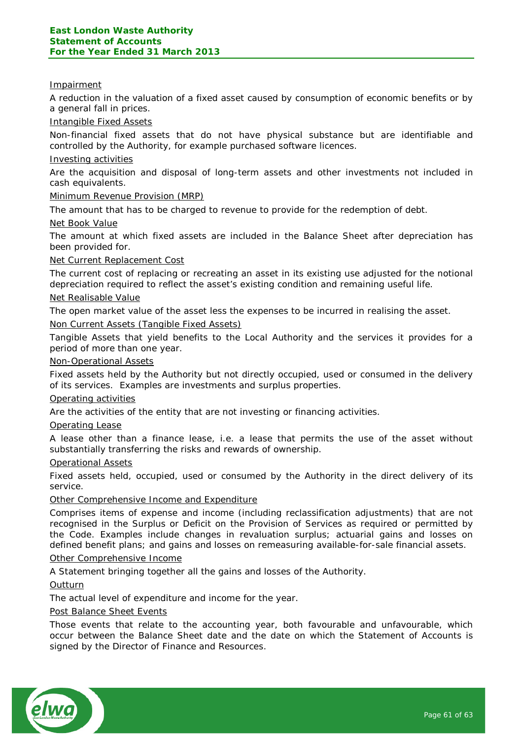Impairment

A reduction in the valuation of a fixed asset caused by consumption of economic benefits or by a general fall in prices.

Intangible Fixed Assets

Non-financial fixed assets that do not have physical substance but are identifiable and controlled by the Authority, for example purchased software licences.

Investing activities

Are the acquisition and disposal of long-term assets and other investments not included in cash equivalents.

Minimum Revenue Provision (MRP)

The amount that has to be charged to revenue to provide for the redemption of debt.

Net Book Value

The amount at which fixed assets are included in the Balance Sheet after depreciation has been provided for.

Net Current Replacement Cost

The current cost of replacing or recreating an asset in its existing use adjusted for the notional depreciation required to reflect the asset's existing condition and remaining useful life.

Net Realisable Value

The open market value of the asset less the expenses to be incurred in realising the asset.

Non Current Assets (Tangible Fixed Assets)

Tangible Assets that yield benefits to the Local Authority and the services it provides for a period of more than one year.

Non-Operational Assets

Fixed assets held by the Authority but not directly occupied, used or consumed in the delivery of its services. Examples are investments and surplus properties.

Operating activities

Are the activities of the entity that are not investing or financing activities.

Operating Lease

A lease other than a finance lease, i.e. a lease that permits the use of the asset without substantially transferring the risks and rewards of ownership.

Operational Assets

Fixed assets held, occupied, used or consumed by the Authority in the direct delivery of its service.

Other Comprehensive Income and Expenditure

Comprises items of expense and income (including reclassification adjustments) that are not recognised in the Surplus or Deficit on the Provision of Services as required or permitted by the Code. Examples include changes in revaluation surplus; actuarial gains and losses on defined benefit plans; and gains and losses on remeasuring available-for-sale financial assets.

Other Comprehensive Income

A Statement bringing together all the gains and losses of the Authority.

Outturn

The actual level of expenditure and income for the year.

Post Balance Sheet Events

Those events that relate to the accounting year, both favourable and unfavourable, which occur between the Balance Sheet date and the date on which the Statement of Accounts is signed by the Director of Finance and Resources.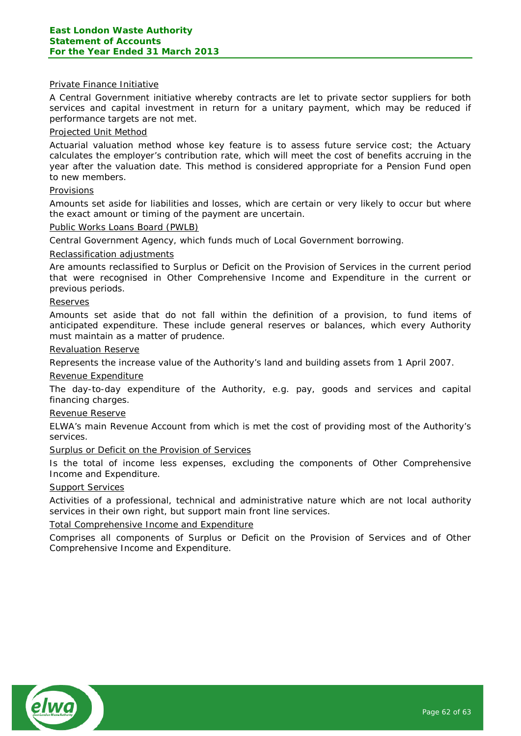Private Finance Initiative

A Central Government initiative whereby contracts are let to private sector suppliers for both services and capital investment in return for a unitary payment, which may be reduced if performance targets are not met.

Projected Unit Method

Actuarial valuation method whose key feature is to assess future service cost; the Actuary calculates the employer's contribution rate, which will meet the cost of benefits accruing in the year after the valuation date. This method is considered appropriate for a Pension Fund open to new members.

Provisions

Amounts set aside for liabilities and losses, which are certain or very likely to occur but where the exact amount or timing of the payment are uncertain.

Public Works Loans Board (PWLB)

Central Government Agency, which funds much of Local Government borrowing.

Reclassification adjustments

Are amounts reclassified to Surplus or Deficit on the Provision of Services in the current period that were recognised in Other Comprehensive Income and Expenditure in the current or previous periods.

Reserves

Amounts set aside that do not fall within the definition of a provision, to fund items of anticipated expenditure. These include general reserves or balances, which every Authority must maintain as a matter of prudence.

Revaluation Reserve

Represents the increase value of the Authority's land and building assets from 1 April 2007.

Revenue Expenditure

The day-to-day expenditure of the Authority, e.g. pay, goods and services and capital financing charges.

Revenue Reserve

ELWA's main Revenue Account from which is met the cost of providing most of the Authority's services.

Surplus or Deficit on the Provision of Services

Is the total of income less expenses, excluding the components of Other Comprehensive Income and Expenditure.

Support Services

Activities of a professional, technical and administrative nature which are not local authority services in their own right, but support main front line services.

Total Comprehensive Income and Expenditure

Comprises all components of Surplus or Deficit on the Provision of Services and of Other Comprehensive Income and Expenditure.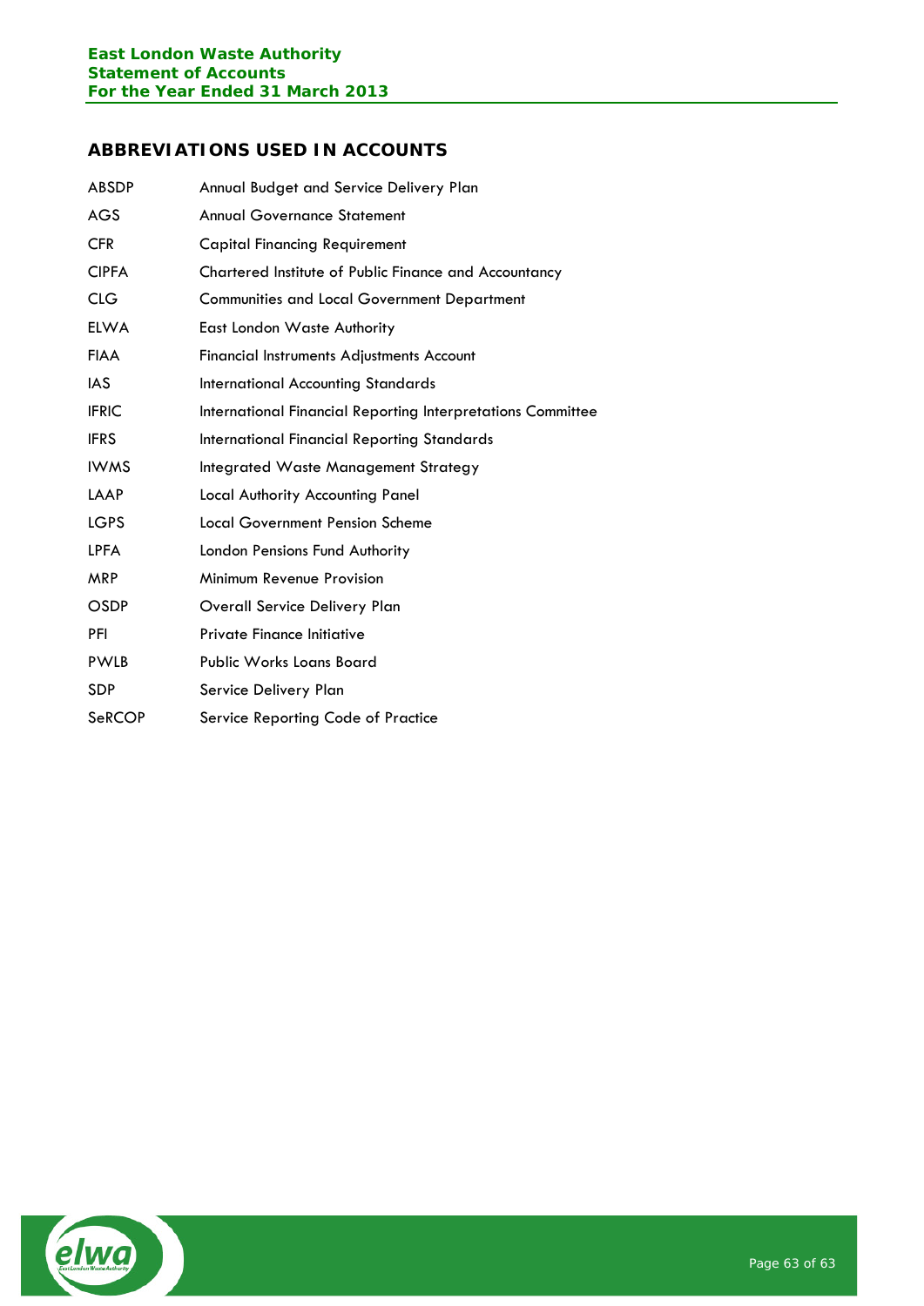## ABBREVIATIONS USED IN ACCOUNTS

| | |
|---|---|
| ABSDP | Annual Budget and Service Delivery Plan |
| AGS | Annual Governance Statement |
| CFR | Capital Financing Requirement |
| CIPFA | Chartered Institute of Public Finance and Accountancy |
| CLG | Communities and Local Government Department |
| ELWA | East London Waste Authority |
| FIAA | Financial Instruments Adjustments Account |
| IAS | International Accounting Standards |
| IFRIC | International Financial Reporting Interpretations Committee |
| IFRS | International Financial Reporting Standards |
| IWMS | Integrated Waste Management Strategy |
| LAAP | Local Authority Accounting Panel |
| LGPS | Local Government Pension Scheme |
| LPFA | London Pensions Fund Authority |
| MRP | Minimum Revenue Provision |
| OSDP | Overall Service Delivery Plan |
| PFI | Private Finance Initiative |
| PWLB | Public Works Loans Board |
| SDP | Service Delivery Plan |
| SeRCOP | Service Reporting Code of Practice |